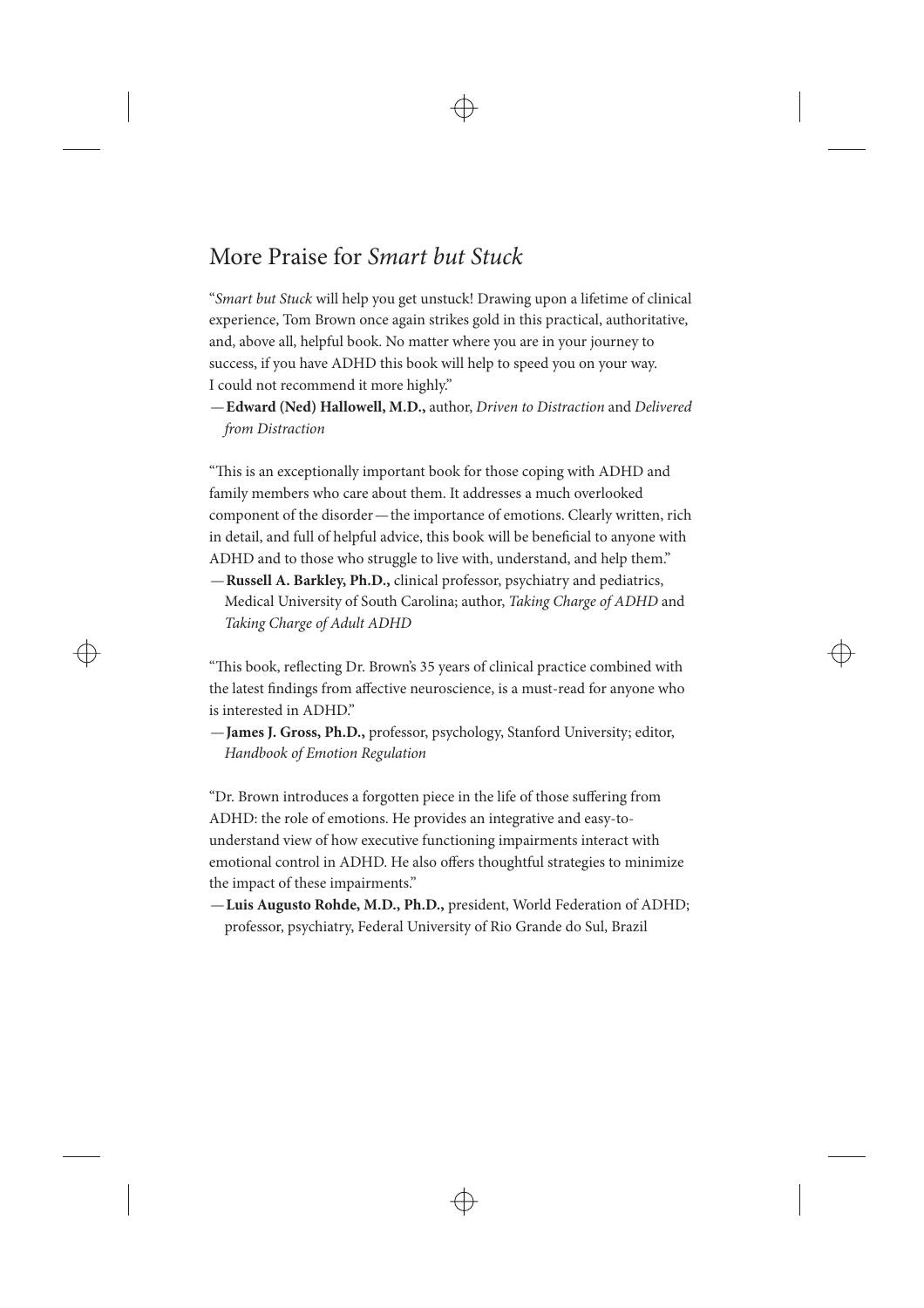## More Praise for *Smart but Stuck*

"*Smart but Stuck* will help you get unstuck! Drawing upon a lifetime of clinical experience, Tom Brown once again strikes gold in this practical, authoritative, and, above all, helpful book. No matter where you are in your journey to success, if you have ADHD this book will help to speed you on your way. I could not recommend it more highly."

—**Edward (Ned) Hallowell, M.D.,** author, *Driven to Distraction* and *Delivered from Distraction*

"This is an exceptionally important book for those coping with ADHD and family members who care about them. It addresses a much overlooked component of the disorder—the importance of emotions. Clearly written, rich in detail, and full of helpful advice, this book will be beneficial to anyone with ADHD and to those who struggle to live with, understand, and help them."

—**Russell A. Barkley, Ph.D.,** clinical professor, psychiatry and pediatrics, Medical University of South Carolina; author, *Taking Charge of ADHD* and *Taking Charge of Adult ADHD*

"This book, reflecting Dr. Brown's 35 years of clinical practice combined with the latest findings from affective neuroscience, is a must-read for anyone who is interested in ADHD."

—**James J. Gross, Ph.D.,** professor, psychology, Stanford University; editor, *Handbook of Emotion Regulation*

"Dr. Brown introduces a forgotten piece in the life of those suffering from ADHD: the role of emotions. He provides an integrative and easy-to-understand view of how executive functioning impairments interact with emotional control in ADHD. He also offers thoughtful strategies to minimize the impact of these impairments."

—**Luis Augusto Rohde, M.D., Ph.D.,** president, World Federation of ADHD; professor, psychiatry, Federal University of Rio Grande do Sul, Brazil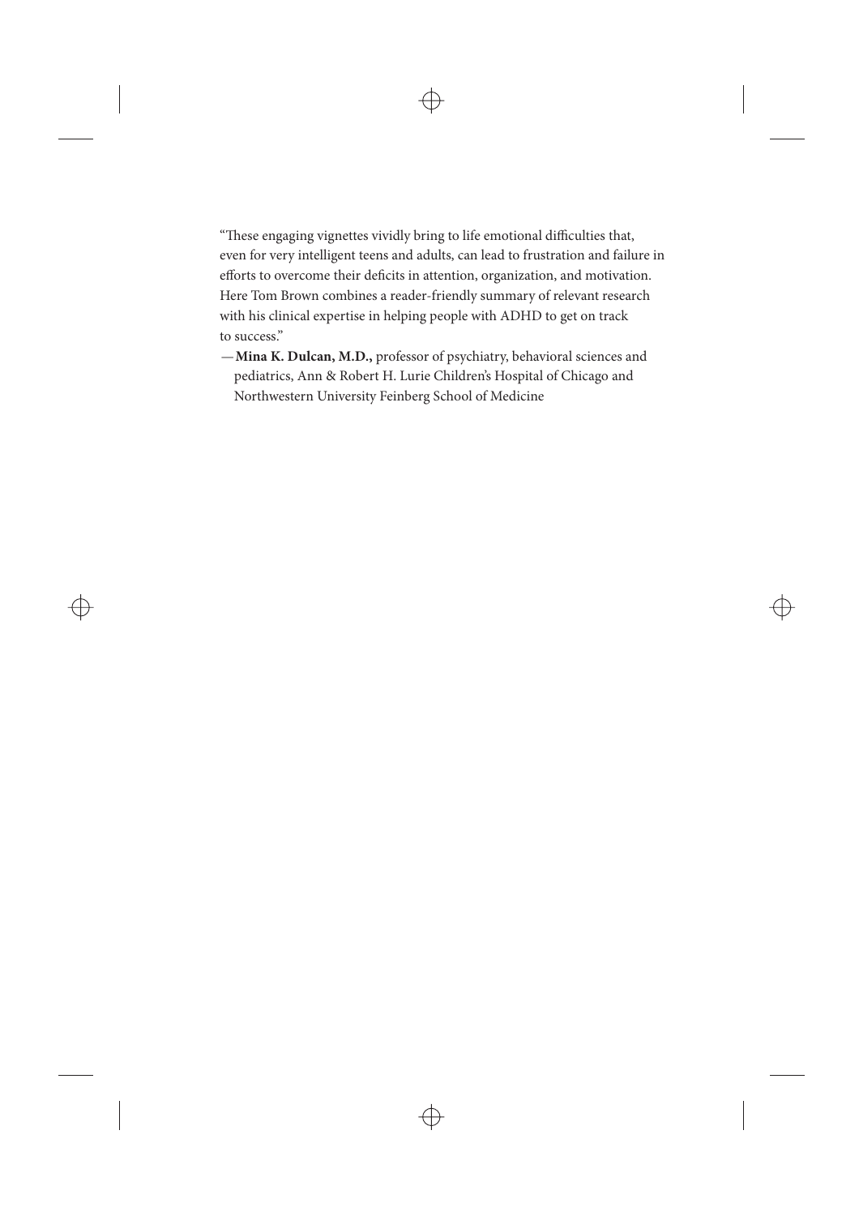"These engaging vignettes vividly bring to life emotional difficulties that, even for very intelligent teens and adults, can lead to frustration and failure in efforts to overcome their deficits in attention, organization, and motivation. Here Tom Brown combines a reader-friendly summary of relevant research with his clinical expertise in helping people with ADHD to get on track to success."

—**Mina K. Dulcan, M.D.,** professor of psychiatry, behavioral sciences and pediatrics, Ann & Robert H. Lurie Children's Hospital of Chicago and Northwestern University Feinberg School of Medicine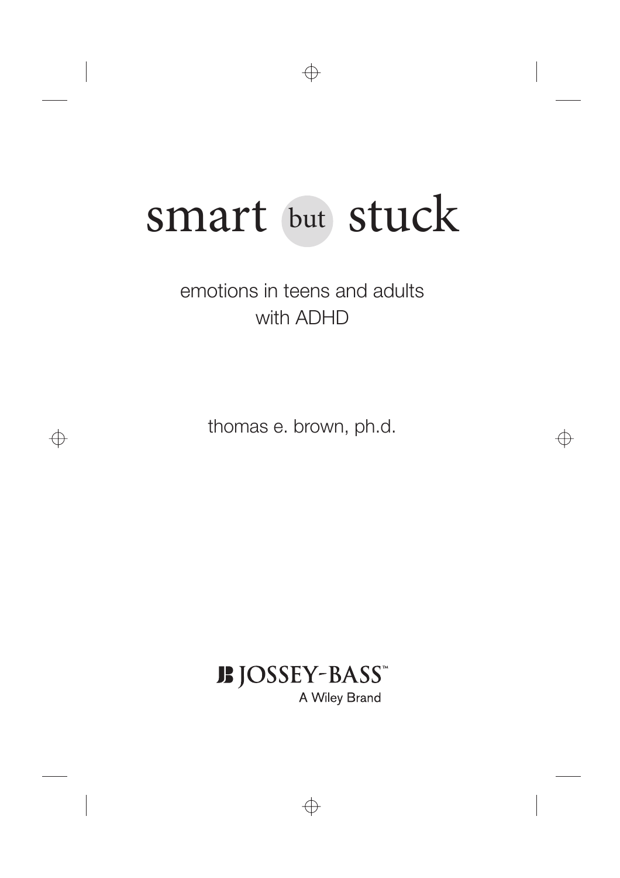# smart but stuck

emotions in teens and adults with ADHD

thomas e. brown, ph.d.

JB JOSSEY-BASS™
A Wiley Brand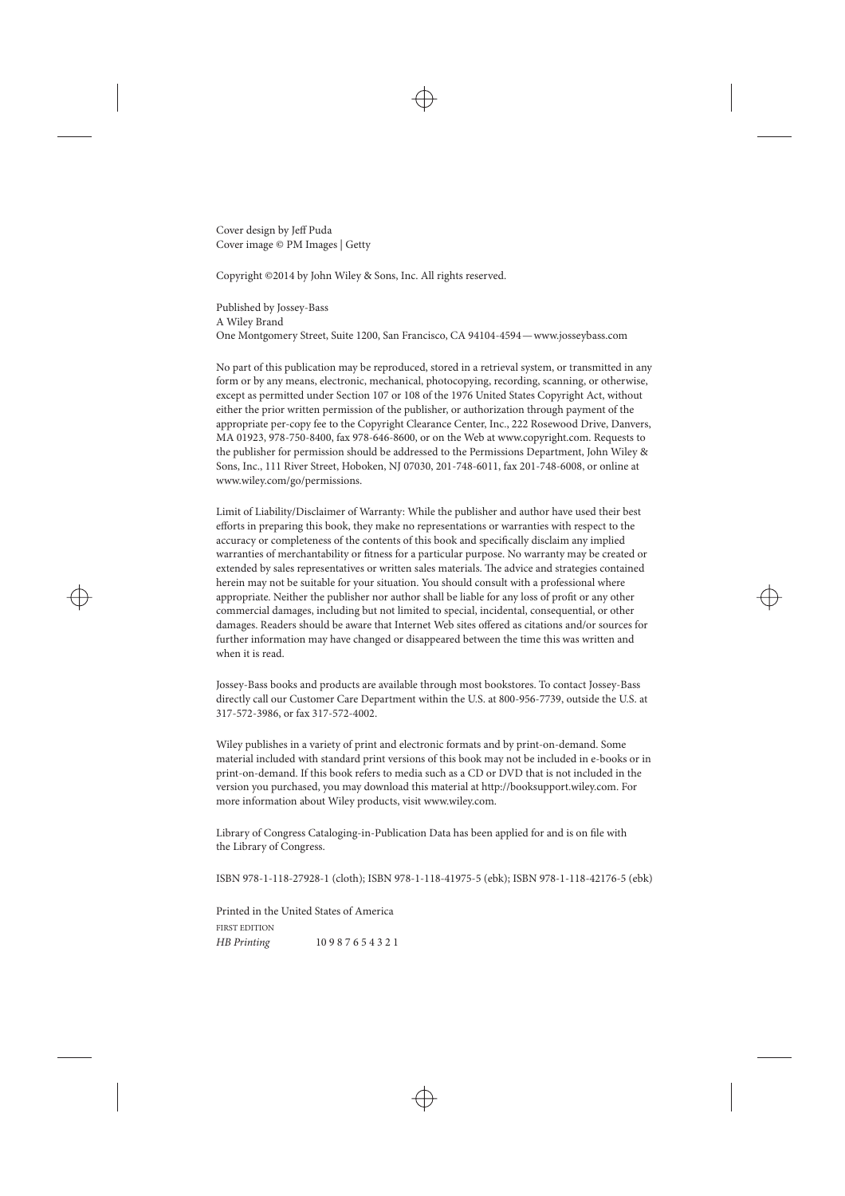Cover design by Jeff Puda
Cover image © PM Images | Getty

Copyright ©2014 by John Wiley & Sons, Inc. All rights reserved.

Published by Jossey-Bass
A Wiley Brand
One Montgomery Street, Suite 1200, San Francisco, CA 94104-4594—www.josseybass.com

No part of this publication may be reproduced, stored in a retrieval system, or transmitted in any form or by any means, electronic, mechanical, photocopying, recording, scanning, or otherwise, except as permitted under Section 107 or 108 of the 1976 United States Copyright Act, without either the prior written permission of the publisher, or authorization through payment of the appropriate per-copy fee to the Copyright Clearance Center, Inc., 222 Rosewood Drive, Danvers, MA 01923, 978-750-8400, fax 978-646-8600, or on the Web at www.copyright.com. Requests to the publisher for permission should be addressed to the Permissions Department, John Wiley & Sons, Inc., 111 River Street, Hoboken, NJ 07030, 201-748-6011, fax 201-748-6008, or online at www.wiley.com/go/permissions.

Limit of Liability/Disclaimer of Warranty: While the publisher and author have used their best efforts in preparing this book, they make no representations or warranties with respect to the accuracy or completeness of the contents of this book and specifically disclaim any implied warranties of merchantability or fitness for a particular purpose. No warranty may be created or extended by sales representatives or written sales materials. The advice and strategies contained herein may not be suitable for your situation. You should consult with a professional where appropriate. Neither the publisher nor author shall be liable for any loss of profit or any other commercial damages, including but not limited to special, incidental, consequential, or other damages. Readers should be aware that Internet Web sites offered as citations and/or sources for further information may have changed or disappeared between the time this was written and when it is read.

Jossey-Bass books and products are available through most bookstores. To contact Jossey-Bass directly call our Customer Care Department within the U.S. at 800-956-7739, outside the U.S. at 317-572-3986, or fax 317-572-4002.

Wiley publishes in a variety of print and electronic formats and by print-on-demand. Some material included with standard print versions of this book may not be included in e-books or in print-on-demand. If this book refers to media such as a CD or DVD that is not included in the version you purchased, you may download this material at http://booksupport.wiley.com. For more information about Wiley products, visit www.wiley.com.

Library of Congress Cataloging-in-Publication Data has been applied for and is on file with the Library of Congress.

ISBN 978-1-118-27928-1 (cloth); ISBN 978-1-118-41975-5 (ebk); ISBN 978-1-118-42176-5 (ebk)

Printed in the United States of America
FIRST EDITION
*HB Printing* 10 9 8 7 6 5 4 3 2 1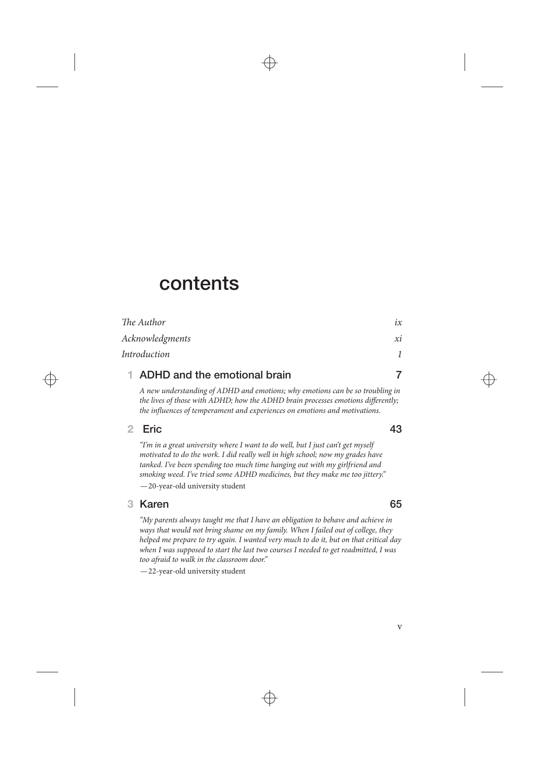# contents

| | |
|---|---|
| *The Author* | *ix* |
| *Acknowledgments* | *xi* |
| *Introduction* | *1* |

## 1 ADHD and the emotional brain — 7

*A new understanding of ADHD and emotions; why emotions can be so troubling in the lives of those with ADHD; how the ADHD brain processes emotions differently; the influences of temperament and experiences on emotions and motivations.*

## 2 Eric — 43

*"I'm in a great university where I want to do well, but I just can't get myself motivated to do the work. I did really well in high school; now my grades have tanked. I've been spending too much time hanging out with my girlfriend and smoking weed. I've tried some ADHD medicines, but they make me too jittery."*

—20-year-old university student

## 3 Karen — 65

*"My parents always taught me that I have an obligation to behave and achieve in ways that would not bring shame on my family. When I failed out of college, they helped me prepare to try again. I wanted very much to do it, but on that critical day when I was supposed to start the last two courses I needed to get readmitted, I was too afraid to walk in the classroom door."*

—22-year-old university student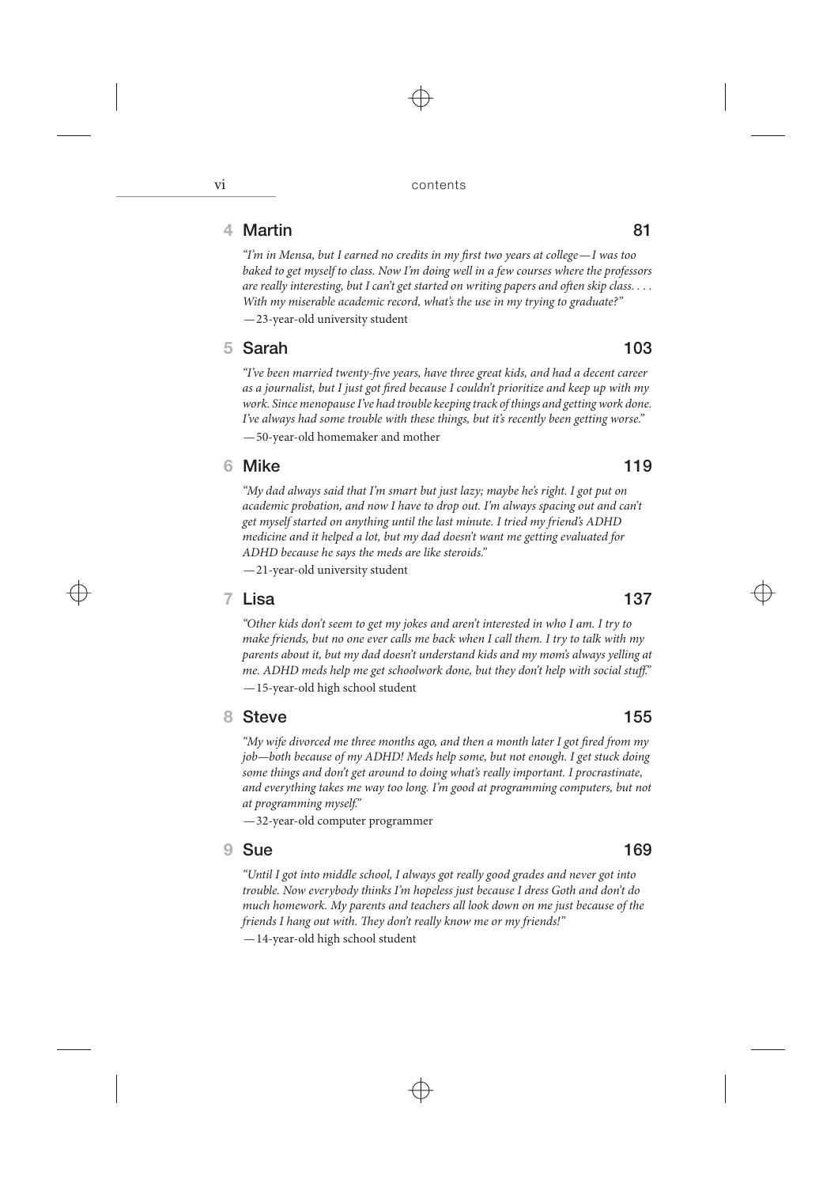## 4 Martin — 81

*"I'm in Mensa, but I earned no credits in my first two years at college—I was too baked to get myself to class. Now I'm doing well in a few courses where the professors are really interesting, but I can't get started on writing papers and often skip class. . . . With my miserable academic record, what's the use in my trying to graduate?"*

—23-year-old university student

## 5 Sarah — 103

*"I've been married twenty-five years, have three great kids, and had a decent career as a journalist, but I just got fired because I couldn't prioritize and keep up with my work. Since menopause I've had trouble keeping track of things and getting work done. I've always had some trouble with these things, but it's recently been getting worse."*

—50-year-old homemaker and mother

## 6 Mike — 119

*"My dad always said that I'm smart but just lazy; maybe he's right. I got put on academic probation, and now I have to drop out. I'm always spacing out and can't get myself started on anything until the last minute. I tried my friend's ADHD medicine and it helped a lot, but my dad doesn't want me getting evaluated for ADHD because he says the meds are like steroids."*

—21-year-old university student

## 7 Lisa — 137

*"Other kids don't seem to get my jokes and aren't interested in who I am. I try to make friends, but no one ever calls me back when I call them. I try to talk with my parents about it, but my dad doesn't understand kids and my mom's always yelling at me. ADHD meds help me get schoolwork done, but they don't help with social stuff."*

—15-year-old high school student

## 8 Steve — 155

*"My wife divorced me three months ago, and then a month later I got fired from my job—both because of my ADHD! Meds help some, but not enough. I get stuck doing some things and don't get around to doing what's really important. I procrastinate, and everything takes me way too long. I'm good at programming computers, but not at programming myself."*

—32-year-old computer programmer

## 9 Sue — 169

*"Until I got into middle school, I always got really good grades and never got into trouble. Now everybody thinks I'm hopeless just because I dress Goth and don't do much homework. My parents and teachers all look down on me just because of the friends I hang out with. They don't really know me or my friends!"*

—14-year-old high school student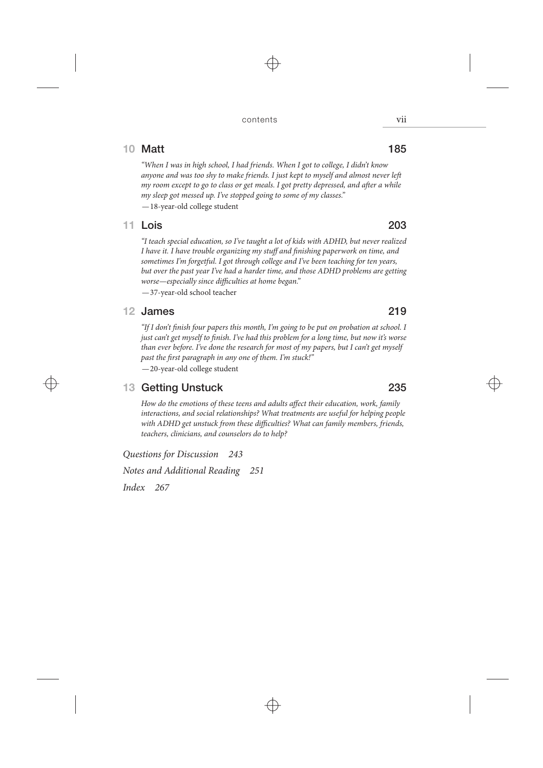## 10 Matt 185

*"When I was in high school, I had friends. When I got to college, I didn't know anyone and was too shy to make friends. I just kept to myself and almost never left my room except to go to class or get meals. I got pretty depressed, and after a while my sleep got messed up. I've stopped going to some of my classes."*

—18-year-old college student

## 11 Lois 203

*"I teach special education, so I've taught a lot of kids with ADHD, but never realized I have it. I have trouble organizing my stuff and finishing paperwork on time, and sometimes I'm forgetful. I got through college and I've been teaching for ten years, but over the past year I've had a harder time, and those ADHD problems are getting worse—especially since difficulties at home began."*

—37-year-old school teacher

## 12 James 219

*"If I don't finish four papers this month, I'm going to be put on probation at school. I just can't get myself to finish. I've had this problem for a long time, but now it's worse than ever before. I've done the research for most of my papers, but I can't get myself past the first paragraph in any one of them. I'm stuck!"*

—20-year-old college student

## 13 Getting Unstuck 235

*How do the emotions of these teens and adults affect their education, work, family interactions, and social relationships? What treatments are useful for helping people with ADHD get unstuck from these difficulties? What can family members, friends, teachers, clinicians, and counselors do to help?*

*Questions for Discussion* 243

*Notes and Additional Reading* 251

*Index* 267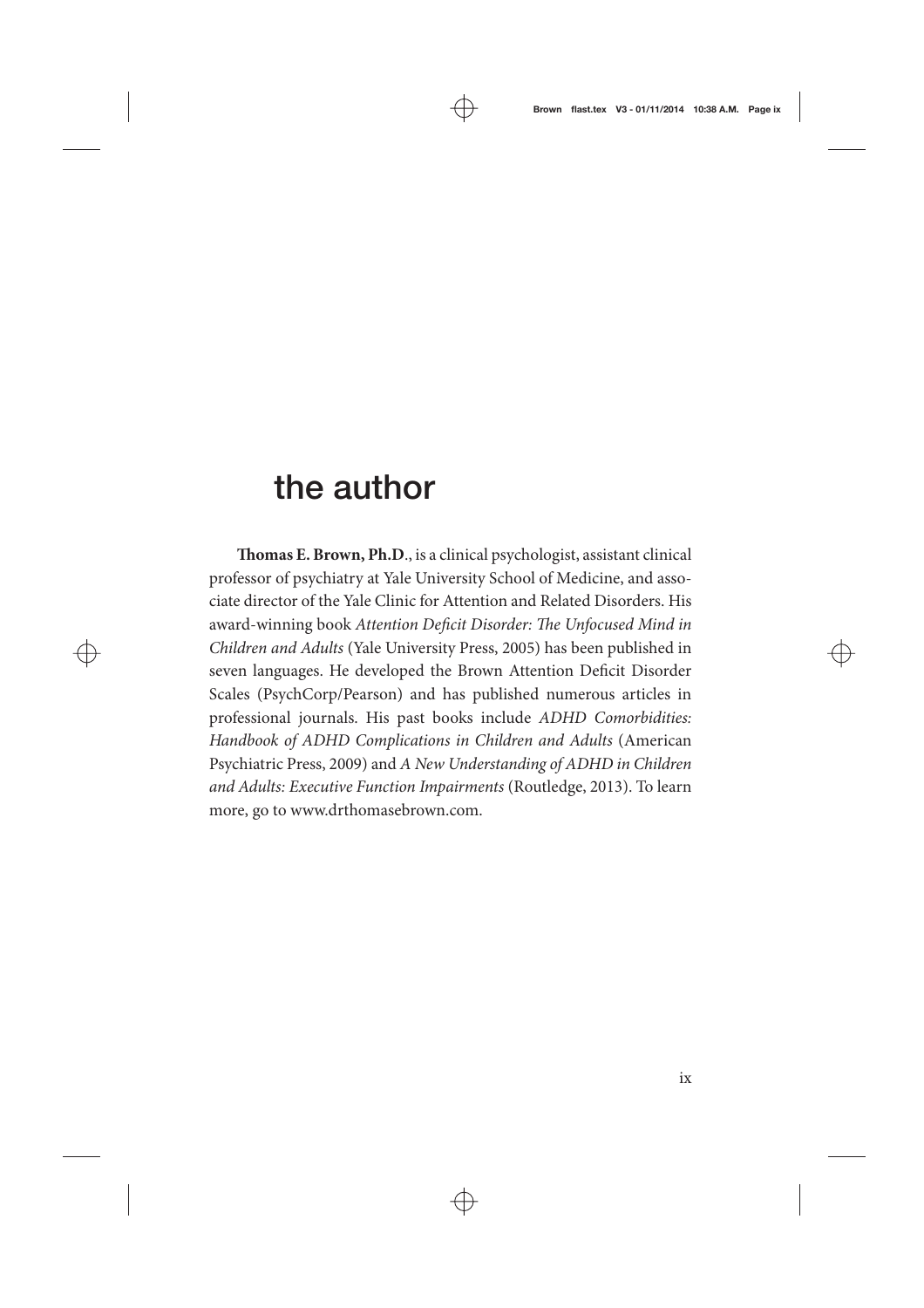# the author

**Thomas E. Brown, Ph.D**., is a clinical psychologist, assistant clinical professor of psychiatry at Yale University School of Medicine, and associate director of the Yale Clinic for Attention and Related Disorders. His award-winning book *Attention Deficit Disorder: The Unfocused Mind in Children and Adults* (Yale University Press, 2005) has been published in seven languages. He developed the Brown Attention Deficit Disorder Scales (PsychCorp/Pearson) and has published numerous articles in professional journals. His past books include *ADHD Comorbidities: Handbook of ADHD Complications in Children and Adults* (American Psychiatric Press, 2009) and *A New Understanding of ADHD in Children and Adults: Executive Function Impairments* (Routledge, 2013). To learn more, go to www.drthomasebrown.com.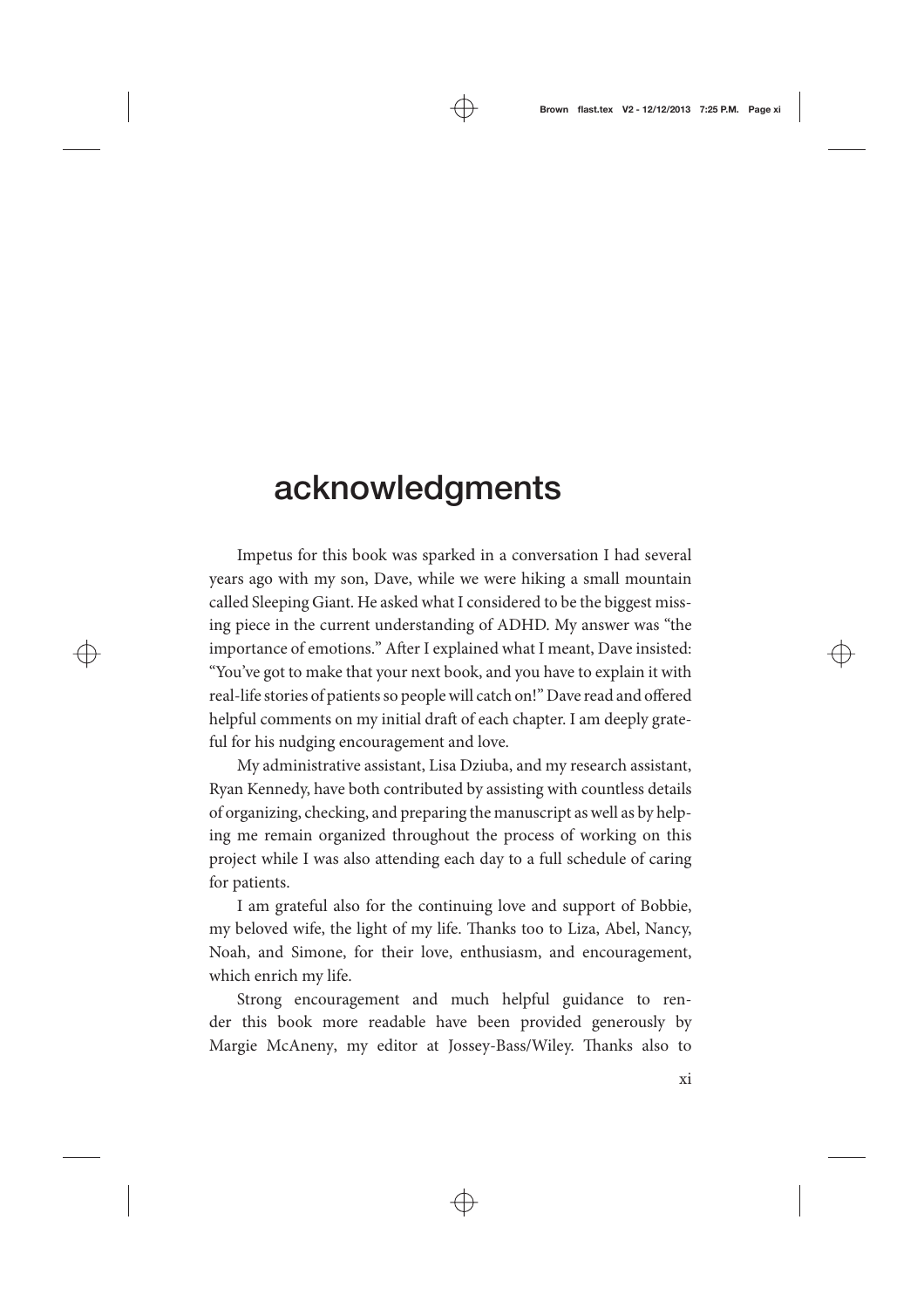# acknowledgments

Impetus for this book was sparked in a conversation I had several years ago with my son, Dave, while we were hiking a small mountain called Sleeping Giant. He asked what I considered to be the biggest missing piece in the current understanding of ADHD. My answer was "the importance of emotions." After I explained what I meant, Dave insisted: "You've got to make that your next book, and you have to explain it with real-life stories of patients so people will catch on!" Dave read and offered helpful comments on my initial draft of each chapter. I am deeply grateful for his nudging encouragement and love.

My administrative assistant, Lisa Dziuba, and my research assistant, Ryan Kennedy, have both contributed by assisting with countless details of organizing, checking, and preparing the manuscript as well as by helping me remain organized throughout the process of working on this project while I was also attending each day to a full schedule of caring for patients.

I am grateful also for the continuing love and support of Bobbie, my beloved wife, the light of my life. Thanks too to Liza, Abel, Nancy, Noah, and Simone, for their love, enthusiasm, and encouragement, which enrich my life.

Strong encouragement and much helpful guidance to render this book more readable have been provided generously by Margie McAneny, my editor at Jossey-Bass/Wiley. Thanks also to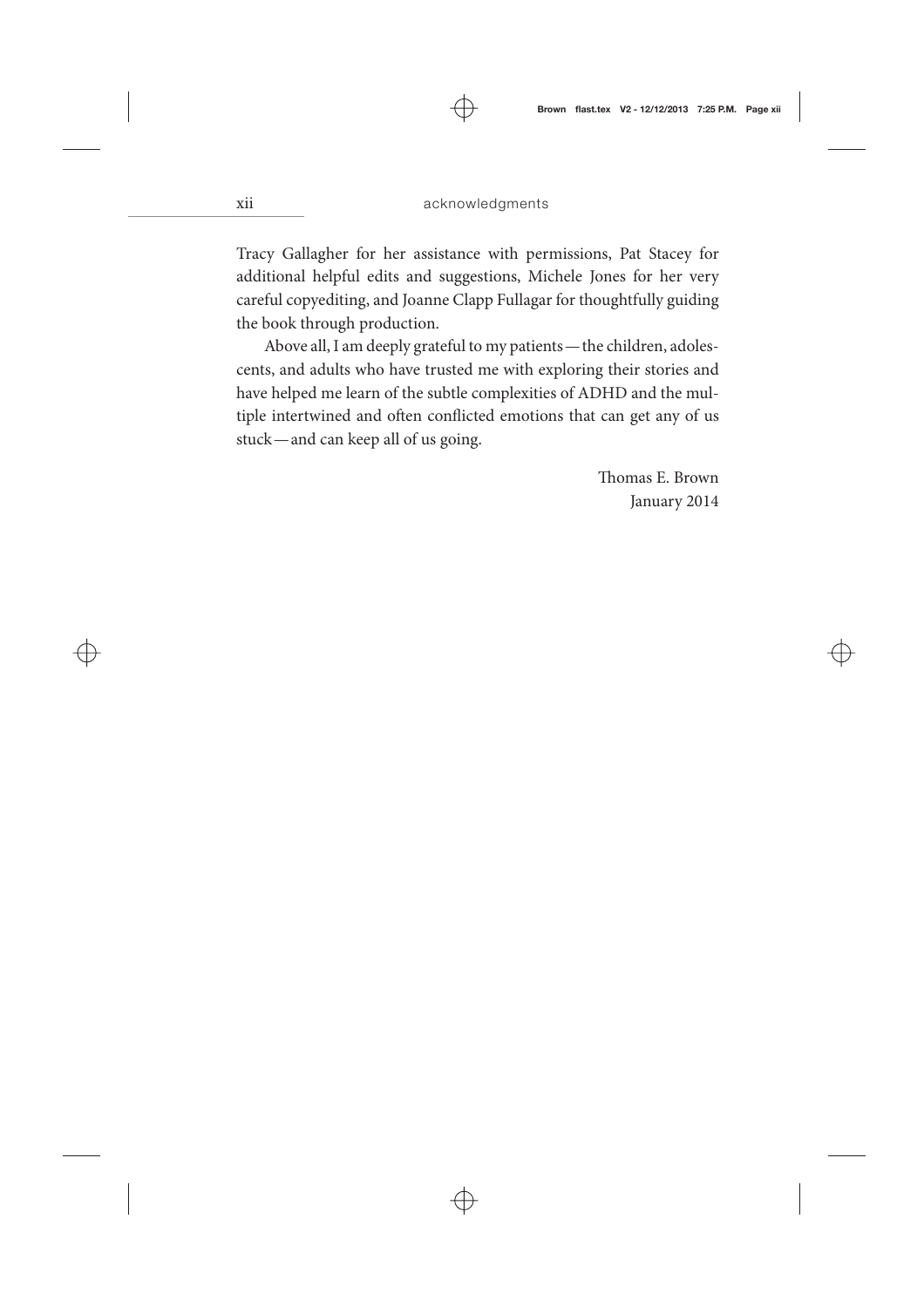Tracy Gallagher for her assistance with permissions, Pat Stacey for additional helpful edits and suggestions, Michele Jones for her very careful copyediting, and Joanne Clapp Fullagar for thoughtfully guiding the book through production.

Above all, I am deeply grateful to my patients—the children, adolescents, and adults who have trusted me with exploring their stories and have helped me learn of the subtle complexities of ADHD and the multiple intertwined and often conflicted emotions that can get any of us stuck—and can keep all of us going.

Thomas E. Brown
January 2014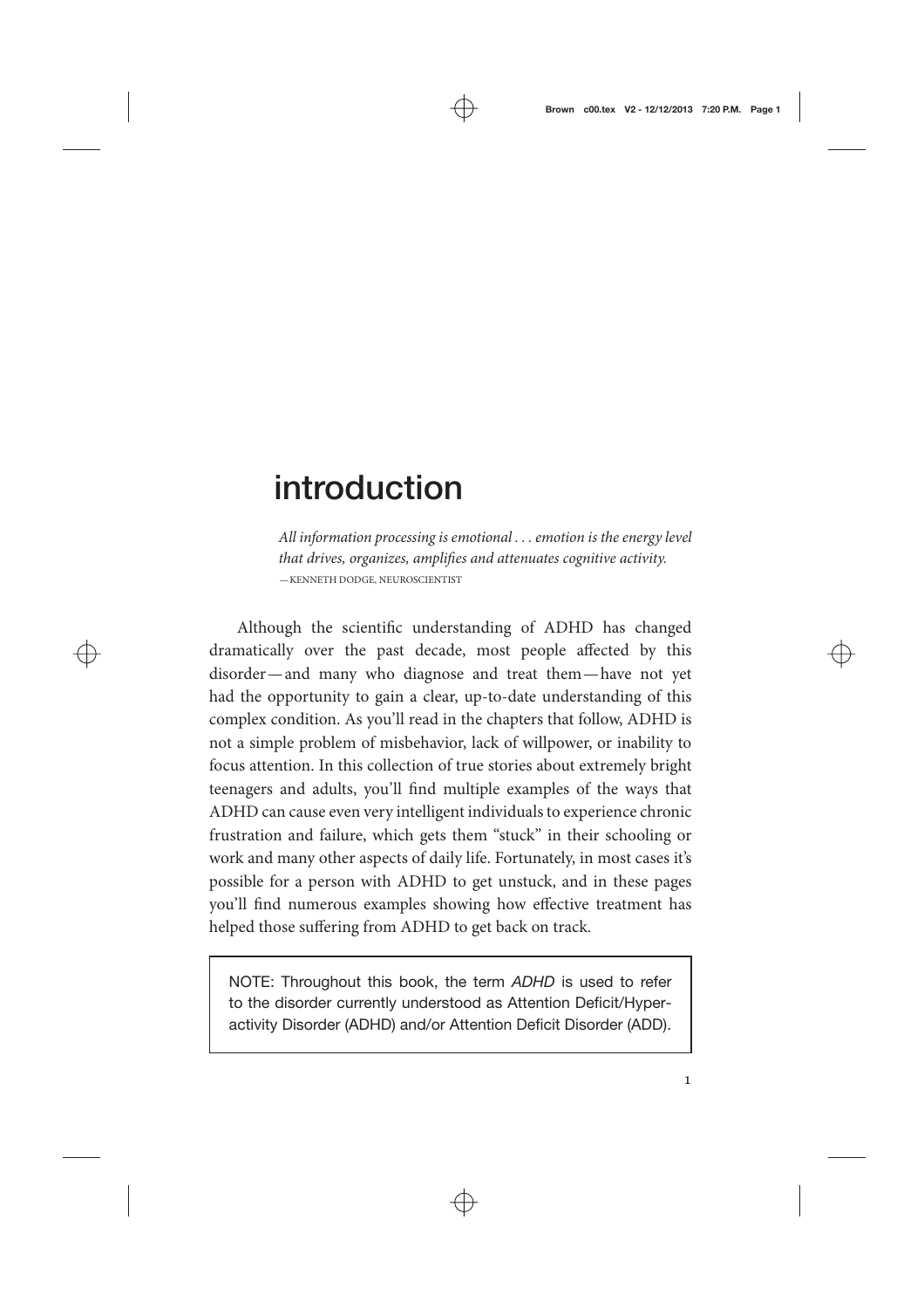# introduction

*All information processing is emotional . . . emotion is the energy level that drives, organizes, amplifies and attenuates cognitive activity.*
—KENNETH DODGE, NEUROSCIENTIST

Although the scientific understanding of ADHD has changed dramatically over the past decade, most people affected by this disorder—and many who diagnose and treat them—have not yet had the opportunity to gain a clear, up-to-date understanding of this complex condition. As you'll read in the chapters that follow, ADHD is not a simple problem of misbehavior, lack of willpower, or inability to focus attention. In this collection of true stories about extremely bright teenagers and adults, you'll find multiple examples of the ways that ADHD can cause even very intelligent individuals to experience chronic frustration and failure, which gets them "stuck" in their schooling or work and many other aspects of daily life. Fortunately, in most cases it's possible for a person with ADHD to get unstuck, and in these pages you'll find numerous examples showing how effective treatment has helped those suffering from ADHD to get back on track.

> NOTE: Throughout this book, the term *ADHD* is used to refer to the disorder currently understood as Attention Deficit/Hyperactivity Disorder (ADHD) and/or Attention Deficit Disorder (ADD).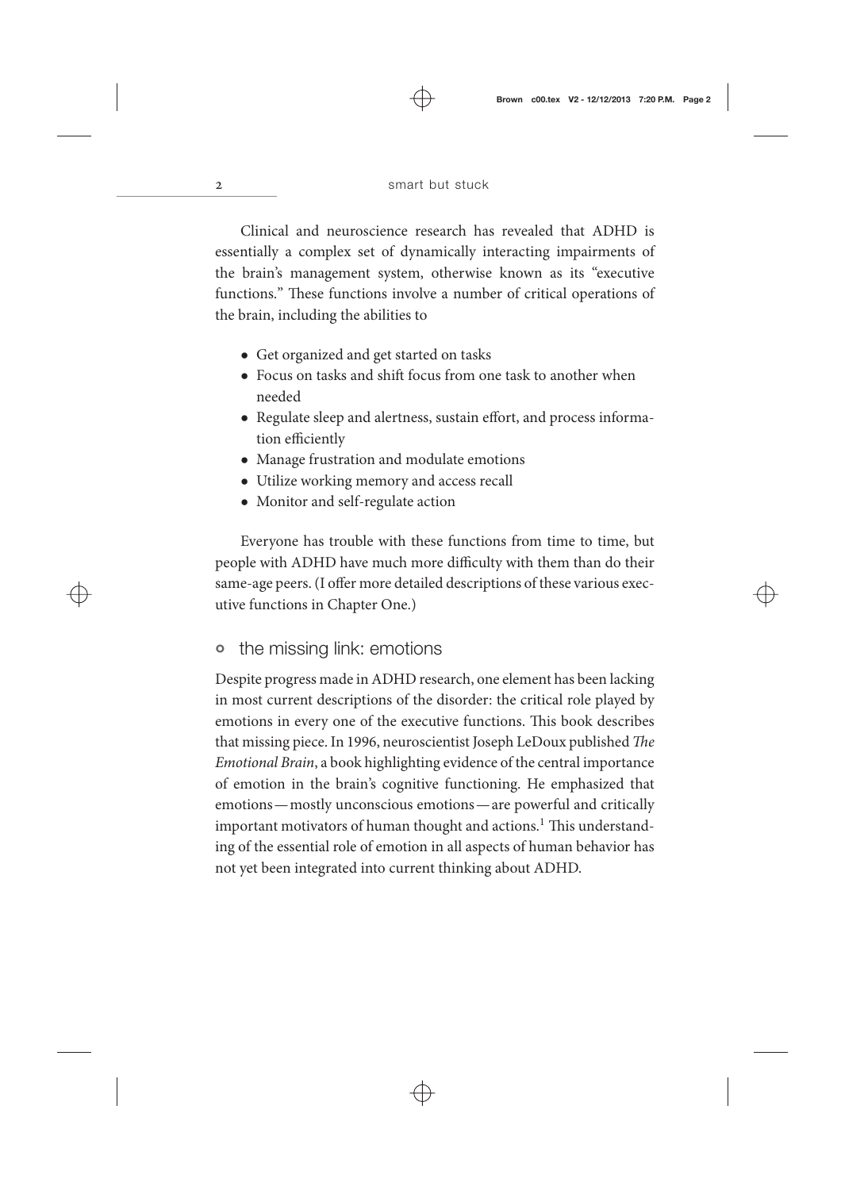Clinical and neuroscience research has revealed that ADHD is essentially a complex set of dynamically interacting impairments of the brain's management system, otherwise known as its "executive functions." These functions involve a number of critical operations of the brain, including the abilities to

- Get organized and get started on tasks
- Focus on tasks and shift focus from one task to another when needed
- Regulate sleep and alertness, sustain effort, and process information efficiently
- Manage frustration and modulate emotions
- Utilize working memory and access recall
- Monitor and self-regulate action

Everyone has trouble with these functions from time to time, but people with ADHD have much more difficulty with them than do their same-age peers. (I offer more detailed descriptions of these various executive functions in Chapter One.)

## the missing link: emotions

Despite progress made in ADHD research, one element has been lacking in most current descriptions of the disorder: the critical role played by emotions in every one of the executive functions. This book describes that missing piece. In 1996, neuroscientist Joseph LeDoux published *The Emotional Brain*, a book highlighting evidence of the central importance of emotion in the brain's cognitive functioning. He emphasized that emotions — mostly unconscious emotions — are powerful and critically important motivators of human thought and actions.[1] This understanding of the essential role of emotion in all aspects of human behavior has not yet been integrated into current thinking about ADHD.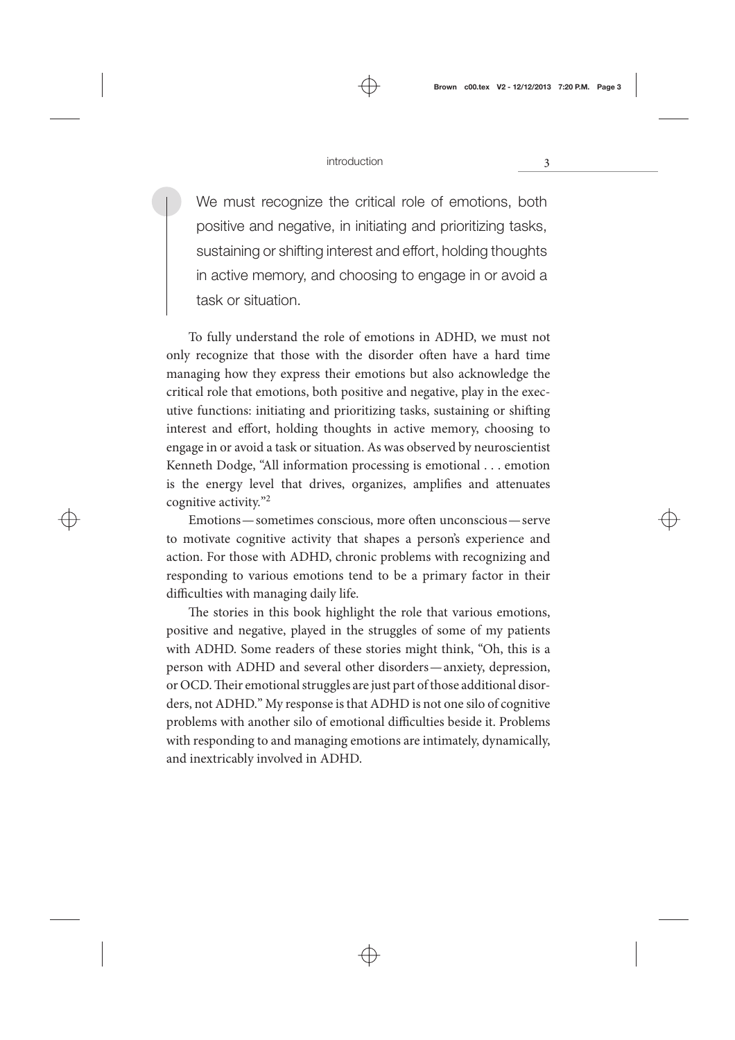> We must recognize the critical role of emotions, both positive and negative, in initiating and prioritizing tasks, sustaining or shifting interest and effort, holding thoughts in active memory, and choosing to engage in or avoid a task or situation.

To fully understand the role of emotions in ADHD, we must not only recognize that those with the disorder often have a hard time managing how they express their emotions but also acknowledge the critical role that emotions, both positive and negative, play in the executive functions: initiating and prioritizing tasks, sustaining or shifting interest and effort, holding thoughts in active memory, choosing to engage in or avoid a task or situation. As was observed by neuroscientist Kenneth Dodge, "All information processing is emotional . . . emotion is the energy level that drives, organizes, amplifies and attenuates cognitive activity."[2]

Emotions—sometimes conscious, more often unconscious—serve to motivate cognitive activity that shapes a person's experience and action. For those with ADHD, chronic problems with recognizing and responding to various emotions tend to be a primary factor in their difficulties with managing daily life.

The stories in this book highlight the role that various emotions, positive and negative, played in the struggles of some of my patients with ADHD. Some readers of these stories might think, "Oh, this is a person with ADHD and several other disorders—anxiety, depression, or OCD. Their emotional struggles are just part of those additional disorders, not ADHD." My response is that ADHD is not one silo of cognitive problems with another silo of emotional difficulties beside it. Problems with responding to and managing emotions are intimately, dynamically, and inextricably involved in ADHD.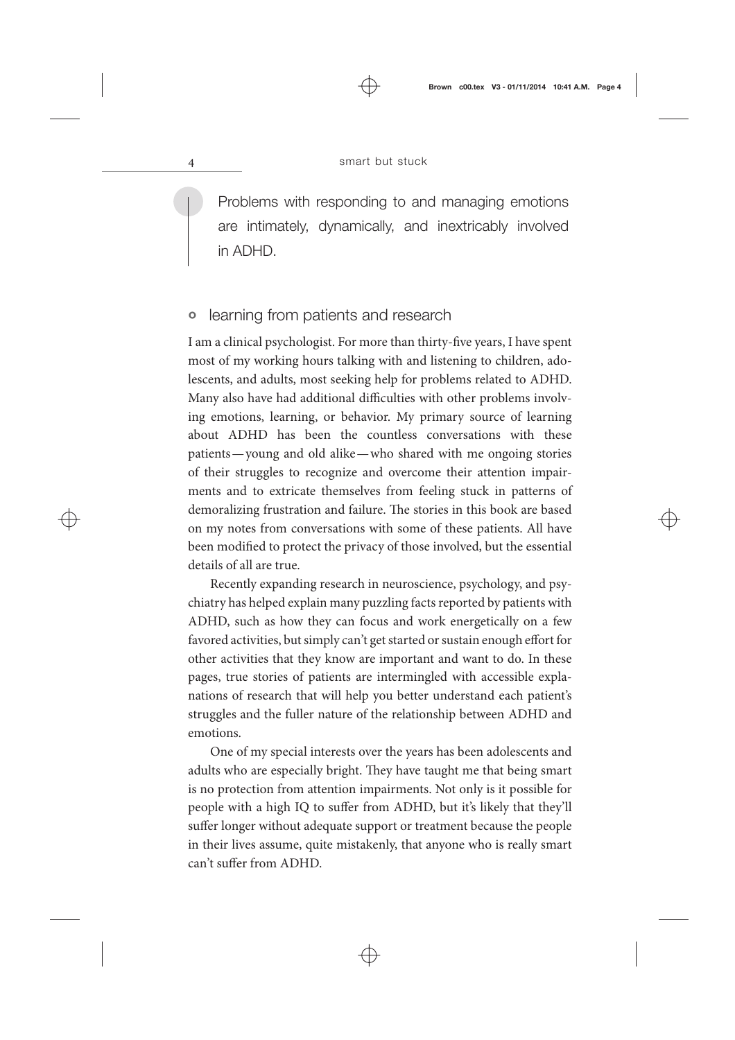> Problems with responding to and managing emotions are intimately, dynamically, and inextricably involved in ADHD.

## learning from patients and research

I am a clinical psychologist. For more than thirty-five years, I have spent most of my working hours talking with and listening to children, adolescents, and adults, most seeking help for problems related to ADHD. Many also have had additional difficulties with other problems involving emotions, learning, or behavior. My primary source of learning about ADHD has been the countless conversations with these patients—young and old alike—who shared with me ongoing stories of their struggles to recognize and overcome their attention impairments and to extricate themselves from feeling stuck in patterns of demoralizing frustration and failure. The stories in this book are based on my notes from conversations with some of these patients. All have been modified to protect the privacy of those involved, but the essential details of all are true.

Recently expanding research in neuroscience, psychology, and psychiatry has helped explain many puzzling facts reported by patients with ADHD, such as how they can focus and work energetically on a few favored activities, but simply can't get started or sustain enough effort for other activities that they know are important and want to do. In these pages, true stories of patients are intermingled with accessible explanations of research that will help you better understand each patient's struggles and the fuller nature of the relationship between ADHD and emotions.

One of my special interests over the years has been adolescents and adults who are especially bright. They have taught me that being smart is no protection from attention impairments. Not only is it possible for people with a high IQ to suffer from ADHD, but it's likely that they'll suffer longer without adequate support or treatment because the people in their lives assume, quite mistakenly, that anyone who is really smart can't suffer from ADHD.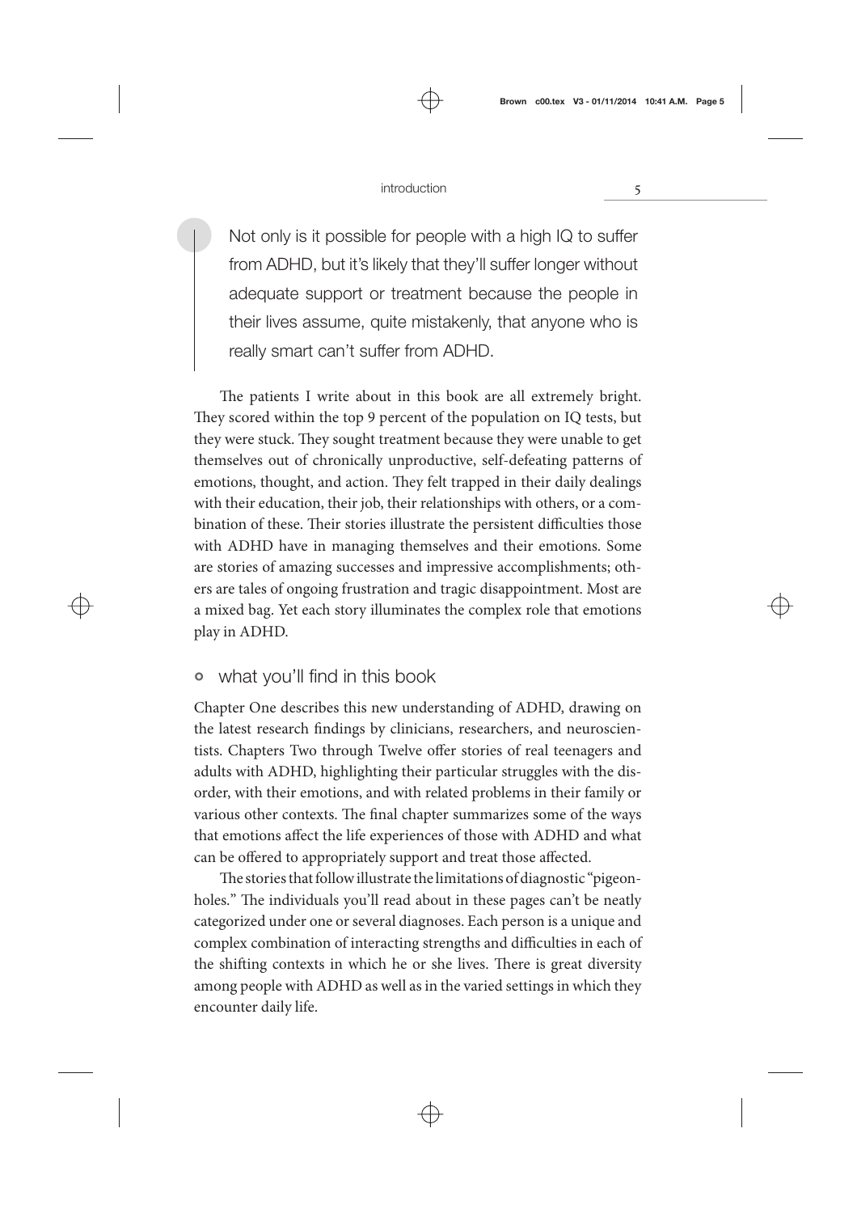> Not only is it possible for people with a high IQ to suffer from ADHD, but it's likely that they'll suffer longer without adequate support or treatment because the people in their lives assume, quite mistakenly, that anyone who is really smart can't suffer from ADHD.

The patients I write about in this book are all extremely bright. They scored within the top 9 percent of the population on IQ tests, but they were stuck. They sought treatment because they were unable to get themselves out of chronically unproductive, self-defeating patterns of emotions, thought, and action. They felt trapped in their daily dealings with their education, their job, their relationships with others, or a combination of these. Their stories illustrate the persistent difficulties those with ADHD have in managing themselves and their emotions. Some are stories of amazing successes and impressive accomplishments; others are tales of ongoing frustration and tragic disappointment. Most are a mixed bag. Yet each story illuminates the complex role that emotions play in ADHD.

## what you'll find in this book

Chapter One describes this new understanding of ADHD, drawing on the latest research findings by clinicians, researchers, and neuroscientists. Chapters Two through Twelve offer stories of real teenagers and adults with ADHD, highlighting their particular struggles with the disorder, with their emotions, and with related problems in their family or various other contexts. The final chapter summarizes some of the ways that emotions affect the life experiences of those with ADHD and what can be offered to appropriately support and treat those affected.

The stories that follow illustrate the limitations of diagnostic "pigeonholes." The individuals you'll read about in these pages can't be neatly categorized under one or several diagnoses. Each person is a unique and complex combination of interacting strengths and difficulties in each of the shifting contexts in which he or she lives. There is great diversity among people with ADHD as well as in the varied settings in which they encounter daily life.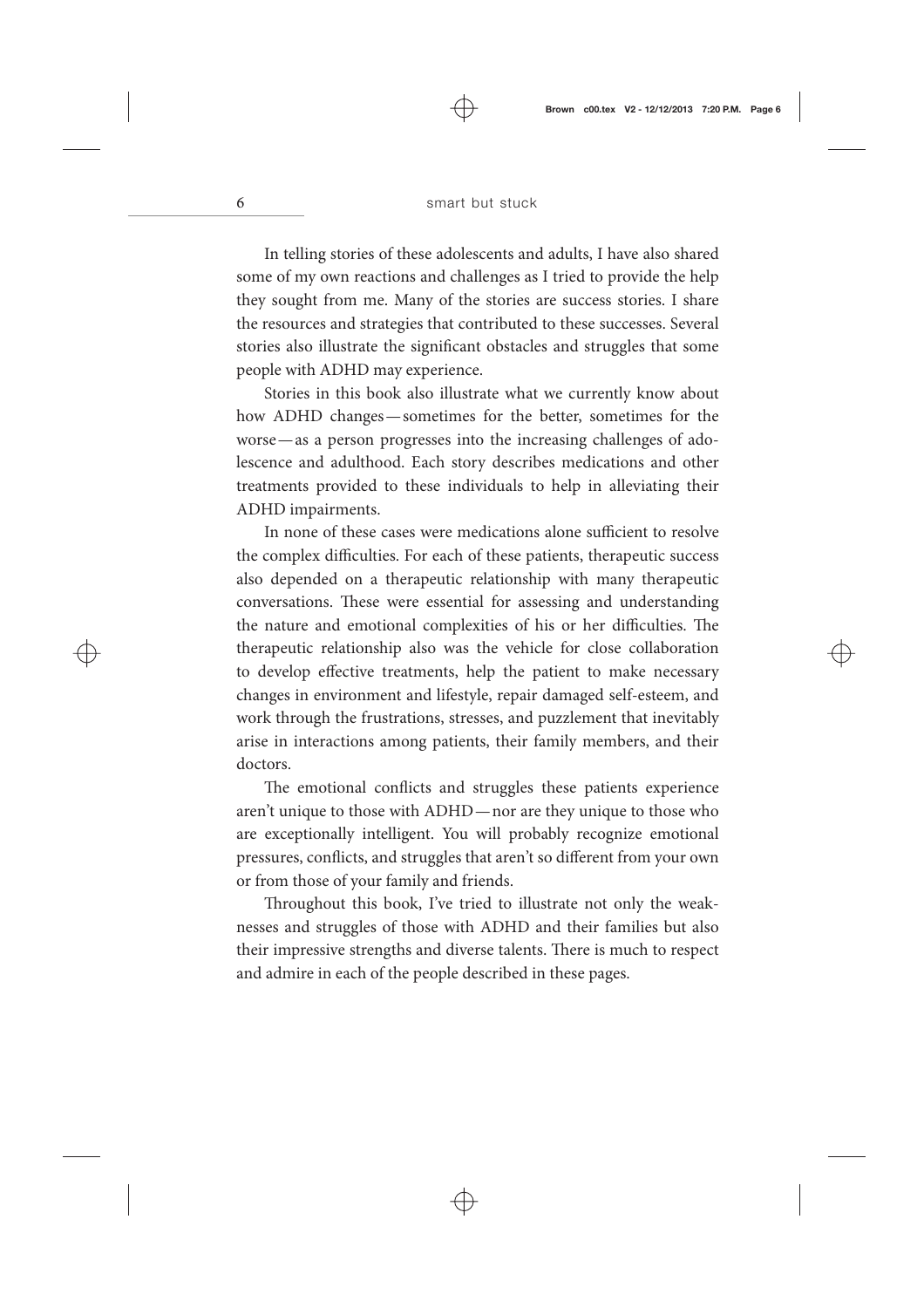In telling stories of these adolescents and adults, I have also shared some of my own reactions and challenges as I tried to provide the help they sought from me. Many of the stories are success stories. I share the resources and strategies that contributed to these successes. Several stories also illustrate the significant obstacles and struggles that some people with ADHD may experience.

Stories in this book also illustrate what we currently know about how ADHD changes—sometimes for the better, sometimes for the worse—as a person progresses into the increasing challenges of adolescence and adulthood. Each story describes medications and other treatments provided to these individuals to help in alleviating their ADHD impairments.

In none of these cases were medications alone sufficient to resolve the complex difficulties. For each of these patients, therapeutic success also depended on a therapeutic relationship with many therapeutic conversations. These were essential for assessing and understanding the nature and emotional complexities of his or her difficulties. The therapeutic relationship also was the vehicle for close collaboration to develop effective treatments, help the patient to make necessary changes in environment and lifestyle, repair damaged self-esteem, and work through the frustrations, stresses, and puzzlement that inevitably arise in interactions among patients, their family members, and their doctors.

The emotional conflicts and struggles these patients experience aren't unique to those with ADHD—nor are they unique to those who are exceptionally intelligent. You will probably recognize emotional pressures, conflicts, and struggles that aren't so different from your own or from those of your family and friends.

Throughout this book, I've tried to illustrate not only the weaknesses and struggles of those with ADHD and their families but also their impressive strengths and diverse talents. There is much to respect and admire in each of the people described in these pages.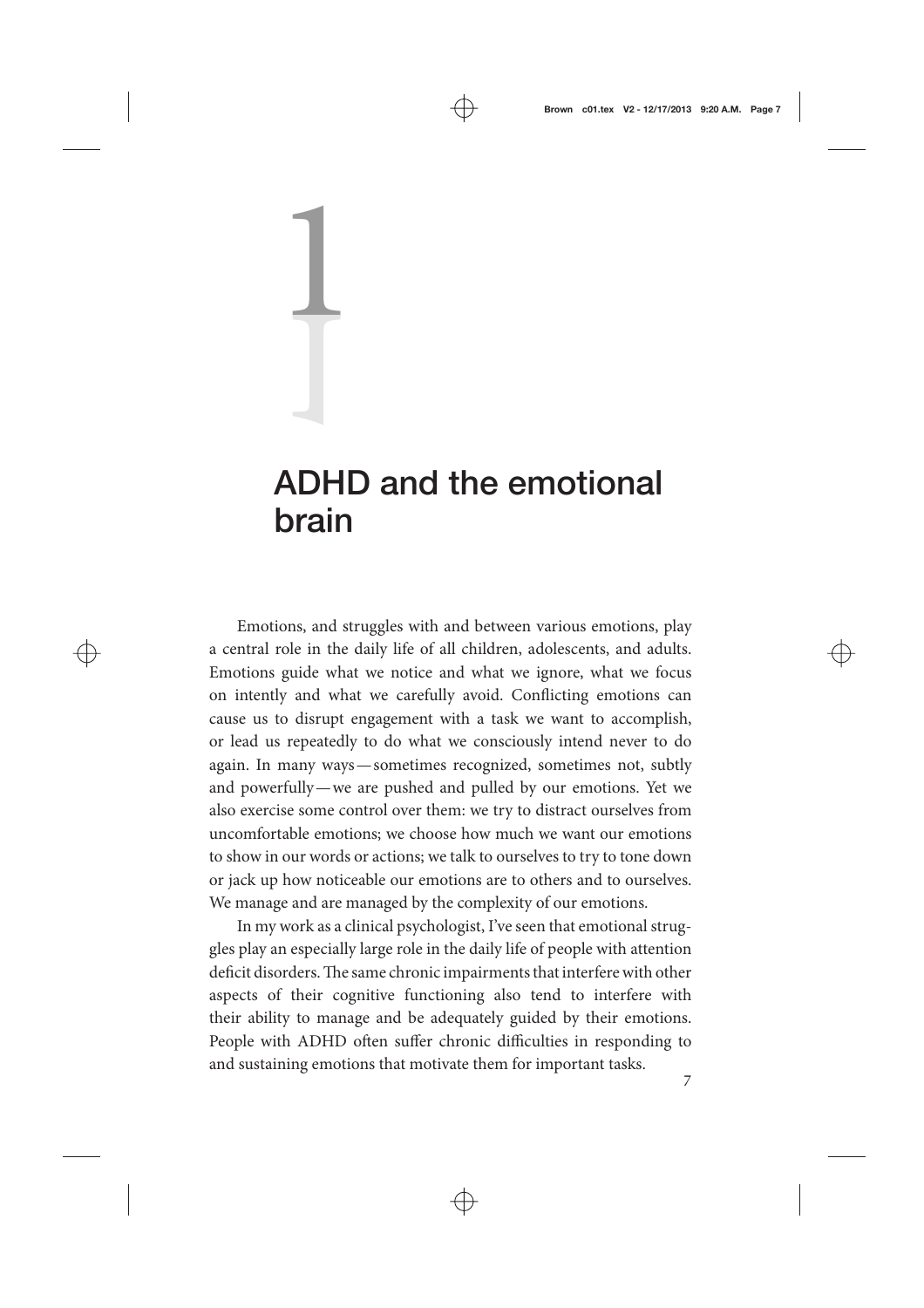# 1

# ADHD and the emotional brain

Emotions, and struggles with and between various emotions, play a central role in the daily life of all children, adolescents, and adults. Emotions guide what we notice and what we ignore, what we focus on intently and what we carefully avoid. Conflicting emotions can cause us to disrupt engagement with a task we want to accomplish, or lead us repeatedly to do what we consciously intend never to do again. In many ways—sometimes recognized, sometimes not, subtly and powerfully—we are pushed and pulled by our emotions. Yet we also exercise some control over them: we try to distract ourselves from uncomfortable emotions; we choose how much we want our emotions to show in our words or actions; we talk to ourselves to try to tone down or jack up how noticeable our emotions are to others and to ourselves. We manage and are managed by the complexity of our emotions.

In my work as a clinical psychologist, I've seen that emotional struggles play an especially large role in the daily life of people with attention deficit disorders. The same chronic impairments that interfere with other aspects of their cognitive functioning also tend to interfere with their ability to manage and be adequately guided by their emotions. People with ADHD often suffer chronic difficulties in responding to and sustaining emotions that motivate them for important tasks.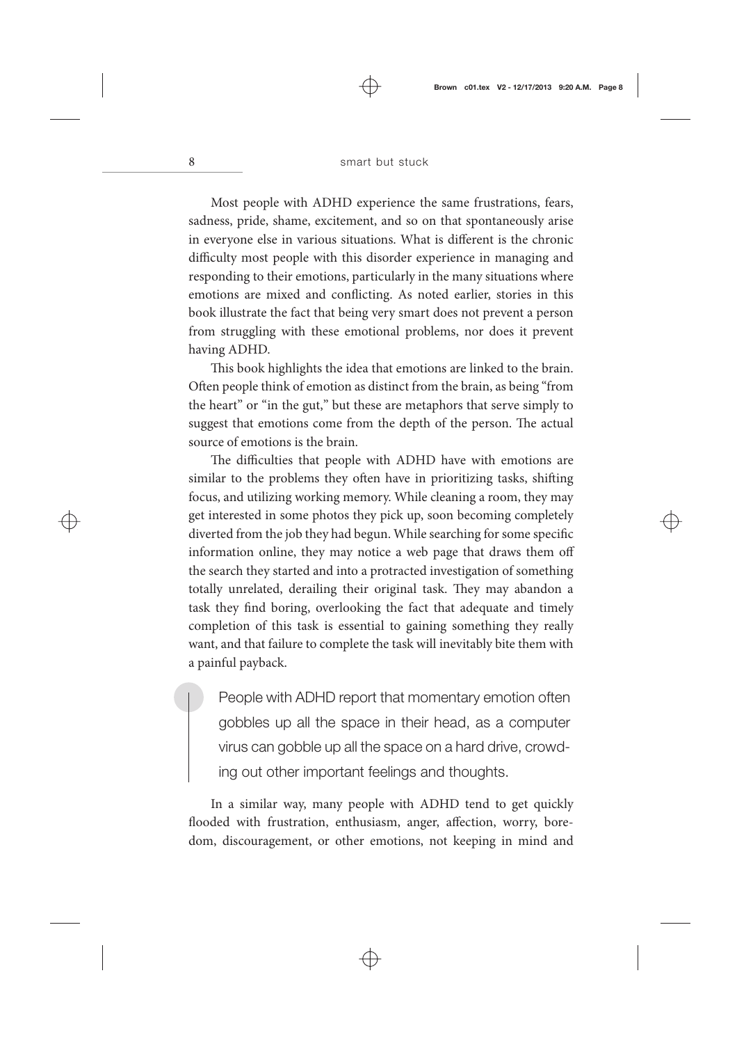Most people with ADHD experience the same frustrations, fears, sadness, pride, shame, excitement, and so on that spontaneously arise in everyone else in various situations. What is different is the chronic difficulty most people with this disorder experience in managing and responding to their emotions, particularly in the many situations where emotions are mixed and conflicting. As noted earlier, stories in this book illustrate the fact that being very smart does not prevent a person from struggling with these emotional problems, nor does it prevent having ADHD.

This book highlights the idea that emotions are linked to the brain. Often people think of emotion as distinct from the brain, as being "from the heart" or "in the gut," but these are metaphors that serve simply to suggest that emotions come from the depth of the person. The actual source of emotions is the brain.

The difficulties that people with ADHD have with emotions are similar to the problems they often have in prioritizing tasks, shifting focus, and utilizing working memory. While cleaning a room, they may get interested in some photos they pick up, soon becoming completely diverted from the job they had begun. While searching for some specific information online, they may notice a web page that draws them off the search they started and into a protracted investigation of something totally unrelated, derailing their original task. They may abandon a task they find boring, overlooking the fact that adequate and timely completion of this task is essential to gaining something they really want, and that failure to complete the task will inevitably bite them with a painful payback.

> People with ADHD report that momentary emotion often gobbles up all the space in their head, as a computer virus can gobble up all the space on a hard drive, crowding out other important feelings and thoughts.

In a similar way, many people with ADHD tend to get quickly flooded with frustration, enthusiasm, anger, affection, worry, boredom, discouragement, or other emotions, not keeping in mind and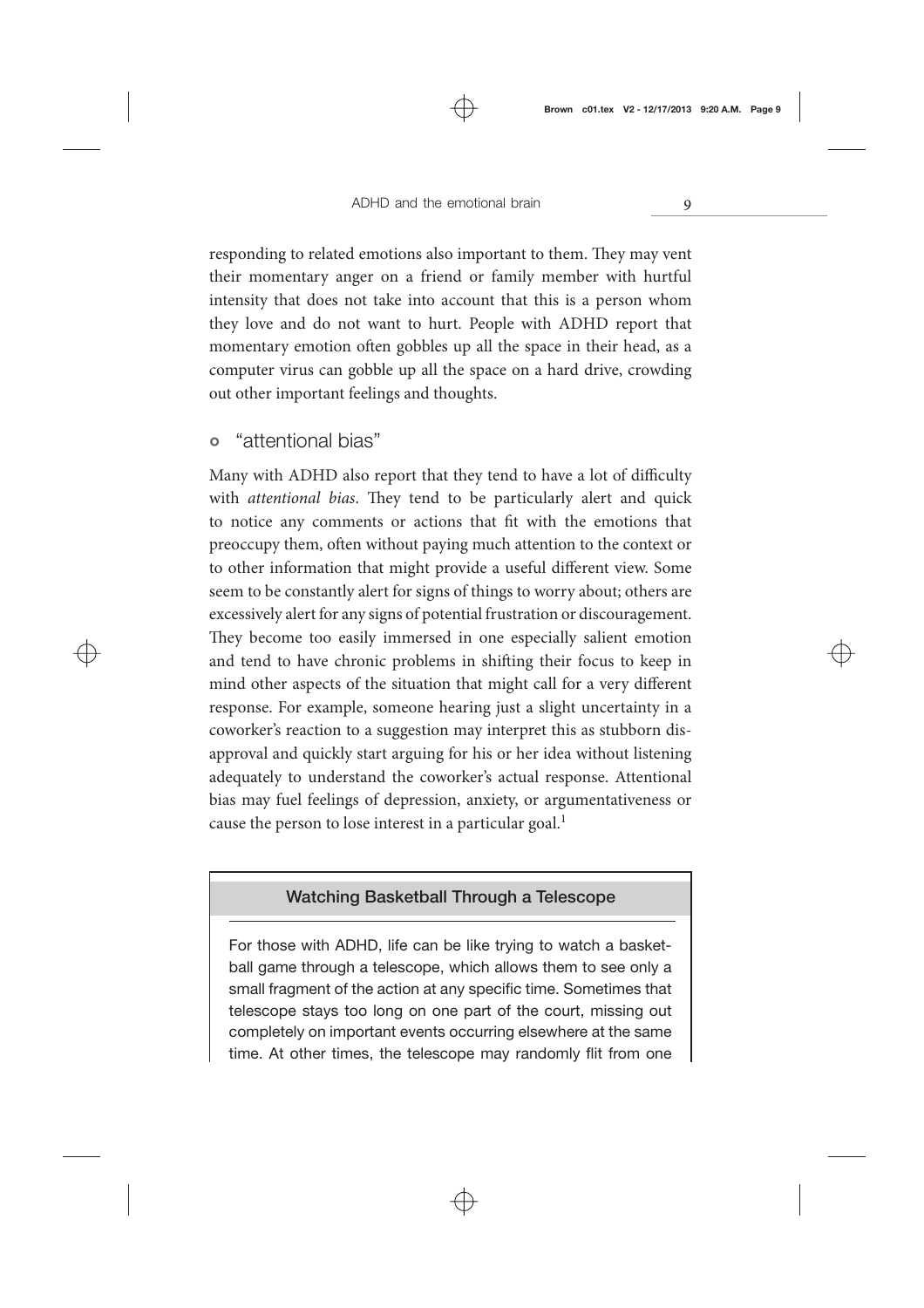responding to related emotions also important to them. They may vent their momentary anger on a friend or family member with hurtful intensity that does not take into account that this is a person whom they love and do not want to hurt. People with ADHD report that momentary emotion often gobbles up all the space in their head, as a computer virus can gobble up all the space on a hard drive, crowding out other important feelings and thoughts.

### "attentional bias"

Many with ADHD also report that they tend to have a lot of difficulty with *attentional bias*. They tend to be particularly alert and quick to notice any comments or actions that fit with the emotions that preoccupy them, often without paying much attention to the context or to other information that might provide a useful different view. Some seem to be constantly alert for signs of things to worry about; others are excessively alert for any signs of potential frustration or discouragement. They become too easily immersed in one especially salient emotion and tend to have chronic problems in shifting their focus to keep in mind other aspects of the situation that might call for a very different response. For example, someone hearing just a slight uncertainty in a coworker's reaction to a suggestion may interpret this as stubborn disapproval and quickly start arguing for his or her idea without listening adequately to understand the coworker's actual response. Attentional bias may fuel feelings of depression, anxiety, or argumentativeness or cause the person to lose interest in a particular goal.[1]

#### Watching Basketball Through a Telescope

For those with ADHD, life can be like trying to watch a basketball game through a telescope, which allows them to see only a small fragment of the action at any specific time. Sometimes that telescope stays too long on one part of the court, missing out completely on important events occurring elsewhere at the same time. At other times, the telescope may randomly flit from one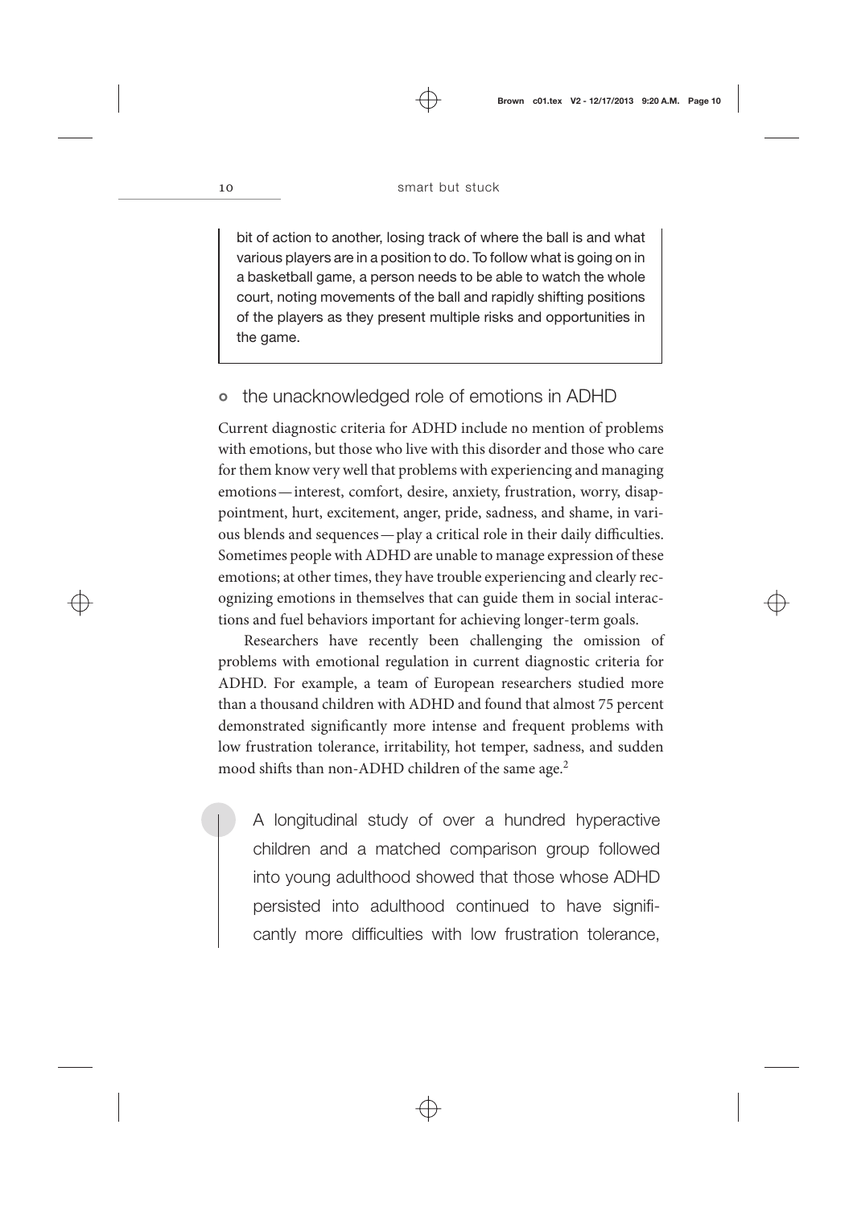bit of action to another, losing track of where the ball is and what various players are in a position to do. To follow what is going on in a basketball game, a person needs to be able to watch the whole court, noting movements of the ball and rapidly shifting positions of the players as they present multiple risks and opportunities in the game.

## the unacknowledged role of emotions in ADHD

Current diagnostic criteria for ADHD include no mention of problems with emotions, but those who live with this disorder and those who care for them know very well that problems with experiencing and managing emotions—interest, comfort, desire, anxiety, frustration, worry, disappointment, hurt, excitement, anger, pride, sadness, and shame, in various blends and sequences—play a critical role in their daily difficulties. Sometimes people with ADHD are unable to manage expression of these emotions; at other times, they have trouble experiencing and clearly recognizing emotions in themselves that can guide them in social interactions and fuel behaviors important for achieving longer-term goals.

Researchers have recently been challenging the omission of problems with emotional regulation in current diagnostic criteria for ADHD. For example, a team of European researchers studied more than a thousand children with ADHD and found that almost 75 percent demonstrated significantly more intense and frequent problems with low frustration tolerance, irritability, hot temper, sadness, and sudden mood shifts than non-ADHD children of the same age.[2]

> A longitudinal study of over a hundred hyperactive children and a matched comparison group followed into young adulthood showed that those whose ADHD persisted into adulthood continued to have significantly more difficulties with low frustration tolerance,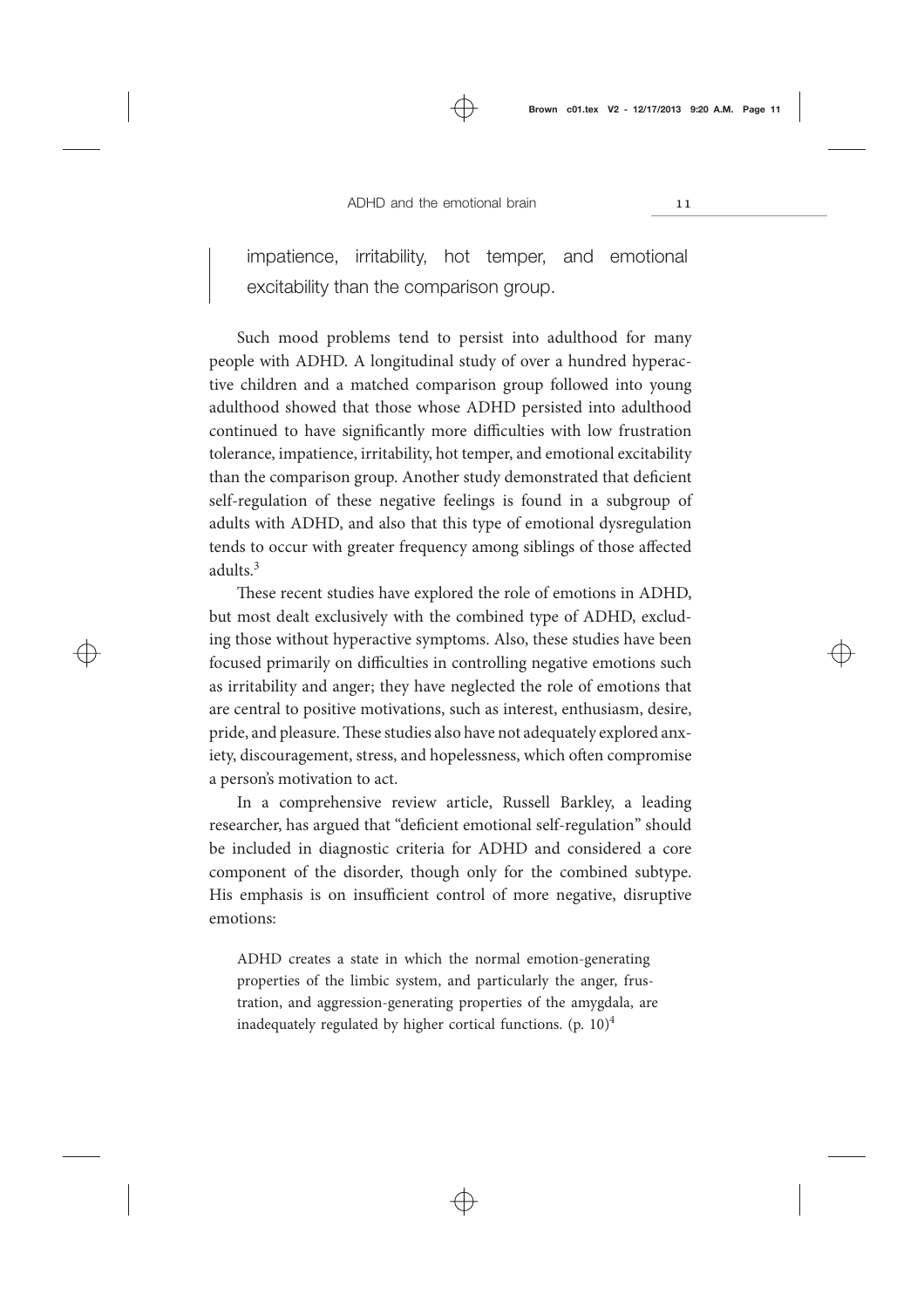impatience, irritability, hot temper, and emotional excitability than the comparison group.

Such mood problems tend to persist into adulthood for many people with ADHD. A longitudinal study of over a hundred hyperactive children and a matched comparison group followed into young adulthood showed that those whose ADHD persisted into adulthood continued to have significantly more difficulties with low frustration tolerance, impatience, irritability, hot temper, and emotional excitability than the comparison group. Another study demonstrated that deficient self-regulation of these negative feelings is found in a subgroup of adults with ADHD, and also that this type of emotional dysregulation tends to occur with greater frequency among siblings of those affected adults.[3]

These recent studies have explored the role of emotions in ADHD, but most dealt exclusively with the combined type of ADHD, excluding those without hyperactive symptoms. Also, these studies have been focused primarily on difficulties in controlling negative emotions such as irritability and anger; they have neglected the role of emotions that are central to positive motivations, such as interest, enthusiasm, desire, pride, and pleasure. These studies also have not adequately explored anxiety, discouragement, stress, and hopelessness, which often compromise a person's motivation to act.

In a comprehensive review article, Russell Barkley, a leading researcher, has argued that "deficient emotional self-regulation" should be included in diagnostic criteria for ADHD and considered a core component of the disorder, though only for the combined subtype. His emphasis is on insufficient control of more negative, disruptive emotions:

> ADHD creates a state in which the normal emotion-generating properties of the limbic system, and particularly the anger, frustration, and aggression-generating properties of the amygdala, are inadequately regulated by higher cortical functions. (p. 10)[4]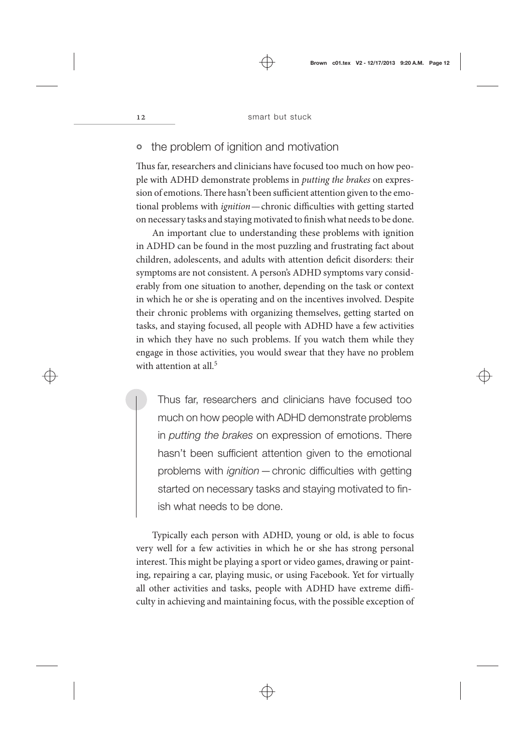## the problem of ignition and motivation

Thus far, researchers and clinicians have focused too much on how people with ADHD demonstrate problems in *putting the brakes* on expression of emotions. There hasn't been sufficient attention given to the emotional problems with *ignition*—chronic difficulties with getting started on necessary tasks and staying motivated to finish what needs to be done.

An important clue to understanding these problems with ignition in ADHD can be found in the most puzzling and frustrating fact about children, adolescents, and adults with attention deficit disorders: their symptoms are not consistent. A person's ADHD symptoms vary considerably from one situation to another, depending on the task or context in which he or she is operating and on the incentives involved. Despite their chronic problems with organizing themselves, getting started on tasks, and staying focused, all people with ADHD have a few activities in which they have no such problems. If you watch them while they engage in those activities, you would swear that they have no problem with attention at all.[5]

> Thus far, researchers and clinicians have focused too much on how people with ADHD demonstrate problems in *putting the brakes* on expression of emotions. There hasn't been sufficient attention given to the emotional problems with *ignition*—chronic difficulties with getting started on necessary tasks and staying motivated to finish what needs to be done.

Typically each person with ADHD, young or old, is able to focus very well for a few activities in which he or she has strong personal interest. This might be playing a sport or video games, drawing or painting, repairing a car, playing music, or using Facebook. Yet for virtually all other activities and tasks, people with ADHD have extreme difficulty in achieving and maintaining focus, with the possible exception of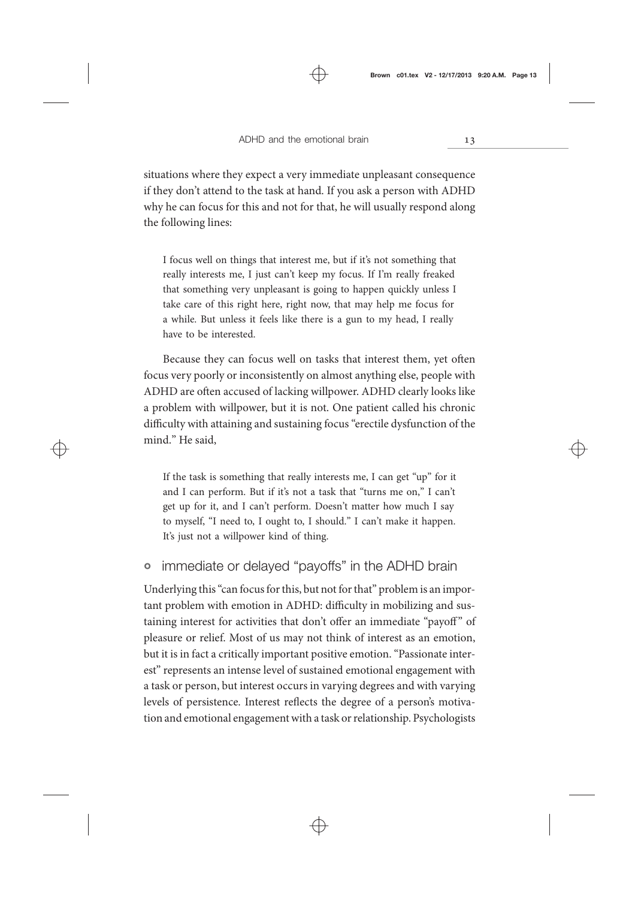situations where they expect a very immediate unpleasant consequence if they don't attend to the task at hand. If you ask a person with ADHD why he can focus for this and not for that, he will usually respond along the following lines:

> I focus well on things that interest me, but if it's not something that really interests me, I just can't keep my focus. If I'm really freaked that something very unpleasant is going to happen quickly unless I take care of this right here, right now, that may help me focus for a while. But unless it feels like there is a gun to my head, I really have to be interested.

Because they can focus well on tasks that interest them, yet often focus very poorly or inconsistently on almost anything else, people with ADHD are often accused of lacking willpower. ADHD clearly looks like a problem with willpower, but it is not. One patient called his chronic difficulty with attaining and sustaining focus "erectile dysfunction of the mind." He said,

> If the task is something that really interests me, I can get "up" for it and I can perform. But if it's not a task that "turns me on," I can't get up for it, and I can't perform. Doesn't matter how much I say to myself, "I need to, I ought to, I should." I can't make it happen. It's just not a willpower kind of thing.

## immediate or delayed "payoffs" in the ADHD brain

Underlying this "can focus for this, but not for that" problem is an important problem with emotion in ADHD: difficulty in mobilizing and sustaining interest for activities that don't offer an immediate "payoff" of pleasure or relief. Most of us may not think of interest as an emotion, but it is in fact a critically important positive emotion. "Passionate interest" represents an intense level of sustained emotional engagement with a task or person, but interest occurs in varying degrees and with varying levels of persistence. Interest reflects the degree of a person's motivation and emotional engagement with a task or relationship. Psychologists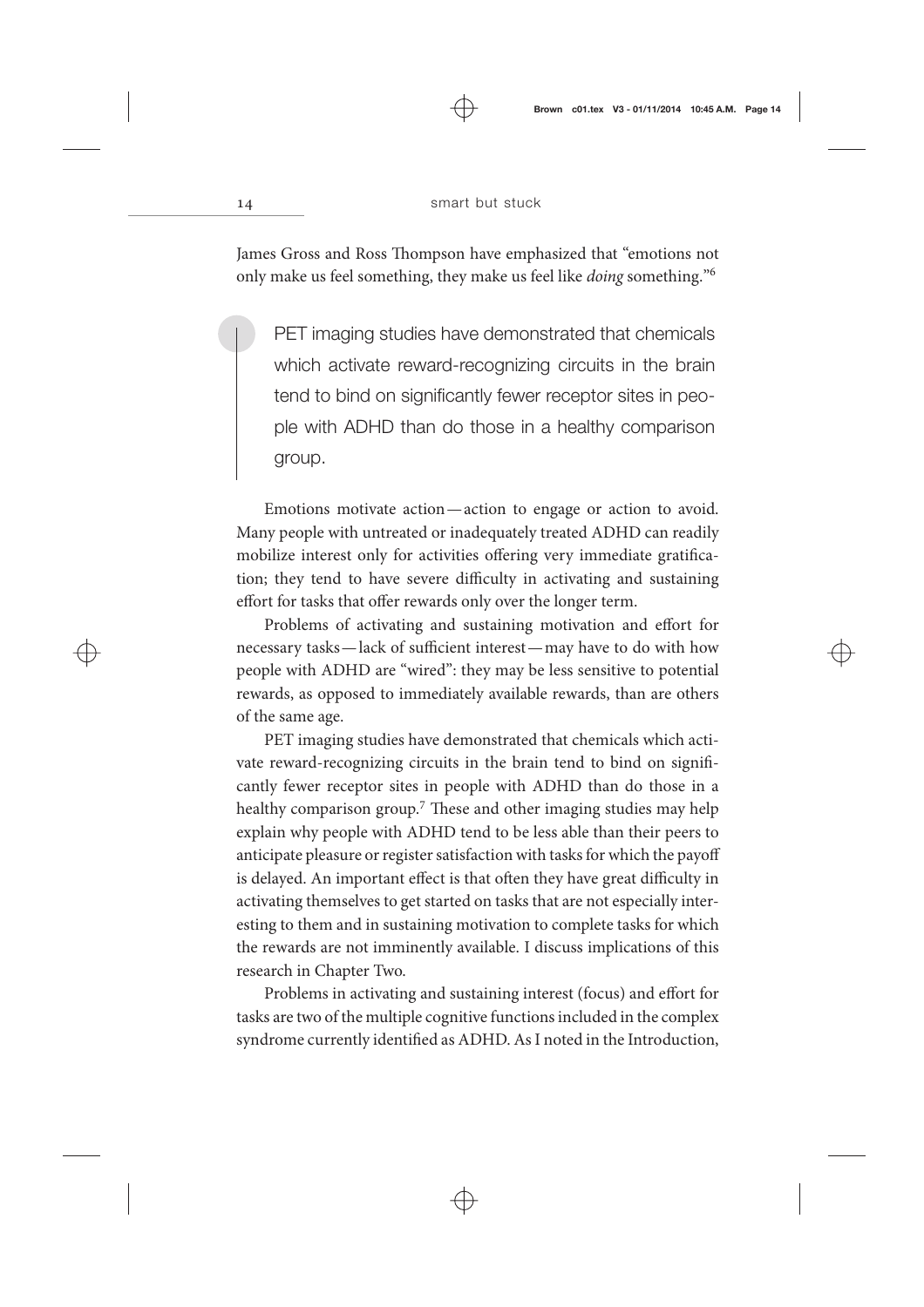James Gross and Ross Thompson have emphasized that "emotions not only make us feel something, they make us feel like *doing* something."[6]

> PET imaging studies have demonstrated that chemicals which activate reward-recognizing circuits in the brain tend to bind on significantly fewer receptor sites in people with ADHD than do those in a healthy comparison group.

Emotions motivate action—action to engage or action to avoid. Many people with untreated or inadequately treated ADHD can readily mobilize interest only for activities offering very immediate gratification; they tend to have severe difficulty in activating and sustaining effort for tasks that offer rewards only over the longer term.

Problems of activating and sustaining motivation and effort for necessary tasks—lack of sufficient interest—may have to do with how people with ADHD are "wired": they may be less sensitive to potential rewards, as opposed to immediately available rewards, than are others of the same age.

PET imaging studies have demonstrated that chemicals which activate reward-recognizing circuits in the brain tend to bind on significantly fewer receptor sites in people with ADHD than do those in a healthy comparison group.[7] These and other imaging studies may help explain why people with ADHD tend to be less able than their peers to anticipate pleasure or register satisfaction with tasks for which the payoff is delayed. An important effect is that often they have great difficulty in activating themselves to get started on tasks that are not especially interesting to them and in sustaining motivation to complete tasks for which the rewards are not imminently available. I discuss implications of this research in Chapter Two.

Problems in activating and sustaining interest (focus) and effort for tasks are two of the multiple cognitive functions included in the complex syndrome currently identified as ADHD. As I noted in the Introduction,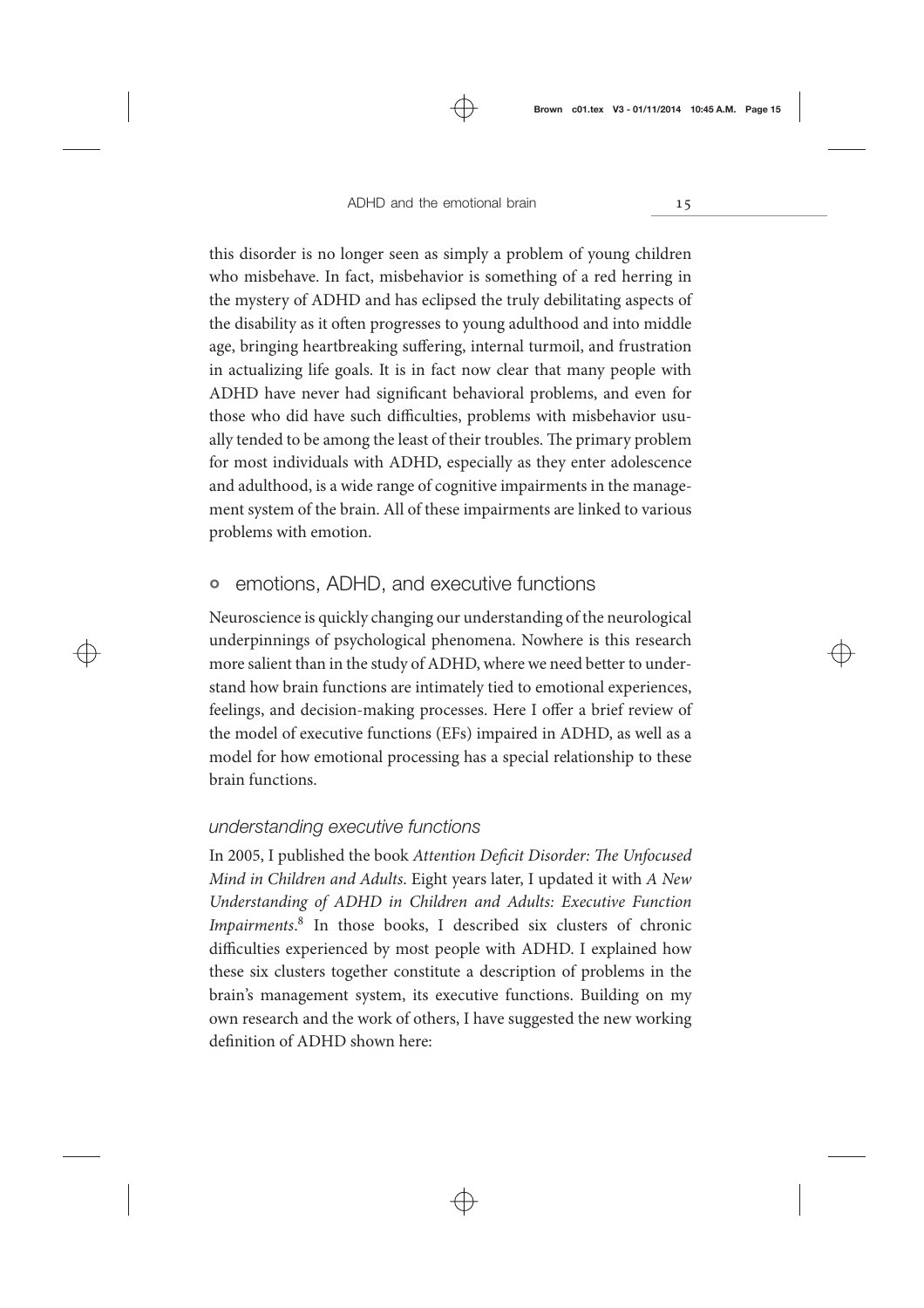this disorder is no longer seen as simply a problem of young children who misbehave. In fact, misbehavior is something of a red herring in the mystery of ADHD and has eclipsed the truly debilitating aspects of the disability as it often progresses to young adulthood and into middle age, bringing heartbreaking suffering, internal turmoil, and frustration in actualizing life goals. It is in fact now clear that many people with ADHD have never had significant behavioral problems, and even for those who did have such difficulties, problems with misbehavior usually tended to be among the least of their troubles. The primary problem for most individuals with ADHD, especially as they enter adolescence and adulthood, is a wide range of cognitive impairments in the management system of the brain. All of these impairments are linked to various problems with emotion.

## emotions, ADHD, and executive functions

Neuroscience is quickly changing our understanding of the neurological underpinnings of psychological phenomena. Nowhere is this research more salient than in the study of ADHD, where we need better to understand how brain functions are intimately tied to emotional experiences, feelings, and decision-making processes. Here I offer a brief review of the model of executive functions (EFs) impaired in ADHD, as well as a model for how emotional processing has a special relationship to these brain functions.

### *understanding executive functions*

In 2005, I published the book *Attention Deficit Disorder: The Unfocused Mind in Children and Adults*. Eight years later, I updated it with *A New Understanding of ADHD in Children and Adults: Executive Function Impairments*.[8] In those books, I described six clusters of chronic difficulties experienced by most people with ADHD. I explained how these six clusters together constitute a description of problems in the brain's management system, its executive functions. Building on my own research and the work of others, I have suggested the new working definition of ADHD shown here: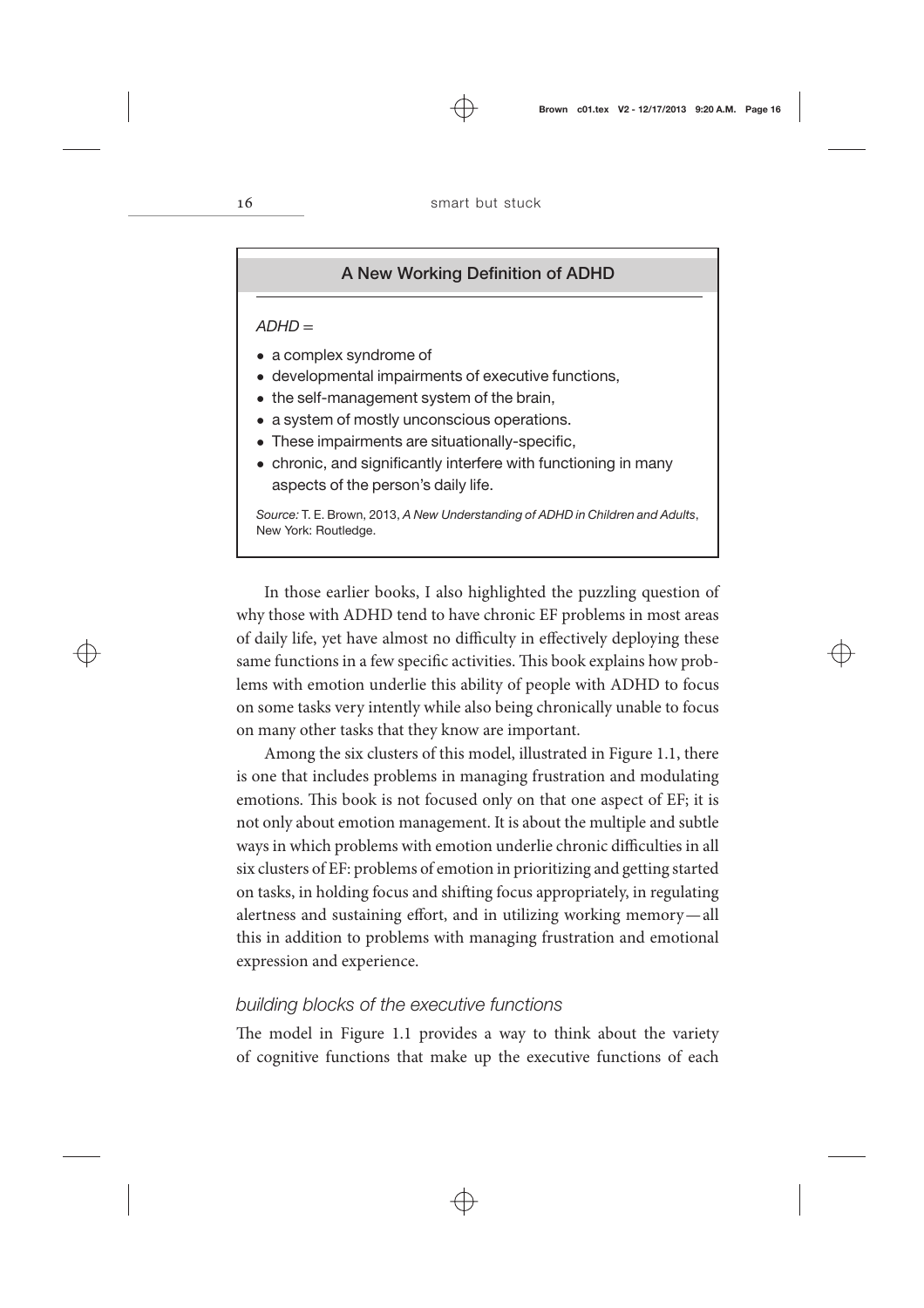## A New Working Definition of ADHD

*ADHD =*

- a complex syndrome of
- developmental impairments of executive functions,
- the self-management system of the brain,
- a system of mostly unconscious operations.
- These impairments are situationally-specific,
- chronic, and significantly interfere with functioning in many aspects of the person's daily life.

*Source:* T. E. Brown, 2013, *A New Understanding of ADHD in Children and Adults*, New York: Routledge.

In those earlier books, I also highlighted the puzzling question of why those with ADHD tend to have chronic EF problems in most areas of daily life, yet have almost no difficulty in effectively deploying these same functions in a few specific activities. This book explains how problems with emotion underlie this ability of people with ADHD to focus on some tasks very intently while also being chronically unable to focus on many other tasks that they know are important.

Among the six clusters of this model, illustrated in Figure 1.1, there is one that includes problems in managing frustration and modulating emotions. This book is not focused only on that one aspect of EF; it is not only about emotion management. It is about the multiple and subtle ways in which problems with emotion underlie chronic difficulties in all six clusters of EF: problems of emotion in prioritizing and getting started on tasks, in holding focus and shifting focus appropriately, in regulating alertness and sustaining effort, and in utilizing working memory—all this in addition to problems with managing frustration and emotional expression and experience.

### *building blocks of the executive functions*

The model in Figure 1.1 provides a way to think about the variety of cognitive functions that make up the executive functions of each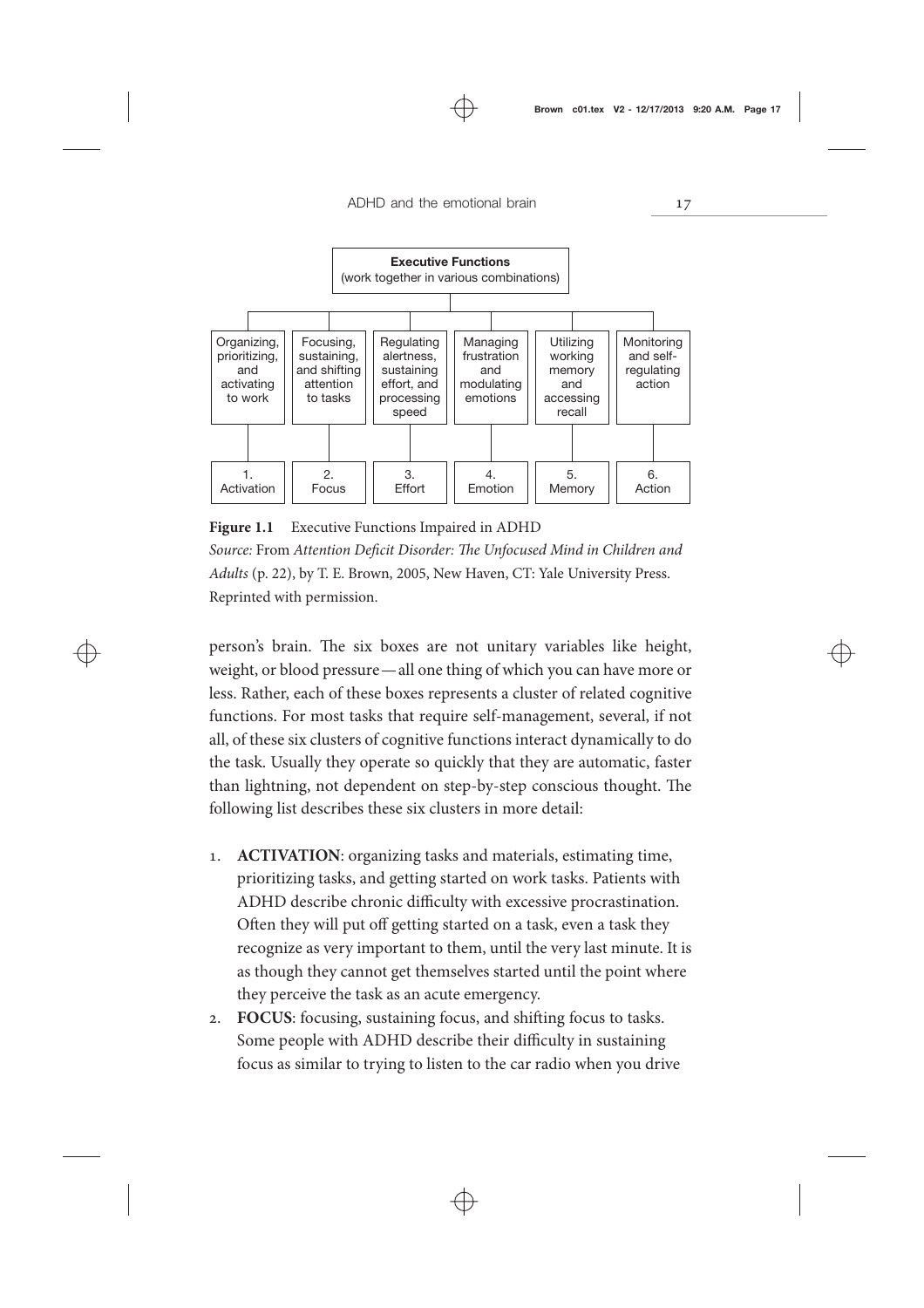| Executive Functions (work together in various combinations) | | | | | |
|---|---|---|---|---|---|
| Organizing, prioritizing, and activating to work | Focusing, sustaining, and shifting attention to tasks | Regulating alertness, sustaining effort, and processing speed | Managing frustration and modulating emotions | Utilizing working memory and accessing recall | Monitoring and self-regulating action |
| 1. Activation | 2. Focus | 3. Effort | 4. Emotion | 5. Memory | 6. Action |

**Figure 1.1** Executive Functions Impaired in ADHD
*Source:* From *Attention Deficit Disorder: The Unfocused Mind in Children and Adults* (p. 22), by T. E. Brown, 2005, New Haven, CT: Yale University Press. Reprinted with permission.

person's brain. The six boxes are not unitary variables like height, weight, or blood pressure—all one thing of which you can have more or less. Rather, each of these boxes represents a cluster of related cognitive functions. For most tasks that require self-management, several, if not all, of these six clusters of cognitive functions interact dynamically to do the task. Usually they operate so quickly that they are automatic, faster than lightning, not dependent on step-by-step conscious thought. The following list describes these six clusters in more detail:

1. **ACTIVATION**: organizing tasks and materials, estimating time, prioritizing tasks, and getting started on work tasks. Patients with ADHD describe chronic difficulty with excessive procrastination. Often they will put off getting started on a task, even a task they recognize as very important to them, until the very last minute. It is as though they cannot get themselves started until the point where they perceive the task as an acute emergency.
2. **FOCUS**: focusing, sustaining focus, and shifting focus to tasks. Some people with ADHD describe their difficulty in sustaining focus as similar to trying to listen to the car radio when you drive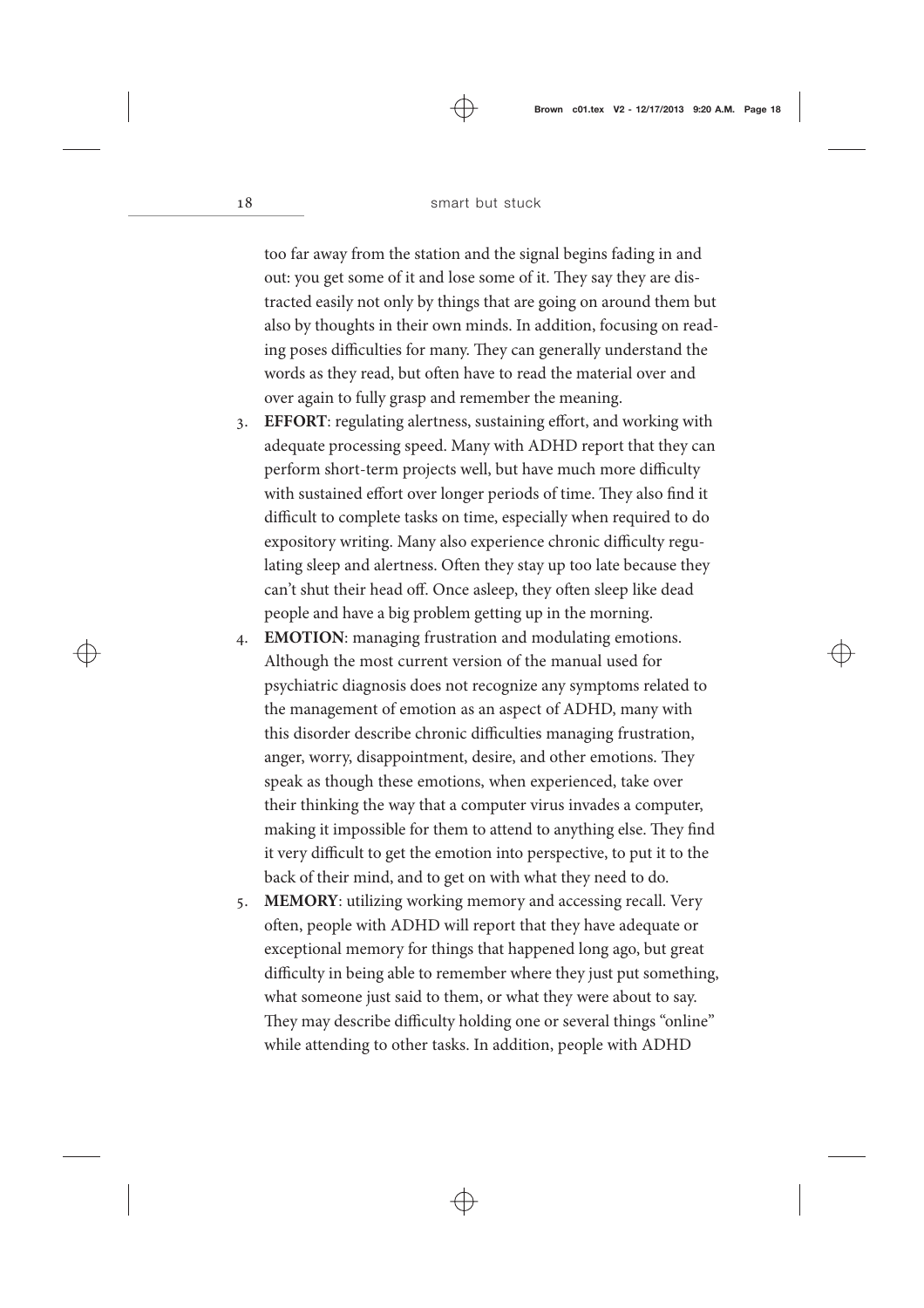too far away from the station and the signal begins fading in and out: you get some of it and lose some of it. They say they are distracted easily not only by things that are going on around them but also by thoughts in their own minds. In addition, focusing on reading poses difficulties for many. They can generally understand the words as they read, but often have to read the material over and over again to fully grasp and remember the meaning.

3. **EFFORT**: regulating alertness, sustaining effort, and working with adequate processing speed. Many with ADHD report that they can perform short-term projects well, but have much more difficulty with sustained effort over longer periods of time. They also find it difficult to complete tasks on time, especially when required to do expository writing. Many also experience chronic difficulty regulating sleep and alertness. Often they stay up too late because they can't shut their head off. Once asleep, they often sleep like dead people and have a big problem getting up in the morning.
4. **EMOTION**: managing frustration and modulating emotions. Although the most current version of the manual used for psychiatric diagnosis does not recognize any symptoms related to the management of emotion as an aspect of ADHD, many with this disorder describe chronic difficulties managing frustration, anger, worry, disappointment, desire, and other emotions. They speak as though these emotions, when experienced, take over their thinking the way that a computer virus invades a computer, making it impossible for them to attend to anything else. They find it very difficult to get the emotion into perspective, to put it to the back of their mind, and to get on with what they need to do.
5. **MEMORY**: utilizing working memory and accessing recall. Very often, people with ADHD will report that they have adequate or exceptional memory for things that happened long ago, but great difficulty in being able to remember where they just put something, what someone just said to them, or what they were about to say. They may describe difficulty holding one or several things "online" while attending to other tasks. In addition, people with ADHD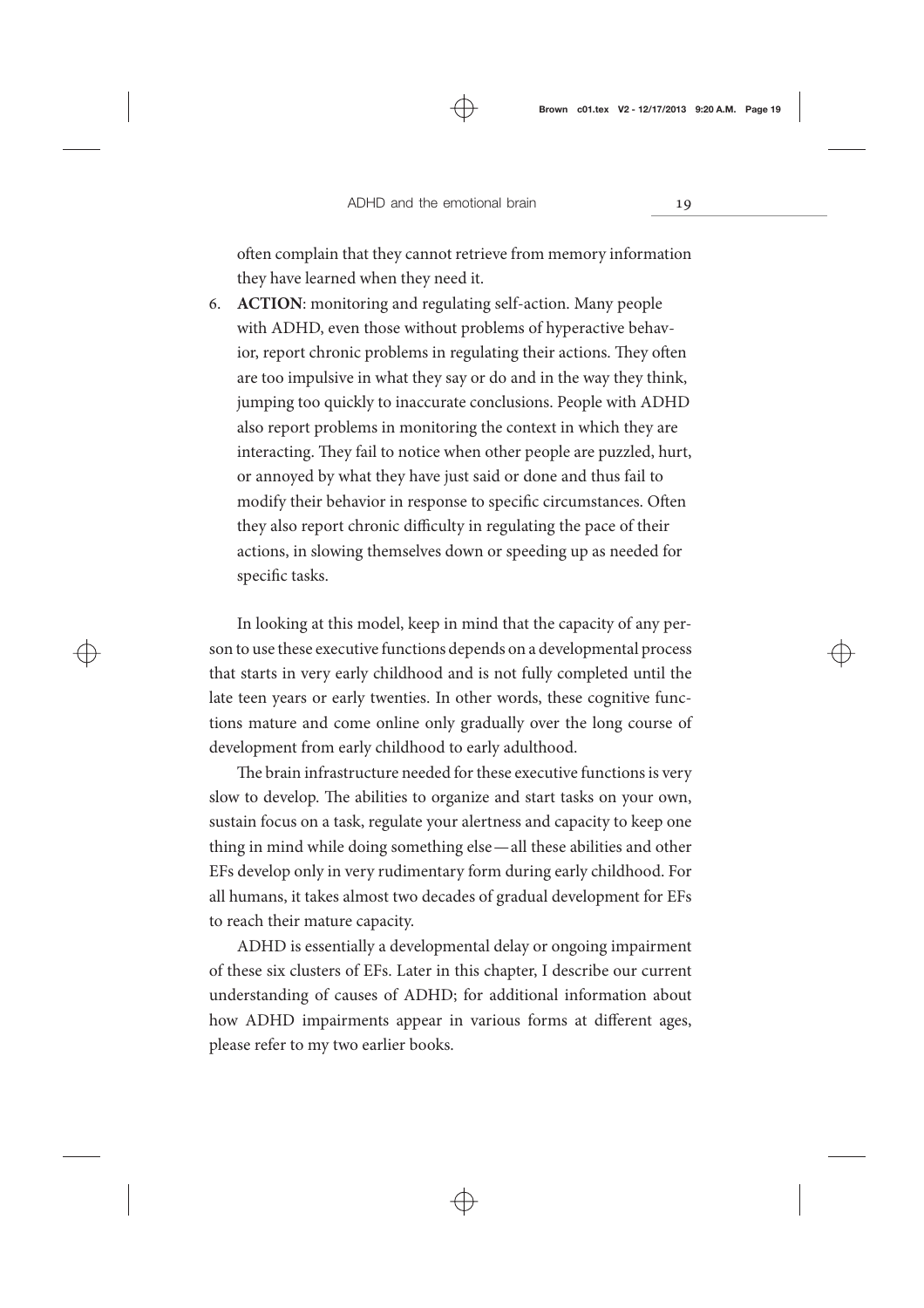often complain that they cannot retrieve from memory information they have learned when they need it.

6. **ACTION**: monitoring and regulating self-action. Many people with ADHD, even those without problems of hyperactive behavior, report chronic problems in regulating their actions. They often are too impulsive in what they say or do and in the way they think, jumping too quickly to inaccurate conclusions. People with ADHD also report problems in monitoring the context in which they are interacting. They fail to notice when other people are puzzled, hurt, or annoyed by what they have just said or done and thus fail to modify their behavior in response to specific circumstances. Often they also report chronic difficulty in regulating the pace of their actions, in slowing themselves down or speeding up as needed for specific tasks.

In looking at this model, keep in mind that the capacity of any person to use these executive functions depends on a developmental process that starts in very early childhood and is not fully completed until the late teen years or early twenties. In other words, these cognitive functions mature and come online only gradually over the long course of development from early childhood to early adulthood.

The brain infrastructure needed for these executive functions is very slow to develop. The abilities to organize and start tasks on your own, sustain focus on a task, regulate your alertness and capacity to keep one thing in mind while doing something else — all these abilities and other EFs develop only in very rudimentary form during early childhood. For all humans, it takes almost two decades of gradual development for EFs to reach their mature capacity.

ADHD is essentially a developmental delay or ongoing impairment of these six clusters of EFs. Later in this chapter, I describe our current understanding of causes of ADHD; for additional information about how ADHD impairments appear in various forms at different ages, please refer to my two earlier books.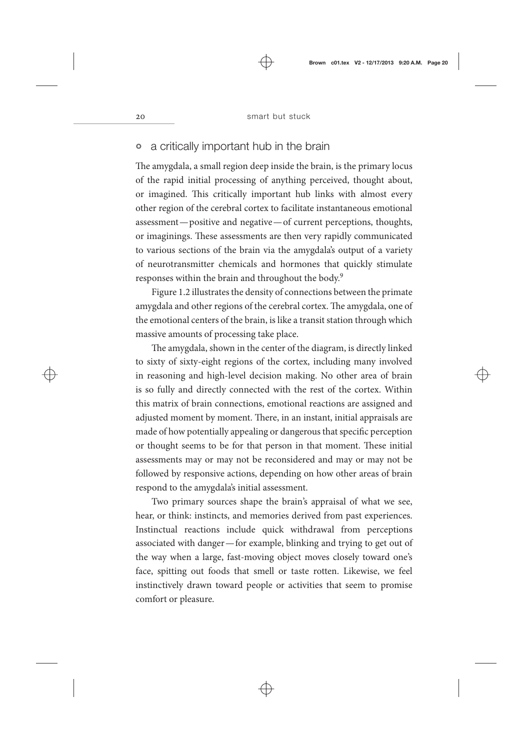## a critically important hub in the brain

The amygdala, a small region deep inside the brain, is the primary locus of the rapid initial processing of anything perceived, thought about, or imagined. This critically important hub links with almost every other region of the cerebral cortex to facilitate instantaneous emotional assessment—positive and negative—of current perceptions, thoughts, or imaginings. These assessments are then very rapidly communicated to various sections of the brain via the amygdala's output of a variety of neurotransmitter chemicals and hormones that quickly stimulate responses within the brain and throughout the body.[9]

Figure 1.2 illustrates the density of connections between the primate amygdala and other regions of the cerebral cortex. The amygdala, one of the emotional centers of the brain, is like a transit station through which massive amounts of processing take place.

The amygdala, shown in the center of the diagram, is directly linked to sixty of sixty-eight regions of the cortex, including many involved in reasoning and high-level decision making. No other area of brain is so fully and directly connected with the rest of the cortex. Within this matrix of brain connections, emotional reactions are assigned and adjusted moment by moment. There, in an instant, initial appraisals are made of how potentially appealing or dangerous that specific perception or thought seems to be for that person in that moment. These initial assessments may or may not be reconsidered and may or may not be followed by responsive actions, depending on how other areas of brain respond to the amygdala's initial assessment.

Two primary sources shape the brain's appraisal of what we see, hear, or think: instincts, and memories derived from past experiences. Instinctual reactions include quick withdrawal from perceptions associated with danger—for example, blinking and trying to get out of the way when a large, fast-moving object moves closely toward one's face, spitting out foods that smell or taste rotten. Likewise, we feel instinctively drawn toward people or activities that seem to promise comfort or pleasure.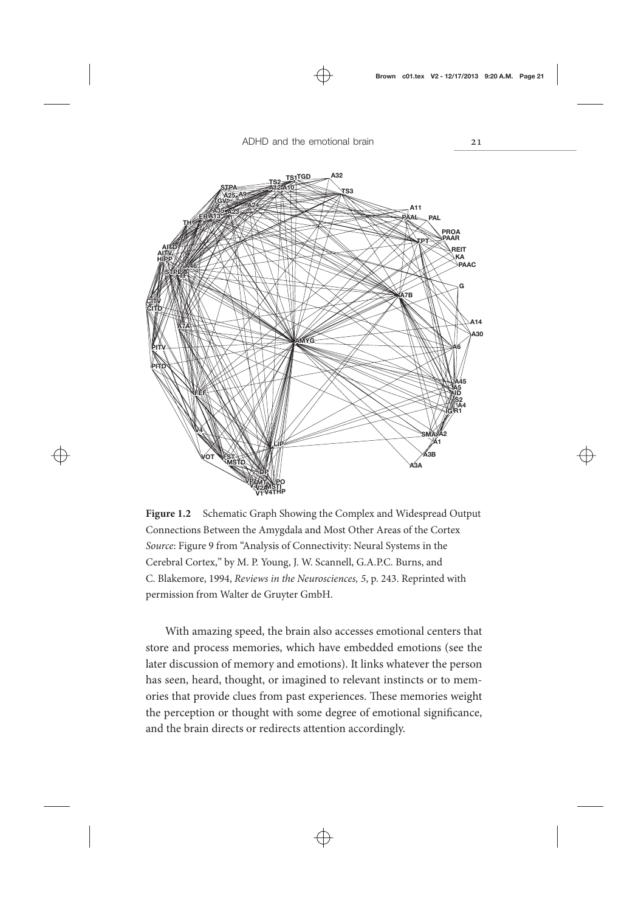**Figure 1.2** Schematic Graph Showing the Complex and Widespread Output Connections Between the Amygdala and Most Other Areas of the Cortex
*Source*: Figure 9 from "Analysis of Connectivity: Neural Systems in the Cerebral Cortex," by M. P. Young, J. W. Scannell, G.A.P.C. Burns, and C. Blakemore, 1994, *Reviews in the Neurosciences, 5*, p. 243. Reprinted with permission from Walter de Gruyter GmbH.

With amazing speed, the brain also accesses emotional centers that store and process memories, which have embedded emotions (see the later discussion of memory and emotions). It links whatever the person has seen, heard, thought, or imagined to relevant instincts or to memories that provide clues from past experiences. These memories weight the perception or thought with some degree of emotional significance, and the brain directs or redirects attention accordingly.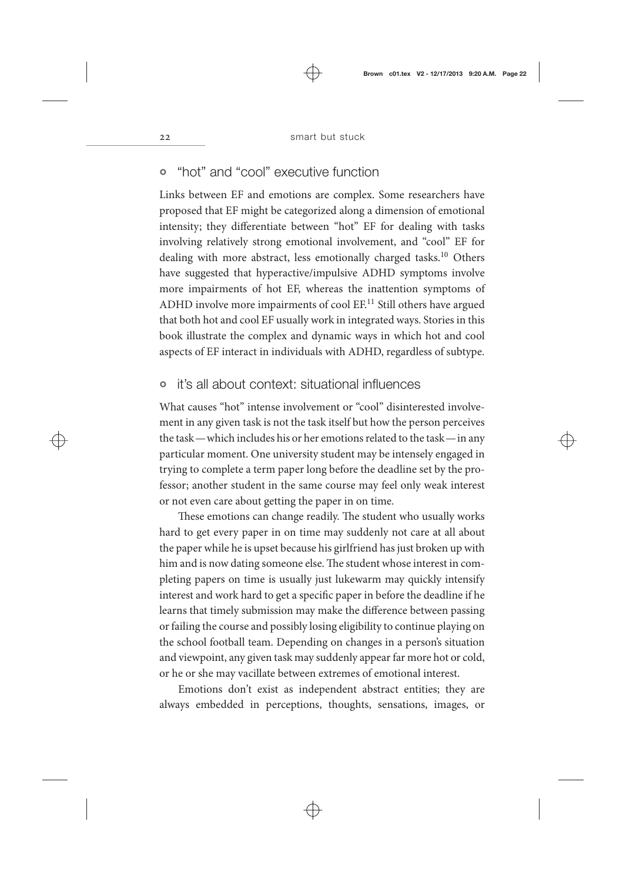## "hot" and "cool" executive function

Links between EF and emotions are complex. Some researchers have proposed that EF might be categorized along a dimension of emotional intensity; they differentiate between "hot" EF for dealing with tasks involving relatively strong emotional involvement, and "cool" EF for dealing with more abstract, less emotionally charged tasks.[10] Others have suggested that hyperactive/impulsive ADHD symptoms involve more impairments of hot EF, whereas the inattention symptoms of ADHD involve more impairments of cool EF.[11] Still others have argued that both hot and cool EF usually work in integrated ways. Stories in this book illustrate the complex and dynamic ways in which hot and cool aspects of EF interact in individuals with ADHD, regardless of subtype.

## it's all about context: situational influences

What causes "hot" intense involvement or "cool" disinterested involvement in any given task is not the task itself but how the person perceives the task — which includes his or her emotions related to the task — in any particular moment. One university student may be intensely engaged in trying to complete a term paper long before the deadline set by the professor; another student in the same course may feel only weak interest or not even care about getting the paper in on time.

These emotions can change readily. The student who usually works hard to get every paper in on time may suddenly not care at all about the paper while he is upset because his girlfriend has just broken up with him and is now dating someone else. The student whose interest in completing papers on time is usually just lukewarm may quickly intensify interest and work hard to get a specific paper in before the deadline if he learns that timely submission may make the difference between passing or failing the course and possibly losing eligibility to continue playing on the school football team. Depending on changes in a person's situation and viewpoint, any given task may suddenly appear far more hot or cold, or he or she may vacillate between extremes of emotional interest.

Emotions don't exist as independent abstract entities; they are always embedded in perceptions, thoughts, sensations, images, or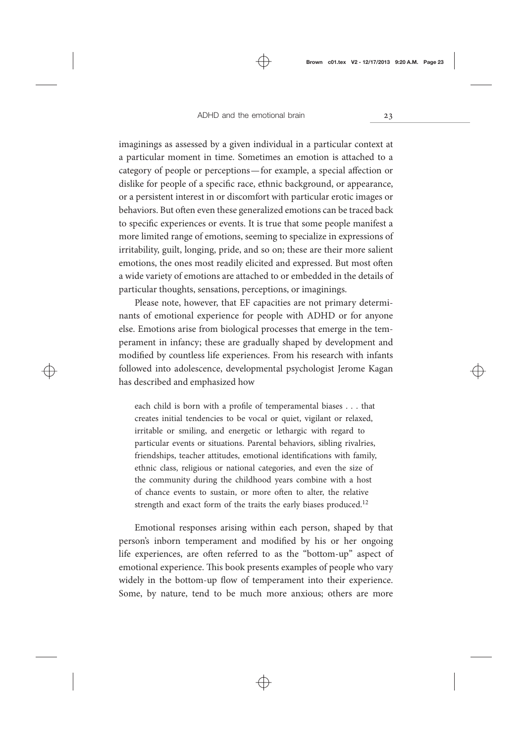imaginings as assessed by a given individual in a particular context at a particular moment in time. Sometimes an emotion is attached to a category of people or perceptions—for example, a special affection or dislike for people of a specific race, ethnic background, or appearance, or a persistent interest in or discomfort with particular erotic images or behaviors. But often even these generalized emotions can be traced back to specific experiences or events. It is true that some people manifest a more limited range of emotions, seeming to specialize in expressions of irritability, guilt, longing, pride, and so on; these are their more salient emotions, the ones most readily elicited and expressed. But most often a wide variety of emotions are attached to or embedded in the details of particular thoughts, sensations, perceptions, or imaginings.

Please note, however, that EF capacities are not primary determinants of emotional experience for people with ADHD or for anyone else. Emotions arise from biological processes that emerge in the temperament in infancy; these are gradually shaped by development and modified by countless life experiences. From his research with infants followed into adolescence, developmental psychologist Jerome Kagan has described and emphasized how

> each child is born with a profile of temperamental biases . . . that creates initial tendencies to be vocal or quiet, vigilant or relaxed, irritable or smiling, and energetic or lethargic with regard to particular events or situations. Parental behaviors, sibling rivalries, friendships, teacher attitudes, emotional identifications with family, ethnic class, religious or national categories, and even the size of the community during the childhood years combine with a host of chance events to sustain, or more often to alter, the relative strength and exact form of the traits the early biases produced.[12]

Emotional responses arising within each person, shaped by that person's inborn temperament and modified by his or her ongoing life experiences, are often referred to as the "bottom-up" aspect of emotional experience. This book presents examples of people who vary widely in the bottom-up flow of temperament into their experience. Some, by nature, tend to be much more anxious; others are more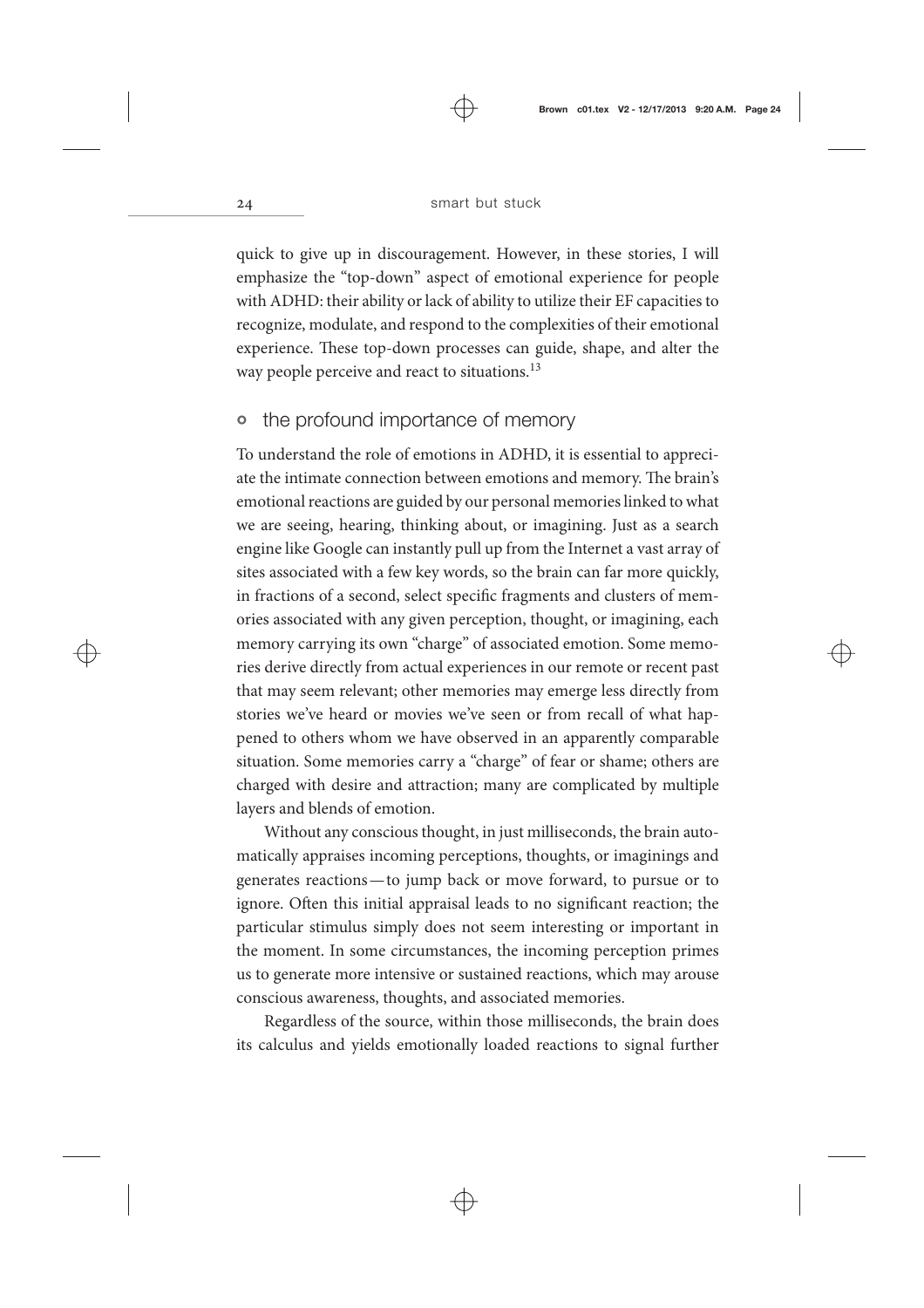quick to give up in discouragement. However, in these stories, I will emphasize the "top-down" aspect of emotional experience for people with ADHD: their ability or lack of ability to utilize their EF capacities to recognize, modulate, and respond to the complexities of their emotional experience. These top-down processes can guide, shape, and alter the way people perceive and react to situations.[13]

## the profound importance of memory

To understand the role of emotions in ADHD, it is essential to appreciate the intimate connection between emotions and memory. The brain's emotional reactions are guided by our personal memories linked to what we are seeing, hearing, thinking about, or imagining. Just as a search engine like Google can instantly pull up from the Internet a vast array of sites associated with a few key words, so the brain can far more quickly, in fractions of a second, select specific fragments and clusters of memories associated with any given perception, thought, or imagining, each memory carrying its own "charge" of associated emotion. Some memories derive directly from actual experiences in our remote or recent past that may seem relevant; other memories may emerge less directly from stories we've heard or movies we've seen or from recall of what happened to others whom we have observed in an apparently comparable situation. Some memories carry a "charge" of fear or shame; others are charged with desire and attraction; many are complicated by multiple layers and blends of emotion.

Without any conscious thought, in just milliseconds, the brain automatically appraises incoming perceptions, thoughts, or imaginings and generates reactions—to jump back or move forward, to pursue or to ignore. Often this initial appraisal leads to no significant reaction; the particular stimulus simply does not seem interesting or important in the moment. In some circumstances, the incoming perception primes us to generate more intensive or sustained reactions, which may arouse conscious awareness, thoughts, and associated memories.

Regardless of the source, within those milliseconds, the brain does its calculus and yields emotionally loaded reactions to signal further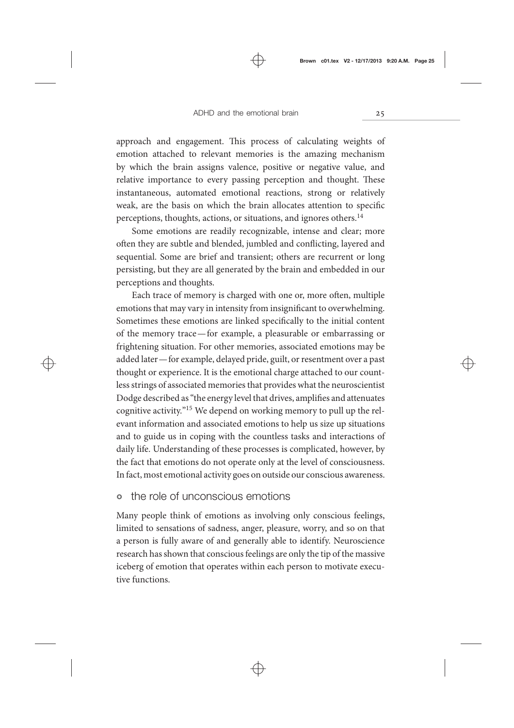approach and engagement. This process of calculating weights of emotion attached to relevant memories is the amazing mechanism by which the brain assigns valence, positive or negative value, and relative importance to every passing perception and thought. These instantaneous, automated emotional reactions, strong or relatively weak, are the basis on which the brain allocates attention to specific perceptions, thoughts, actions, or situations, and ignores others.[14]

Some emotions are readily recognizable, intense and clear; more often they are subtle and blended, jumbled and conflicting, layered and sequential. Some are brief and transient; others are recurrent or long persisting, but they are all generated by the brain and embedded in our perceptions and thoughts.

Each trace of memory is charged with one or, more often, multiple emotions that may vary in intensity from insignificant to overwhelming. Sometimes these emotions are linked specifically to the initial content of the memory trace—for example, a pleasurable or embarrassing or frightening situation. For other memories, associated emotions may be added later—for example, delayed pride, guilt, or resentment over a past thought or experience. It is the emotional charge attached to our countless strings of associated memories that provides what the neuroscientist Dodge described as "the energy level that drives, amplifies and attenuates cognitive activity."[15] We depend on working memory to pull up the relevant information and associated emotions to help us size up situations and to guide us in coping with the countless tasks and interactions of daily life. Understanding of these processes is complicated, however, by the fact that emotions do not operate only at the level of consciousness. In fact, most emotional activity goes on outside our conscious awareness.

## the role of unconscious emotions

Many people think of emotions as involving only conscious feelings, limited to sensations of sadness, anger, pleasure, worry, and so on that a person is fully aware of and generally able to identify. Neuroscience research has shown that conscious feelings are only the tip of the massive iceberg of emotion that operates within each person to motivate executive functions.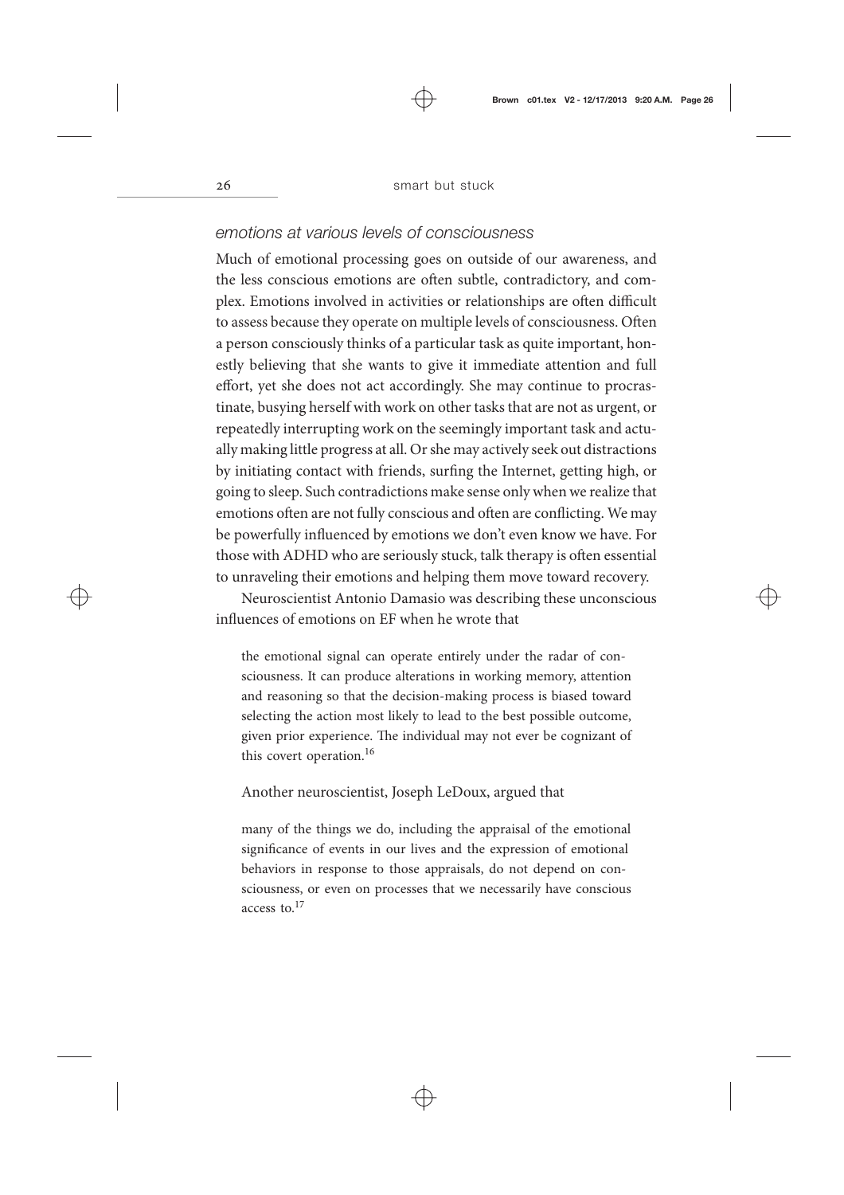## *emotions at various levels of consciousness*

Much of emotional processing goes on outside of our awareness, and the less conscious emotions are often subtle, contradictory, and complex. Emotions involved in activities or relationships are often difficult to assess because they operate on multiple levels of consciousness. Often a person consciously thinks of a particular task as quite important, honestly believing that she wants to give it immediate attention and full effort, yet she does not act accordingly. She may continue to procrastinate, busying herself with work on other tasks that are not as urgent, or repeatedly interrupting work on the seemingly important task and actually making little progress at all. Or she may actively seek out distractions by initiating contact with friends, surfing the Internet, getting high, or going to sleep. Such contradictions make sense only when we realize that emotions often are not fully conscious and often are conflicting. We may be powerfully influenced by emotions we don't even know we have. For those with ADHD who are seriously stuck, talk therapy is often essential to unraveling their emotions and helping them move toward recovery.

Neuroscientist Antonio Damasio was describing these unconscious influences of emotions on EF when he wrote that

> the emotional signal can operate entirely under the radar of consciousness. It can produce alterations in working memory, attention and reasoning so that the decision-making process is biased toward selecting the action most likely to lead to the best possible outcome, given prior experience. The individual may not ever be cognizant of this covert operation.[16]

Another neuroscientist, Joseph LeDoux, argued that

> many of the things we do, including the appraisal of the emotional significance of events in our lives and the expression of emotional behaviors in response to those appraisals, do not depend on consciousness, or even on processes that we necessarily have conscious access to.[17]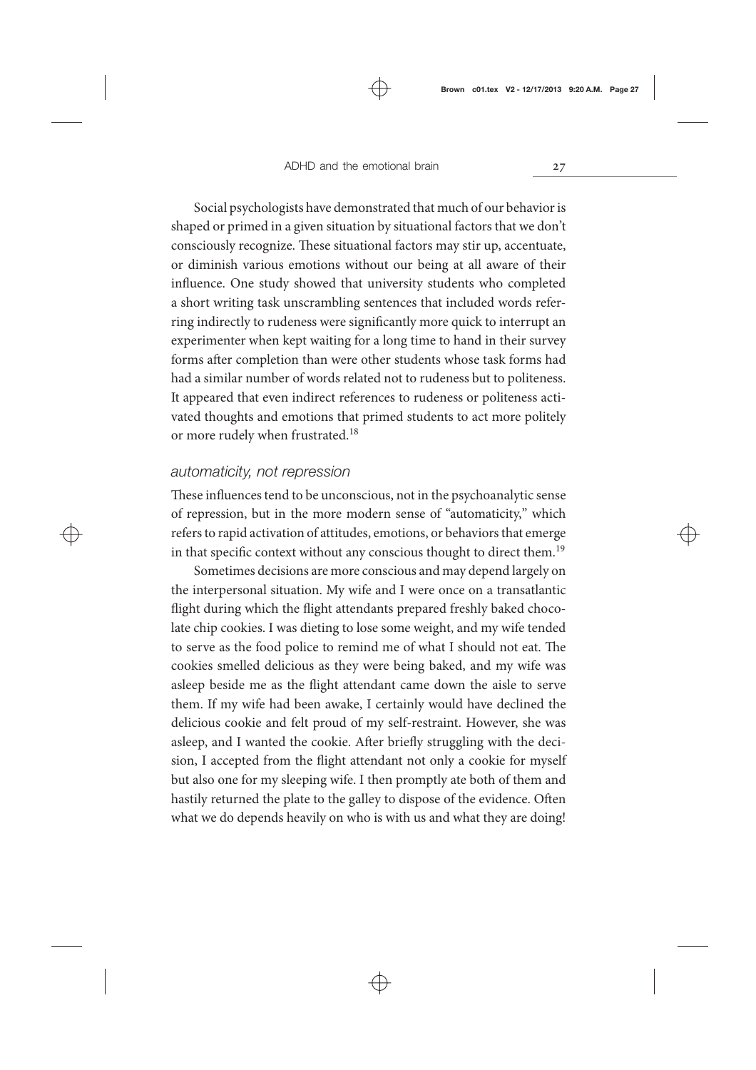Social psychologists have demonstrated that much of our behavior is shaped or primed in a given situation by situational factors that we don't consciously recognize. These situational factors may stir up, accentuate, or diminish various emotions without our being at all aware of their influence. One study showed that university students who completed a short writing task unscrambling sentences that included words referring indirectly to rudeness were significantly more quick to interrupt an experimenter when kept waiting for a long time to hand in their survey forms after completion than were other students whose task forms had had a similar number of words related not to rudeness but to politeness. It appeared that even indirect references to rudeness or politeness activated thoughts and emotions that primed students to act more politely or more rudely when frustrated.[18]

### *automaticity, not repression*

These influences tend to be unconscious, not in the psychoanalytic sense of repression, but in the more modern sense of "automaticity," which refers to rapid activation of attitudes, emotions, or behaviors that emerge in that specific context without any conscious thought to direct them.[19]

Sometimes decisions are more conscious and may depend largely on the interpersonal situation. My wife and I were once on a transatlantic flight during which the flight attendants prepared freshly baked chocolate chip cookies. I was dieting to lose some weight, and my wife tended to serve as the food police to remind me of what I should not eat. The cookies smelled delicious as they were being baked, and my wife was asleep beside me as the flight attendant came down the aisle to serve them. If my wife had been awake, I certainly would have declined the delicious cookie and felt proud of my self-restraint. However, she was asleep, and I wanted the cookie. After briefly struggling with the decision, I accepted from the flight attendant not only a cookie for myself but also one for my sleeping wife. I then promptly ate both of them and hastily returned the plate to the galley to dispose of the evidence. Often what we do depends heavily on who is with us and what they are doing!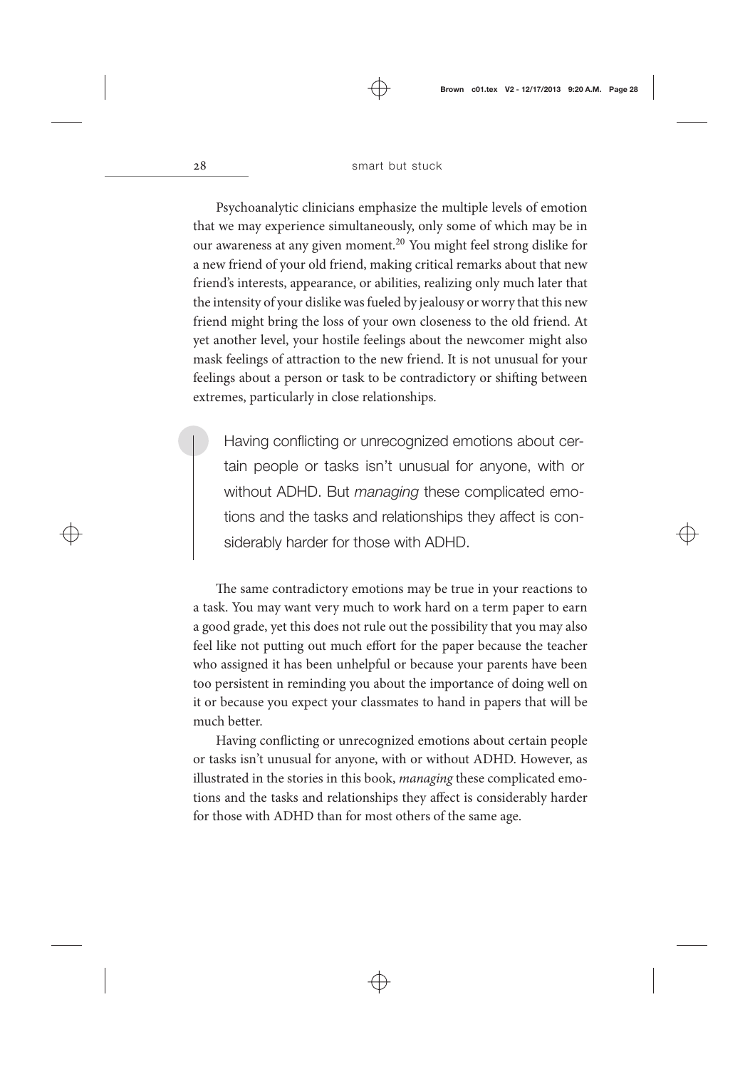Psychoanalytic clinicians emphasize the multiple levels of emotion that we may experience simultaneously, only some of which may be in our awareness at any given moment.[20] You might feel strong dislike for a new friend of your old friend, making critical remarks about that new friend's interests, appearance, or abilities, realizing only much later that the intensity of your dislike was fueled by jealousy or worry that this new friend might bring the loss of your own closeness to the old friend. At yet another level, your hostile feelings about the newcomer might also mask feelings of attraction to the new friend. It is not unusual for your feelings about a person or task to be contradictory or shifting between extremes, particularly in close relationships.

> Having conflicting or unrecognized emotions about certain people or tasks isn't unusual for anyone, with or without ADHD. But *managing* these complicated emotions and the tasks and relationships they affect is considerably harder for those with ADHD.

The same contradictory emotions may be true in your reactions to a task. You may want very much to work hard on a term paper to earn a good grade, yet this does not rule out the possibility that you may also feel like not putting out much effort for the paper because the teacher who assigned it has been unhelpful or because your parents have been too persistent in reminding you about the importance of doing well on it or because you expect your classmates to hand in papers that will be much better.

Having conflicting or unrecognized emotions about certain people or tasks isn't unusual for anyone, with or without ADHD. However, as illustrated in the stories in this book, *managing* these complicated emotions and the tasks and relationships they affect is considerably harder for those with ADHD than for most others of the same age.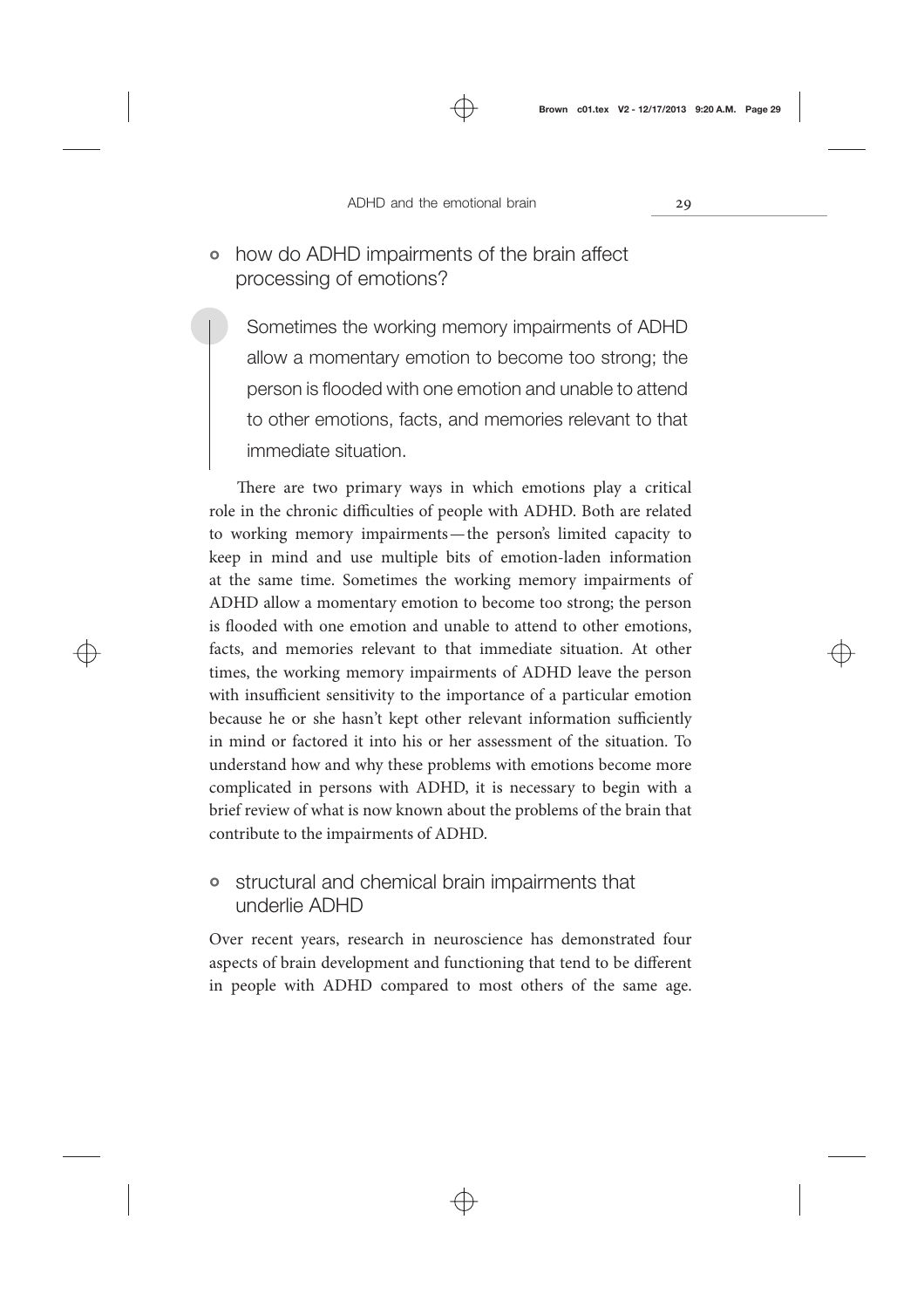## how do ADHD impairments of the brain affect processing of emotions?

> Sometimes the working memory impairments of ADHD allow a momentary emotion to become too strong; the person is flooded with one emotion and unable to attend to other emotions, facts, and memories relevant to that immediate situation.

There are two primary ways in which emotions play a critical role in the chronic difficulties of people with ADHD. Both are related to working memory impairments—the person's limited capacity to keep in mind and use multiple bits of emotion-laden information at the same time. Sometimes the working memory impairments of ADHD allow a momentary emotion to become too strong; the person is flooded with one emotion and unable to attend to other emotions, facts, and memories relevant to that immediate situation. At other times, the working memory impairments of ADHD leave the person with insufficient sensitivity to the importance of a particular emotion because he or she hasn't kept other relevant information sufficiently in mind or factored it into his or her assessment of the situation. To understand how and why these problems with emotions become more complicated in persons with ADHD, it is necessary to begin with a brief review of what is now known about the problems of the brain that contribute to the impairments of ADHD.

## structural and chemical brain impairments that underlie ADHD

Over recent years, research in neuroscience has demonstrated four aspects of brain development and functioning that tend to be different in people with ADHD compared to most others of the same age.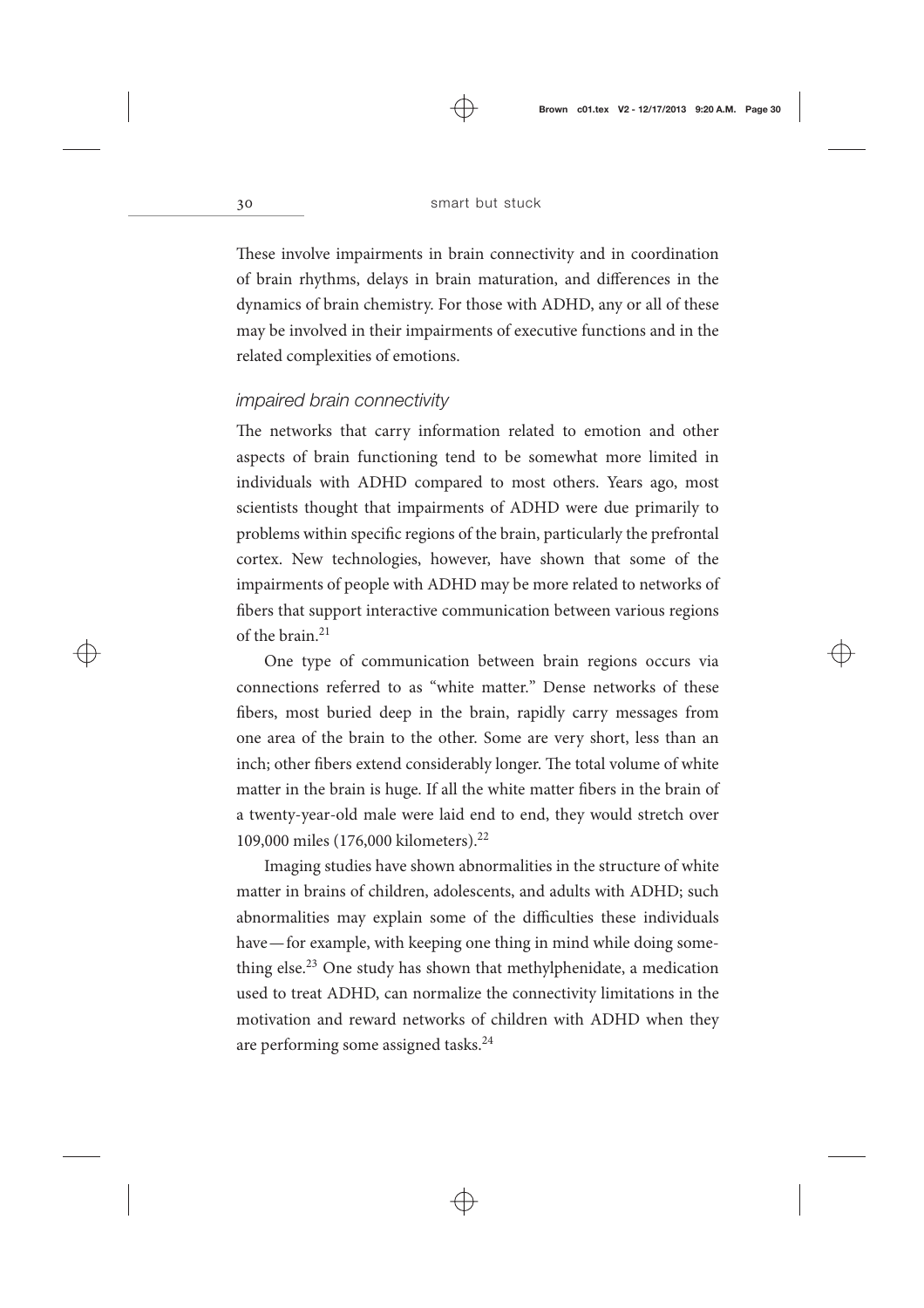These involve impairments in brain connectivity and in coordination of brain rhythms, delays in brain maturation, and differences in the dynamics of brain chemistry. For those with ADHD, any or all of these may be involved in their impairments of executive functions and in the related complexities of emotions.

### *impaired brain connectivity*

The networks that carry information related to emotion and other aspects of brain functioning tend to be somewhat more limited in individuals with ADHD compared to most others. Years ago, most scientists thought that impairments of ADHD were due primarily to problems within specific regions of the brain, particularly the prefrontal cortex. New technologies, however, have shown that some of the impairments of people with ADHD may be more related to networks of fibers that support interactive communication between various regions of the brain.[21]

One type of communication between brain regions occurs via connections referred to as "white matter." Dense networks of these fibers, most buried deep in the brain, rapidly carry messages from one area of the brain to the other. Some are very short, less than an inch; other fibers extend considerably longer. The total volume of white matter in the brain is huge. If all the white matter fibers in the brain of a twenty-year-old male were laid end to end, they would stretch over 109,000 miles (176,000 kilometers).[22]

Imaging studies have shown abnormalities in the structure of white matter in brains of children, adolescents, and adults with ADHD; such abnormalities may explain some of the difficulties these individuals have—for example, with keeping one thing in mind while doing something else.[23] One study has shown that methylphenidate, a medication used to treat ADHD, can normalize the connectivity limitations in the motivation and reward networks of children with ADHD when they are performing some assigned tasks.[24]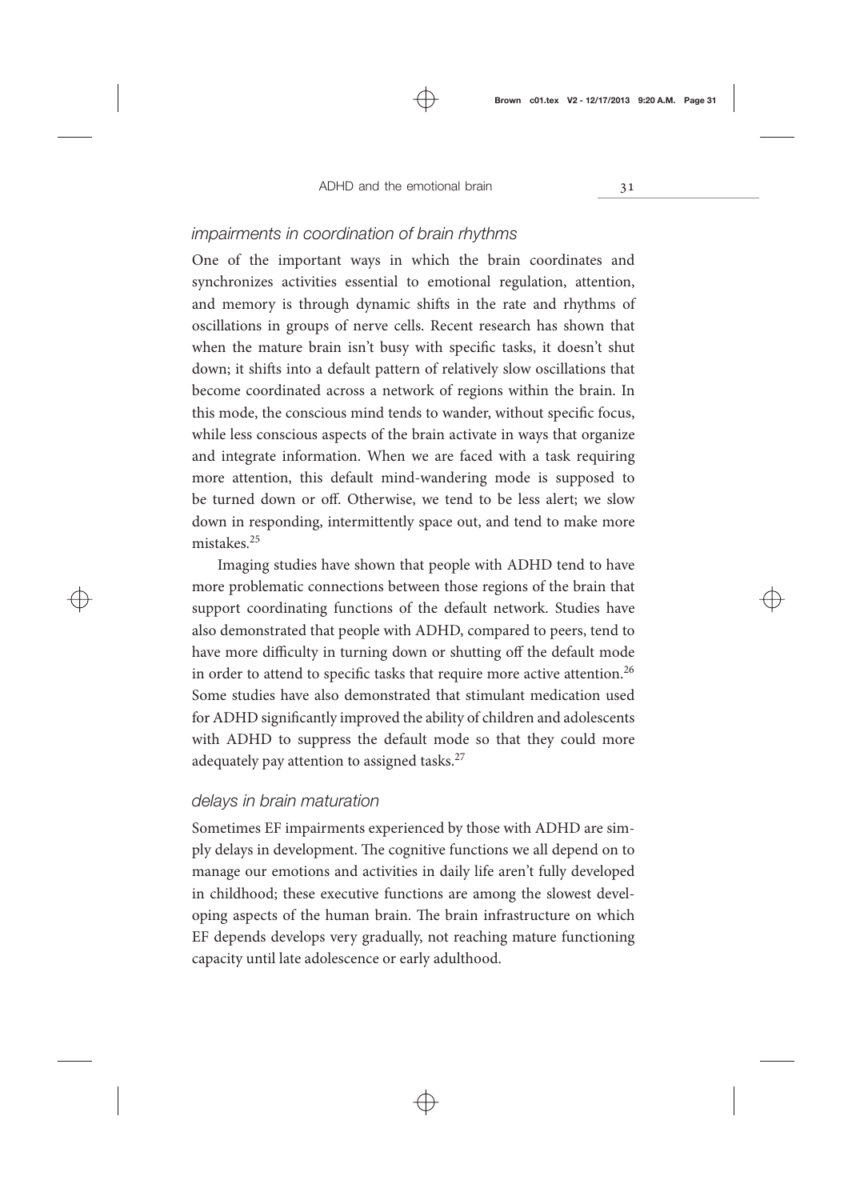### *impairments in coordination of brain rhythms*

One of the important ways in which the brain coordinates and synchronizes activities essential to emotional regulation, attention, and memory is through dynamic shifts in the rate and rhythms of oscillations in groups of nerve cells. Recent research has shown that when the mature brain isn't busy with specific tasks, it doesn't shut down; it shifts into a default pattern of relatively slow oscillations that become coordinated across a network of regions within the brain. In this mode, the conscious mind tends to wander, without specific focus, while less conscious aspects of the brain activate in ways that organize and integrate information. When we are faced with a task requiring more attention, this default mind-wandering mode is supposed to be turned down or off. Otherwise, we tend to be less alert; we slow down in responding, intermittently space out, and tend to make more mistakes.[25]

Imaging studies have shown that people with ADHD tend to have more problematic connections between those regions of the brain that support coordinating functions of the default network. Studies have also demonstrated that people with ADHD, compared to peers, tend to have more difficulty in turning down or shutting off the default mode in order to attend to specific tasks that require more active attention.[26] Some studies have also demonstrated that stimulant medication used for ADHD significantly improved the ability of children and adolescents with ADHD to suppress the default mode so that they could more adequately pay attention to assigned tasks.[27]

### *delays in brain maturation*

Sometimes EF impairments experienced by those with ADHD are simply delays in development. The cognitive functions we all depend on to manage our emotions and activities in daily life aren't fully developed in childhood; these executive functions are among the slowest developing aspects of the human brain. The brain infrastructure on which EF depends develops very gradually, not reaching mature functioning capacity until late adolescence or early adulthood.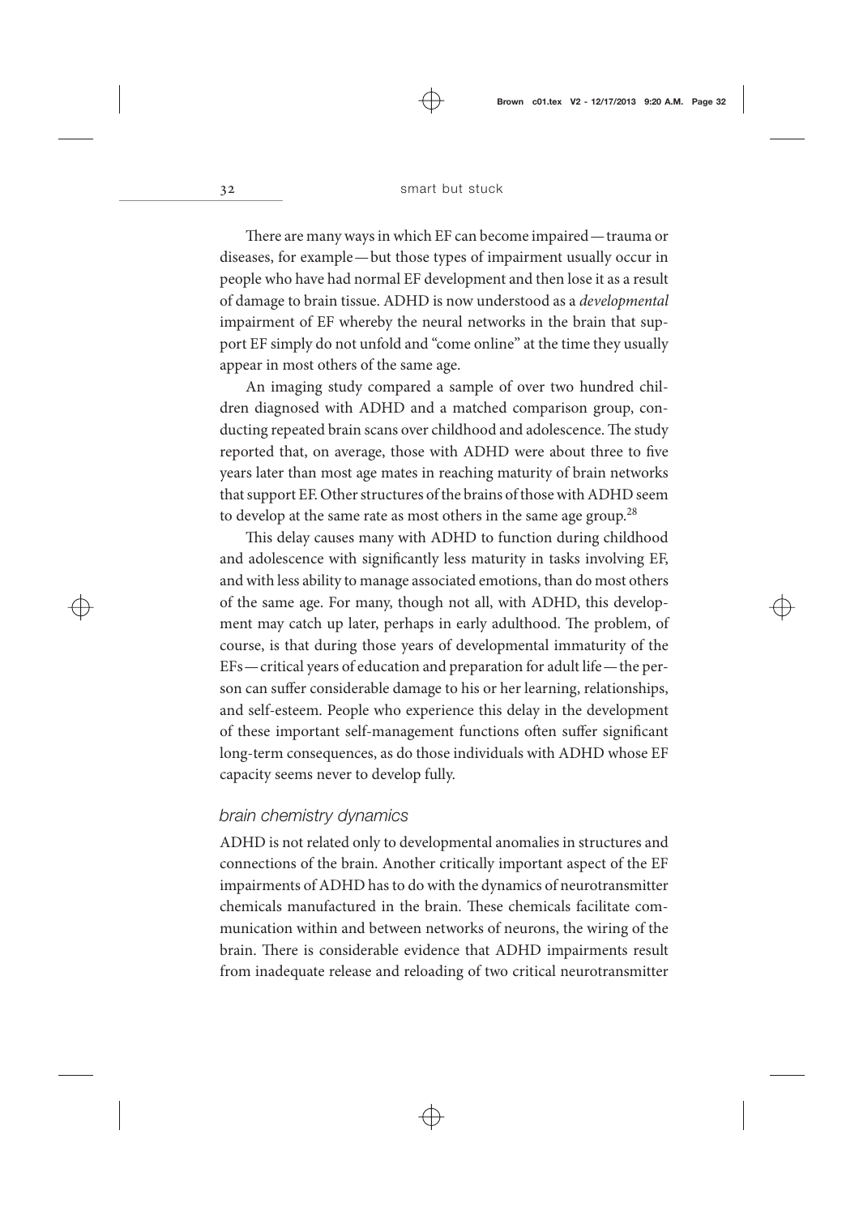There are many ways in which EF can become impaired — trauma or diseases, for example — but those types of impairment usually occur in people who have had normal EF development and then lose it as a result of damage to brain tissue. ADHD is now understood as a *developmental* impairment of EF whereby the neural networks in the brain that support EF simply do not unfold and "come online" at the time they usually appear in most others of the same age.

An imaging study compared a sample of over two hundred children diagnosed with ADHD and a matched comparison group, conducting repeated brain scans over childhood and adolescence. The study reported that, on average, those with ADHD were about three to five years later than most age mates in reaching maturity of brain networks that support EF. Other structures of the brains of those with ADHD seem to develop at the same rate as most others in the same age group.[28]

This delay causes many with ADHD to function during childhood and adolescence with significantly less maturity in tasks involving EF, and with less ability to manage associated emotions, than do most others of the same age. For many, though not all, with ADHD, this development may catch up later, perhaps in early adulthood. The problem, of course, is that during those years of developmental immaturity of the EFs — critical years of education and preparation for adult life — the person can suffer considerable damage to his or her learning, relationships, and self-esteem. People who experience this delay in the development of these important self-management functions often suffer significant long-term consequences, as do those individuals with ADHD whose EF capacity seems never to develop fully.

### *brain chemistry dynamics*

ADHD is not related only to developmental anomalies in structures and connections of the brain. Another critically important aspect of the EF impairments of ADHD has to do with the dynamics of neurotransmitter chemicals manufactured in the brain. These chemicals facilitate communication within and between networks of neurons, the wiring of the brain. There is considerable evidence that ADHD impairments result from inadequate release and reloading of two critical neurotransmitter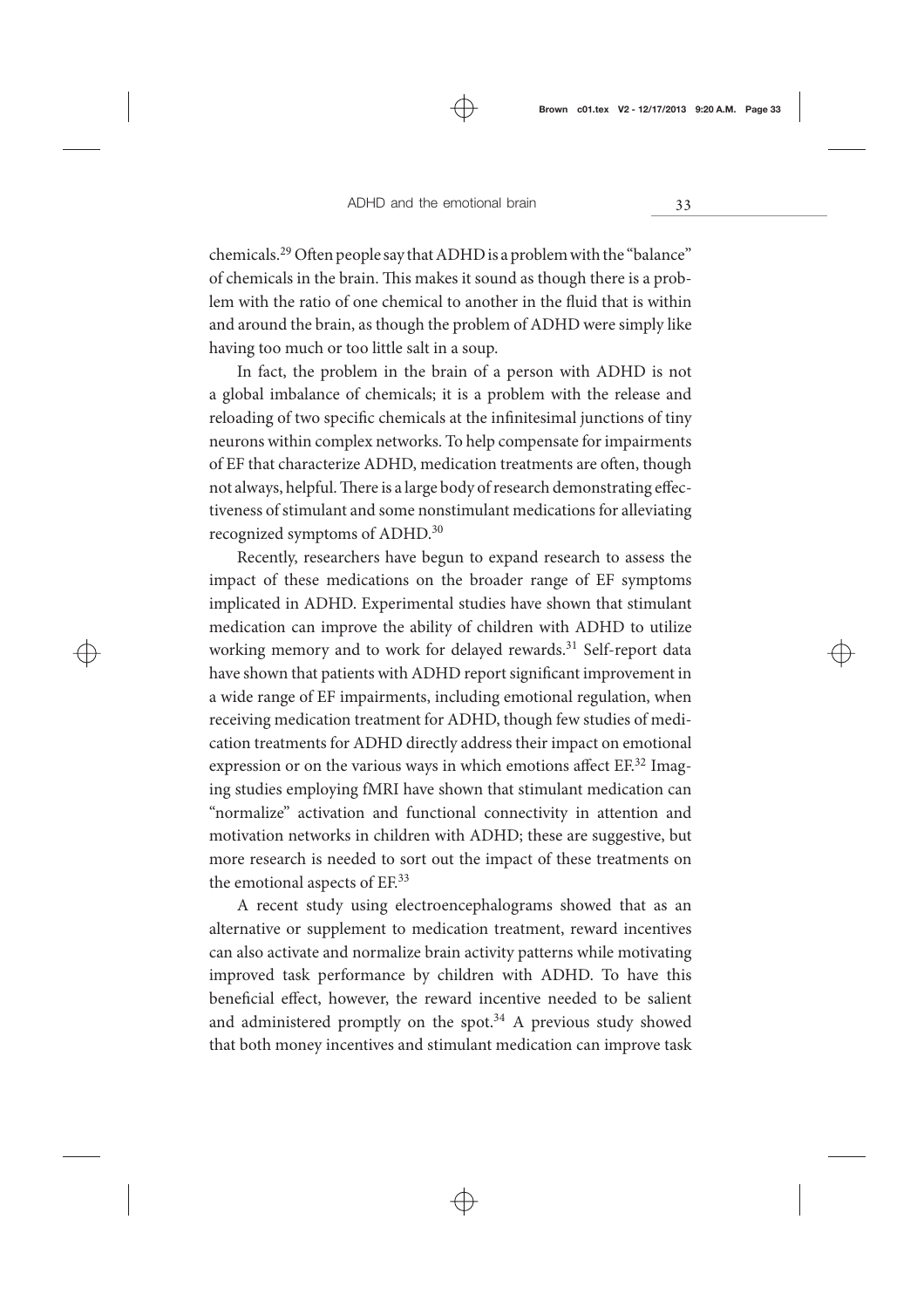chemicals.[29] Often people say that ADHD is a problem with the "balance" of chemicals in the brain. This makes it sound as though there is a problem with the ratio of one chemical to another in the fluid that is within and around the brain, as though the problem of ADHD were simply like having too much or too little salt in a soup.

In fact, the problem in the brain of a person with ADHD is not a global imbalance of chemicals; it is a problem with the release and reloading of two specific chemicals at the infinitesimal junctions of tiny neurons within complex networks. To help compensate for impairments of EF that characterize ADHD, medication treatments are often, though not always, helpful. There is a large body of research demonstrating effectiveness of stimulant and some nonstimulant medications for alleviating recognized symptoms of ADHD.[30]

Recently, researchers have begun to expand research to assess the impact of these medications on the broader range of EF symptoms implicated in ADHD. Experimental studies have shown that stimulant medication can improve the ability of children with ADHD to utilize working memory and to work for delayed rewards.[31] Self-report data have shown that patients with ADHD report significant improvement in a wide range of EF impairments, including emotional regulation, when receiving medication treatment for ADHD, though few studies of medication treatments for ADHD directly address their impact on emotional expression or on the various ways in which emotions affect EF.[32] Imaging studies employing fMRI have shown that stimulant medication can "normalize" activation and functional connectivity in attention and motivation networks in children with ADHD; these are suggestive, but more research is needed to sort out the impact of these treatments on the emotional aspects of EF.[33]

A recent study using electroencephalograms showed that as an alternative or supplement to medication treatment, reward incentives can also activate and normalize brain activity patterns while motivating improved task performance by children with ADHD. To have this beneficial effect, however, the reward incentive needed to be salient and administered promptly on the spot.[34] A previous study showed that both money incentives and stimulant medication can improve task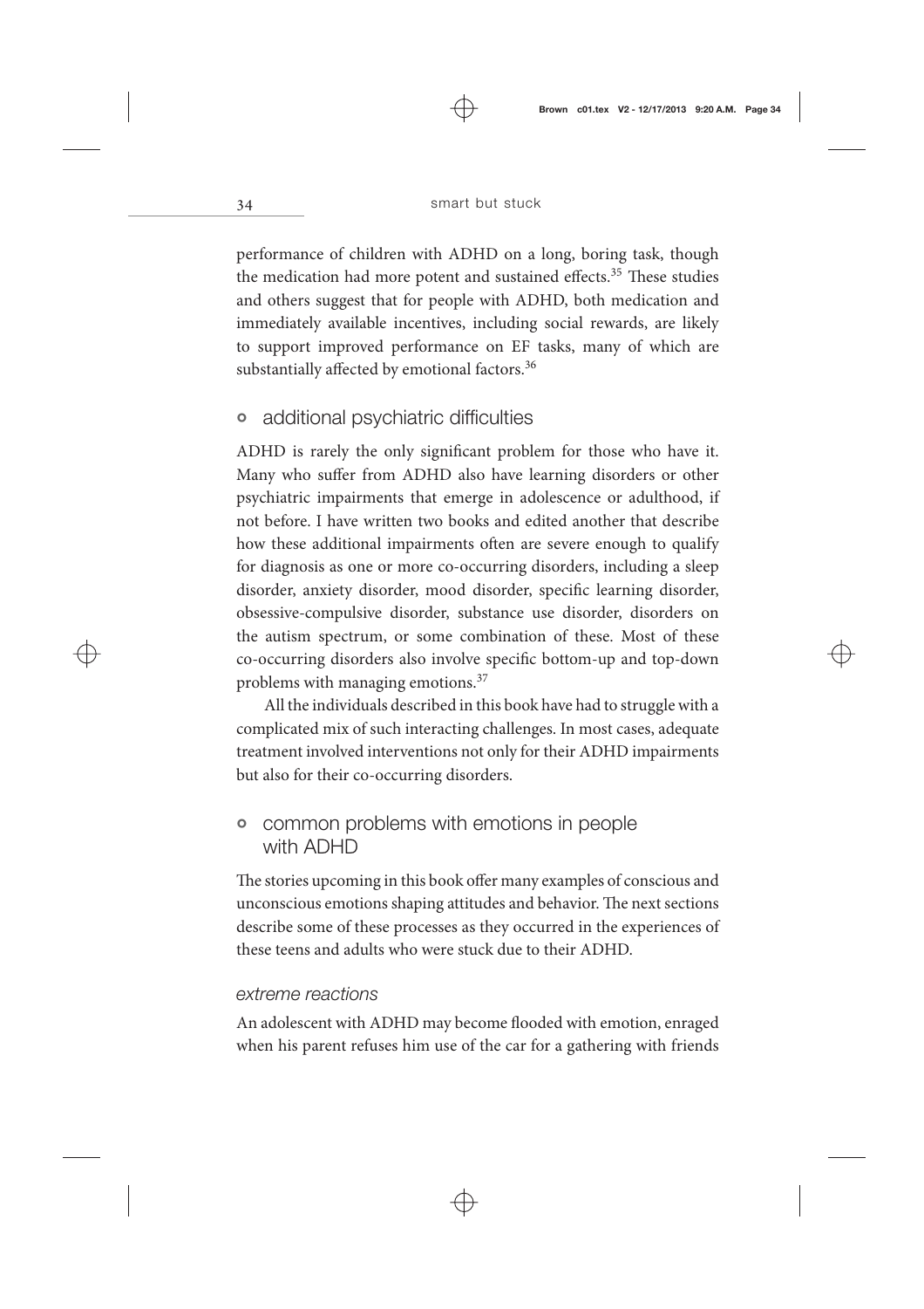performance of children with ADHD on a long, boring task, though the medication had more potent and sustained effects.[35] These studies and others suggest that for people with ADHD, both medication and immediately available incentives, including social rewards, are likely to support improved performance on EF tasks, many of which are substantially affected by emotional factors.[36]

## additional psychiatric difficulties

ADHD is rarely the only significant problem for those who have it. Many who suffer from ADHD also have learning disorders or other psychiatric impairments that emerge in adolescence or adulthood, if not before. I have written two books and edited another that describe how these additional impairments often are severe enough to qualify for diagnosis as one or more co-occurring disorders, including a sleep disorder, anxiety disorder, mood disorder, specific learning disorder, obsessive-compulsive disorder, substance use disorder, disorders on the autism spectrum, or some combination of these. Most of these co-occurring disorders also involve specific bottom-up and top-down problems with managing emotions.[37]

All the individuals described in this book have had to struggle with a complicated mix of such interacting challenges. In most cases, adequate treatment involved interventions not only for their ADHD impairments but also for their co-occurring disorders.

## common problems with emotions in people with ADHD

The stories upcoming in this book offer many examples of conscious and unconscious emotions shaping attitudes and behavior. The next sections describe some of these processes as they occurred in the experiences of these teens and adults who were stuck due to their ADHD.

### *extreme reactions*

An adolescent with ADHD may become flooded with emotion, enraged when his parent refuses him use of the car for a gathering with friends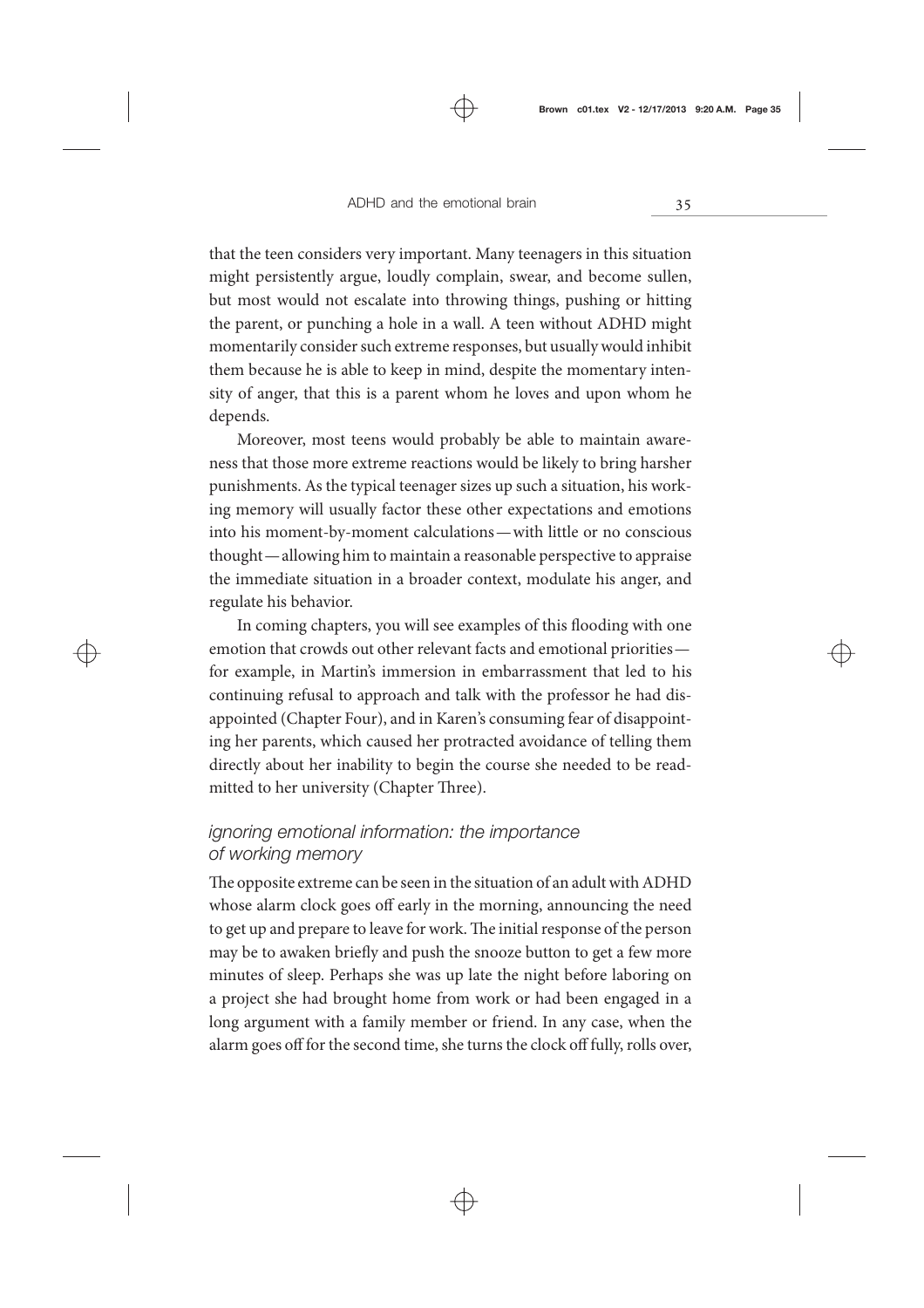that the teen considers very important. Many teenagers in this situation might persistently argue, loudly complain, swear, and become sullen, but most would not escalate into throwing things, pushing or hitting the parent, or punching a hole in a wall. A teen without ADHD might momentarily consider such extreme responses, but usually would inhibit them because he is able to keep in mind, despite the momentary intensity of anger, that this is a parent whom he loves and upon whom he depends.

Moreover, most teens would probably be able to maintain awareness that those more extreme reactions would be likely to bring harsher punishments. As the typical teenager sizes up such a situation, his working memory will usually factor these other expectations and emotions into his moment-by-moment calculations — with little or no conscious thought — allowing him to maintain a reasonable perspective to appraise the immediate situation in a broader context, modulate his anger, and regulate his behavior.

In coming chapters, you will see examples of this flooding with one emotion that crowds out other relevant facts and emotional priorities — for example, in Martin's immersion in embarrassment that led to his continuing refusal to approach and talk with the professor he had disappointed (Chapter Four), and in Karen's consuming fear of disappointing her parents, which caused her protracted avoidance of telling them directly about her inability to begin the course she needed to be readmitted to her university (Chapter Three).

### *ignoring emotional information: the importance of working memory*

The opposite extreme can be seen in the situation of an adult with ADHD whose alarm clock goes off early in the morning, announcing the need to get up and prepare to leave for work. The initial response of the person may be to awaken briefly and push the snooze button to get a few more minutes of sleep. Perhaps she was up late the night before laboring on a project she had brought home from work or had been engaged in a long argument with a family member or friend. In any case, when the alarm goes off for the second time, she turns the clock off fully, rolls over,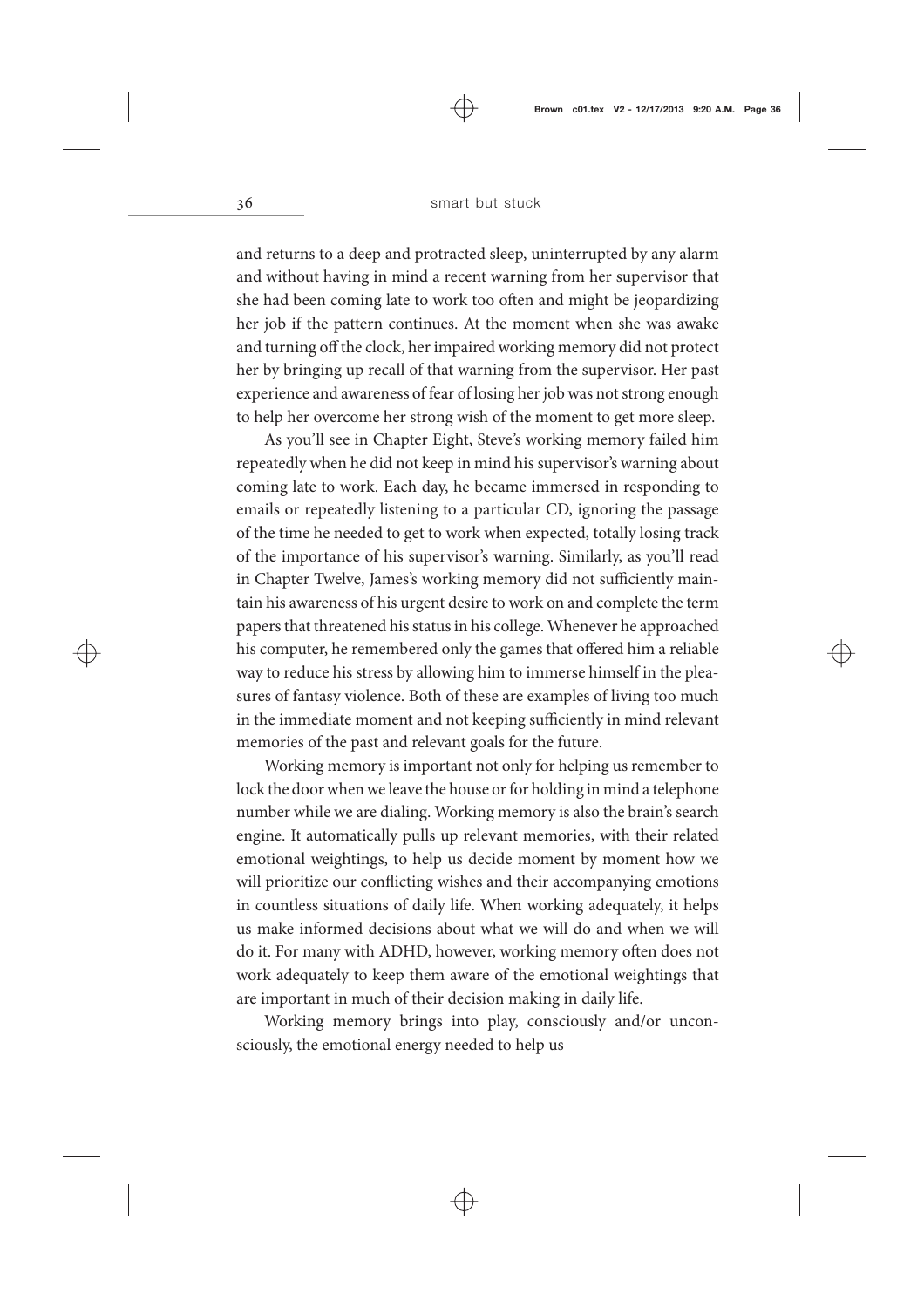and returns to a deep and protracted sleep, uninterrupted by any alarm and without having in mind a recent warning from her supervisor that she had been coming late to work too often and might be jeopardizing her job if the pattern continues. At the moment when she was awake and turning off the clock, her impaired working memory did not protect her by bringing up recall of that warning from the supervisor. Her past experience and awareness of fear of losing her job was not strong enough to help her overcome her strong wish of the moment to get more sleep.

As you'll see in Chapter Eight, Steve's working memory failed him repeatedly when he did not keep in mind his supervisor's warning about coming late to work. Each day, he became immersed in responding to emails or repeatedly listening to a particular CD, ignoring the passage of the time he needed to get to work when expected, totally losing track of the importance of his supervisor's warning. Similarly, as you'll read in Chapter Twelve, James's working memory did not sufficiently maintain his awareness of his urgent desire to work on and complete the term papers that threatened his status in his college. Whenever he approached his computer, he remembered only the games that offered him a reliable way to reduce his stress by allowing him to immerse himself in the pleasures of fantasy violence. Both of these are examples of living too much in the immediate moment and not keeping sufficiently in mind relevant memories of the past and relevant goals for the future.

Working memory is important not only for helping us remember to lock the door when we leave the house or for holding in mind a telephone number while we are dialing. Working memory is also the brain's search engine. It automatically pulls up relevant memories, with their related emotional weightings, to help us decide moment by moment how we will prioritize our conflicting wishes and their accompanying emotions in countless situations of daily life. When working adequately, it helps us make informed decisions about what we will do and when we will do it. For many with ADHD, however, working memory often does not work adequately to keep them aware of the emotional weightings that are important in much of their decision making in daily life.

Working memory brings into play, consciously and/or unconsciously, the emotional energy needed to help us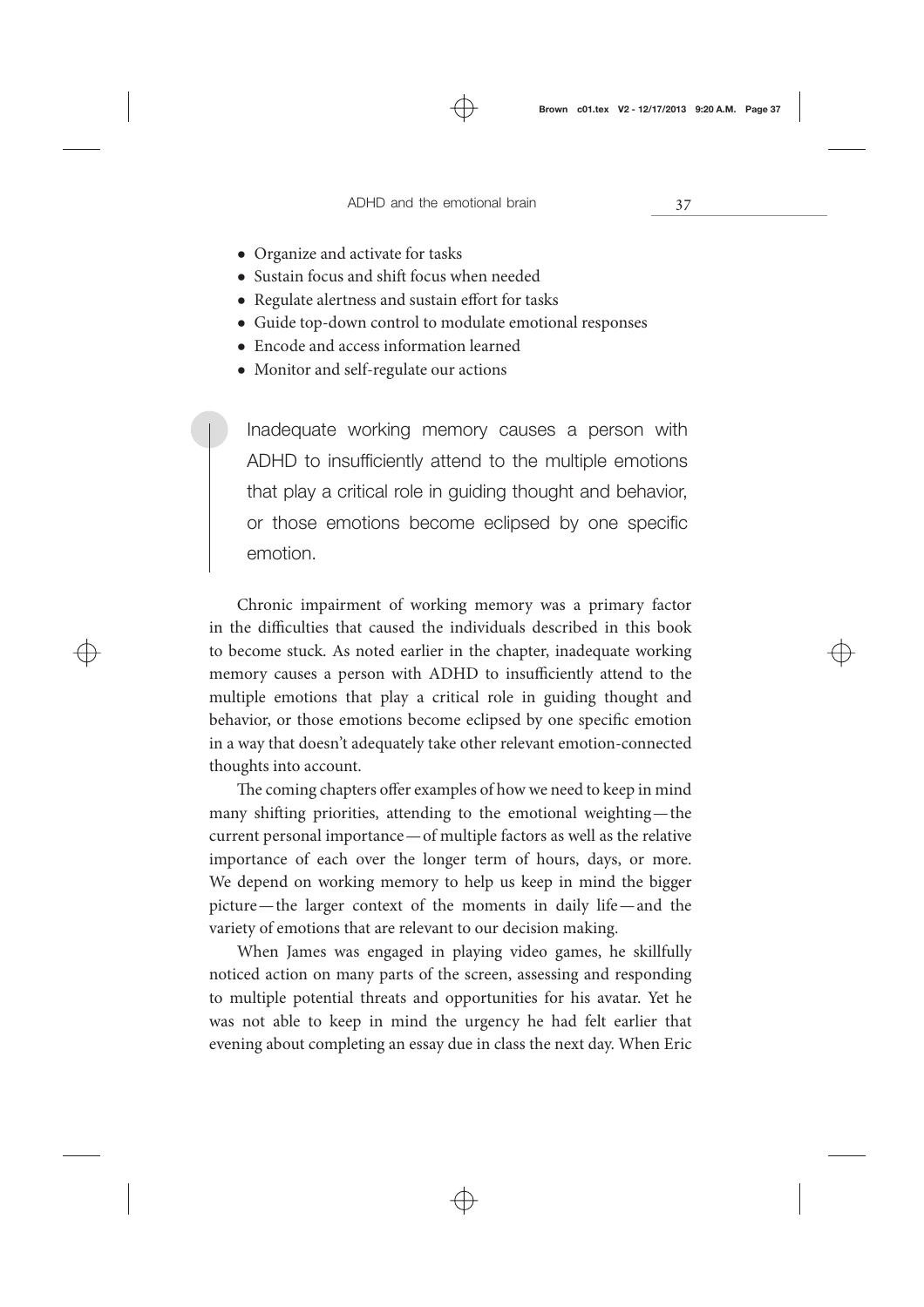- Organize and activate for tasks
- Sustain focus and shift focus when needed
- Regulate alertness and sustain effort for tasks
- Guide top-down control to modulate emotional responses
- Encode and access information learned
- Monitor and self-regulate our actions

> Inadequate working memory causes a person with ADHD to insufficiently attend to the multiple emotions that play a critical role in guiding thought and behavior, or those emotions become eclipsed by one specific emotion.

Chronic impairment of working memory was a primary factor in the difficulties that caused the individuals described in this book to become stuck. As noted earlier in the chapter, inadequate working memory causes a person with ADHD to insufficiently attend to the multiple emotions that play a critical role in guiding thought and behavior, or those emotions become eclipsed by one specific emotion in a way that doesn't adequately take other relevant emotion-connected thoughts into account.

The coming chapters offer examples of how we need to keep in mind many shifting priorities, attending to the emotional weighting—the current personal importance—of multiple factors as well as the relative importance of each over the longer term of hours, days, or more. We depend on working memory to help us keep in mind the bigger picture—the larger context of the moments in daily life—and the variety of emotions that are relevant to our decision making.

When James was engaged in playing video games, he skillfully noticed action on many parts of the screen, assessing and responding to multiple potential threats and opportunities for his avatar. Yet he was not able to keep in mind the urgency he had felt earlier that evening about completing an essay due in class the next day. When Eric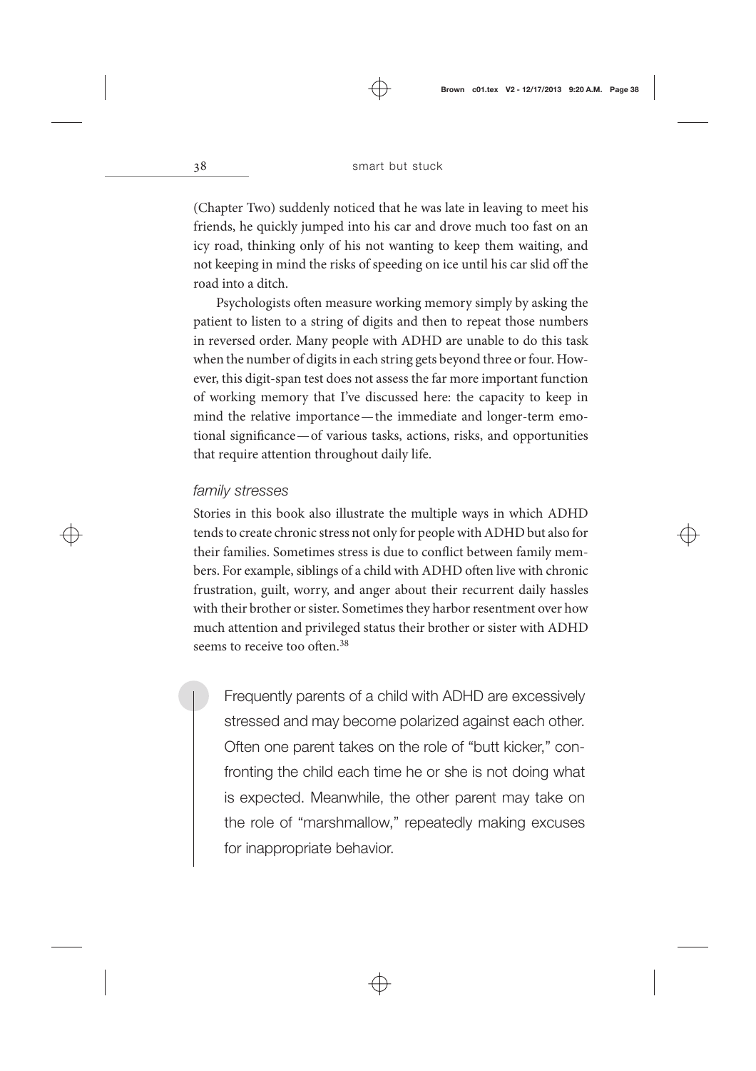(Chapter Two) suddenly noticed that he was late in leaving to meet his friends, he quickly jumped into his car and drove much too fast on an icy road, thinking only of his not wanting to keep them waiting, and not keeping in mind the risks of speeding on ice until his car slid off the road into a ditch.

Psychologists often measure working memory simply by asking the patient to listen to a string of digits and then to repeat those numbers in reversed order. Many people with ADHD are unable to do this task when the number of digits in each string gets beyond three or four. However, this digit-span test does not assess the far more important function of working memory that I've discussed here: the capacity to keep in mind the relative importance—the immediate and longer-term emotional significance—of various tasks, actions, risks, and opportunities that require attention throughout daily life.

### *family stresses*

Stories in this book also illustrate the multiple ways in which ADHD tends to create chronic stress not only for people with ADHD but also for their families. Sometimes stress is due to conflict between family members. For example, siblings of a child with ADHD often live with chronic frustration, guilt, worry, and anger about their recurrent daily hassles with their brother or sister. Sometimes they harbor resentment over how much attention and privileged status their brother or sister with ADHD seems to receive too often.[38]

> Frequently parents of a child with ADHD are excessively stressed and may become polarized against each other. Often one parent takes on the role of "butt kicker," confronting the child each time he or she is not doing what is expected. Meanwhile, the other parent may take on the role of "marshmallow," repeatedly making excuses for inappropriate behavior.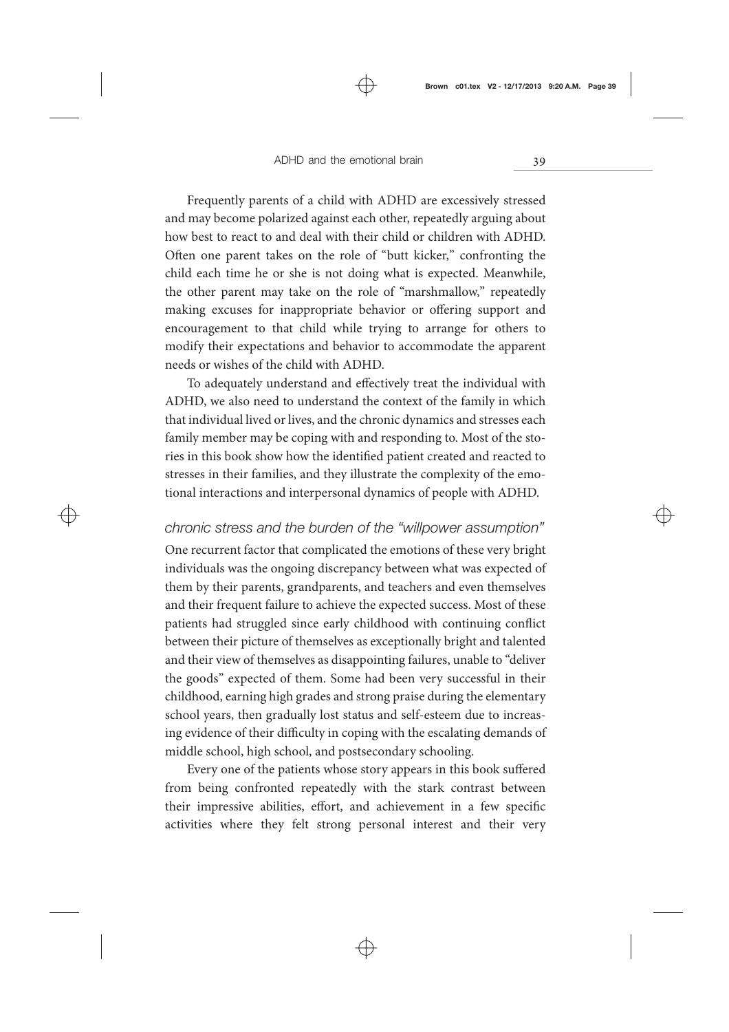Frequently parents of a child with ADHD are excessively stressed and may become polarized against each other, repeatedly arguing about how best to react to and deal with their child or children with ADHD. Often one parent takes on the role of "butt kicker," confronting the child each time he or she is not doing what is expected. Meanwhile, the other parent may take on the role of "marshmallow," repeatedly making excuses for inappropriate behavior or offering support and encouragement to that child while trying to arrange for others to modify their expectations and behavior to accommodate the apparent needs or wishes of the child with ADHD.

To adequately understand and effectively treat the individual with ADHD, we also need to understand the context of the family in which that individual lived or lives, and the chronic dynamics and stresses each family member may be coping with and responding to. Most of the stories in this book show how the identified patient created and reacted to stresses in their families, and they illustrate the complexity of the emotional interactions and interpersonal dynamics of people with ADHD.

### *chronic stress and the burden of the "willpower assumption"*

One recurrent factor that complicated the emotions of these very bright individuals was the ongoing discrepancy between what was expected of them by their parents, grandparents, and teachers and even themselves and their frequent failure to achieve the expected success. Most of these patients had struggled since early childhood with continuing conflict between their picture of themselves as exceptionally bright and talented and their view of themselves as disappointing failures, unable to "deliver the goods" expected of them. Some had been very successful in their childhood, earning high grades and strong praise during the elementary school years, then gradually lost status and self-esteem due to increasing evidence of their difficulty in coping with the escalating demands of middle school, high school, and postsecondary schooling.

Every one of the patients whose story appears in this book suffered from being confronted repeatedly with the stark contrast between their impressive abilities, effort, and achievement in a few specific activities where they felt strong personal interest and their very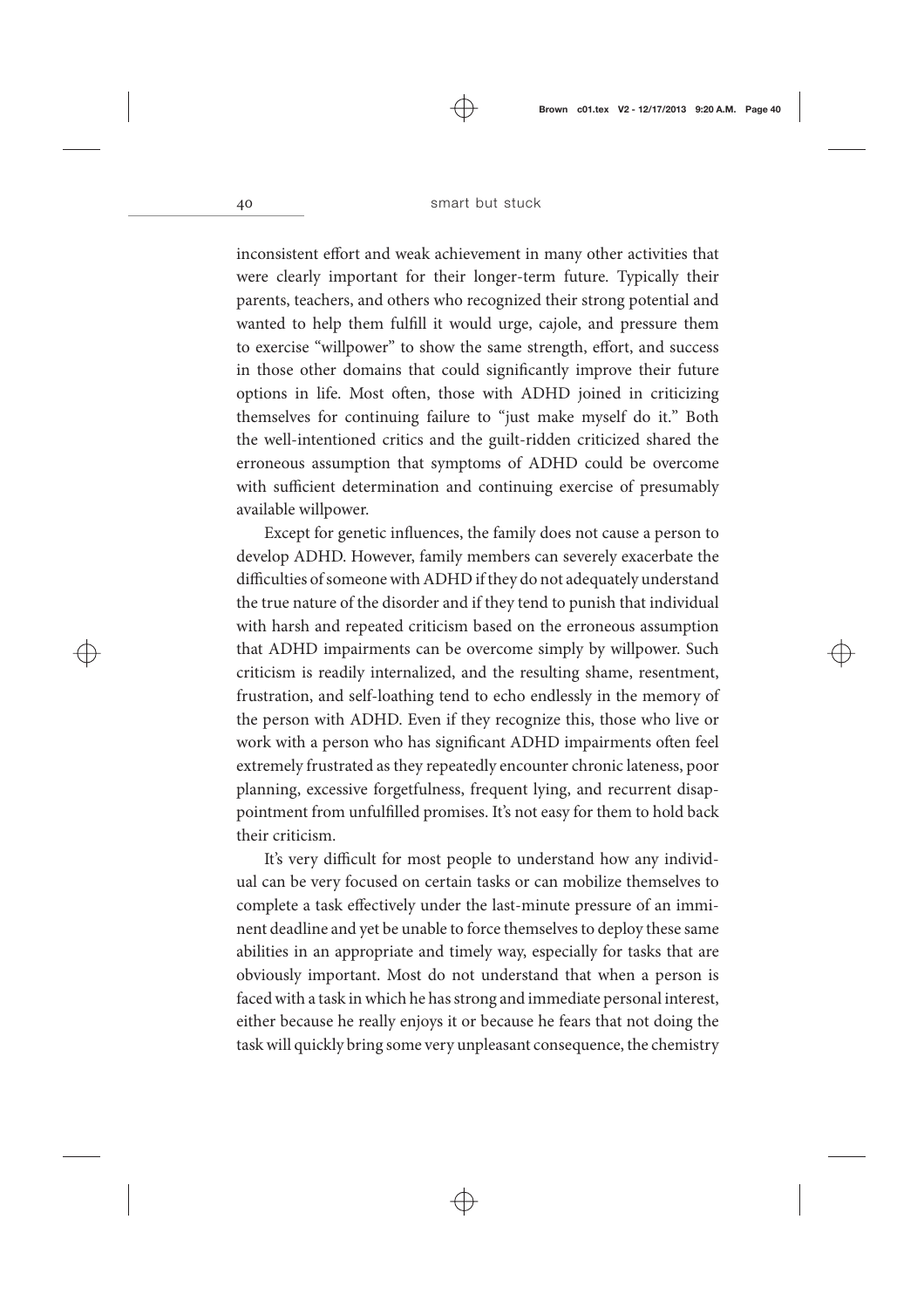inconsistent effort and weak achievement in many other activities that were clearly important for their longer-term future. Typically their parents, teachers, and others who recognized their strong potential and wanted to help them fulfill it would urge, cajole, and pressure them to exercise "willpower" to show the same strength, effort, and success in those other domains that could significantly improve their future options in life. Most often, those with ADHD joined in criticizing themselves for continuing failure to "just make myself do it." Both the well-intentioned critics and the guilt-ridden criticized shared the erroneous assumption that symptoms of ADHD could be overcome with sufficient determination and continuing exercise of presumably available willpower.

Except for genetic influences, the family does not cause a person to develop ADHD. However, family members can severely exacerbate the difficulties of someone with ADHD if they do not adequately understand the true nature of the disorder and if they tend to punish that individual with harsh and repeated criticism based on the erroneous assumption that ADHD impairments can be overcome simply by willpower. Such criticism is readily internalized, and the resulting shame, resentment, frustration, and self-loathing tend to echo endlessly in the memory of the person with ADHD. Even if they recognize this, those who live or work with a person who has significant ADHD impairments often feel extremely frustrated as they repeatedly encounter chronic lateness, poor planning, excessive forgetfulness, frequent lying, and recurrent disappointment from unfulfilled promises. It's not easy for them to hold back their criticism.

It's very difficult for most people to understand how any individual can be very focused on certain tasks or can mobilize themselves to complete a task effectively under the last-minute pressure of an imminent deadline and yet be unable to force themselves to deploy these same abilities in an appropriate and timely way, especially for tasks that are obviously important. Most do not understand that when a person is faced with a task in which he has strong and immediate personal interest, either because he really enjoys it or because he fears that not doing the task will quickly bring some very unpleasant consequence, the chemistry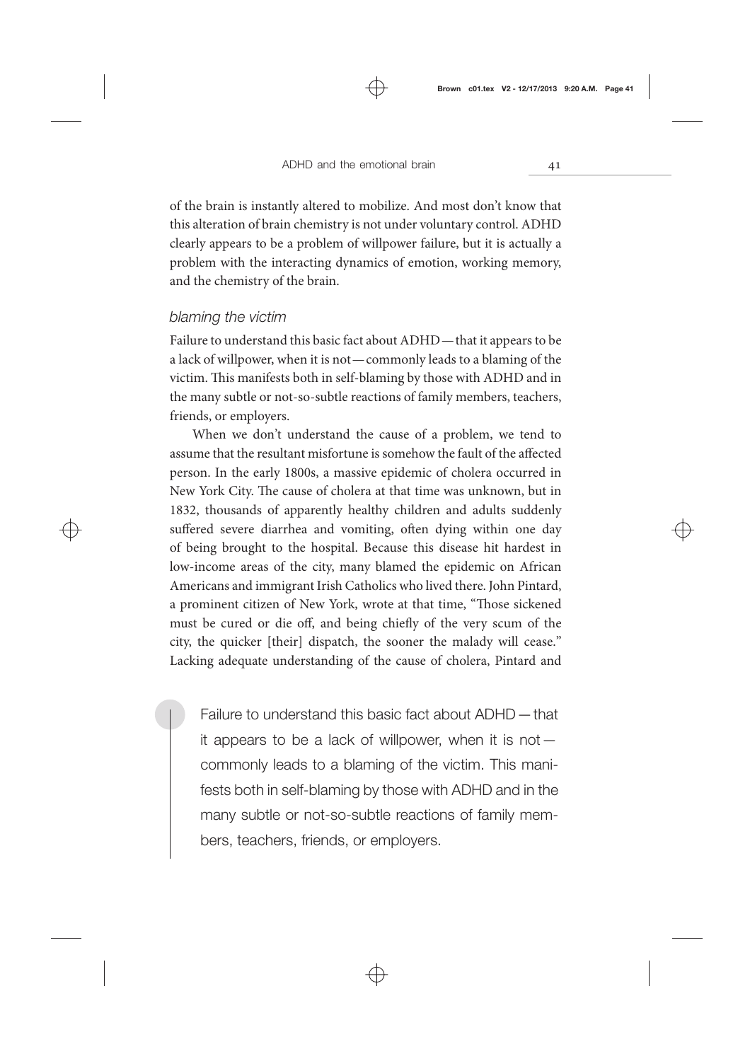of the brain is instantly altered to mobilize. And most don't know that this alteration of brain chemistry is not under voluntary control. ADHD clearly appears to be a problem of willpower failure, but it is actually a problem with the interacting dynamics of emotion, working memory, and the chemistry of the brain.

### *blaming the victim*

Failure to understand this basic fact about ADHD — that it appears to be a lack of willpower, when it is not — commonly leads to a blaming of the victim. This manifests both in self-blaming by those with ADHD and in the many subtle or not-so-subtle reactions of family members, teachers, friends, or employers.

When we don't understand the cause of a problem, we tend to assume that the resultant misfortune is somehow the fault of the affected person. In the early 1800s, a massive epidemic of cholera occurred in New York City. The cause of cholera at that time was unknown, but in 1832, thousands of apparently healthy children and adults suddenly suffered severe diarrhea and vomiting, often dying within one day of being brought to the hospital. Because this disease hit hardest in low-income areas of the city, many blamed the epidemic on African Americans and immigrant Irish Catholics who lived there. John Pintard, a prominent citizen of New York, wrote at that time, "Those sickened must be cured or die off, and being chiefly of the very scum of the city, the quicker [their] dispatch, the sooner the malady will cease." Lacking adequate understanding of the cause of cholera, Pintard and

> Failure to understand this basic fact about ADHD — that it appears to be a lack of willpower, when it is not — commonly leads to a blaming of the victim. This manifests both in self-blaming by those with ADHD and in the many subtle or not-so-subtle reactions of family members, teachers, friends, or employers.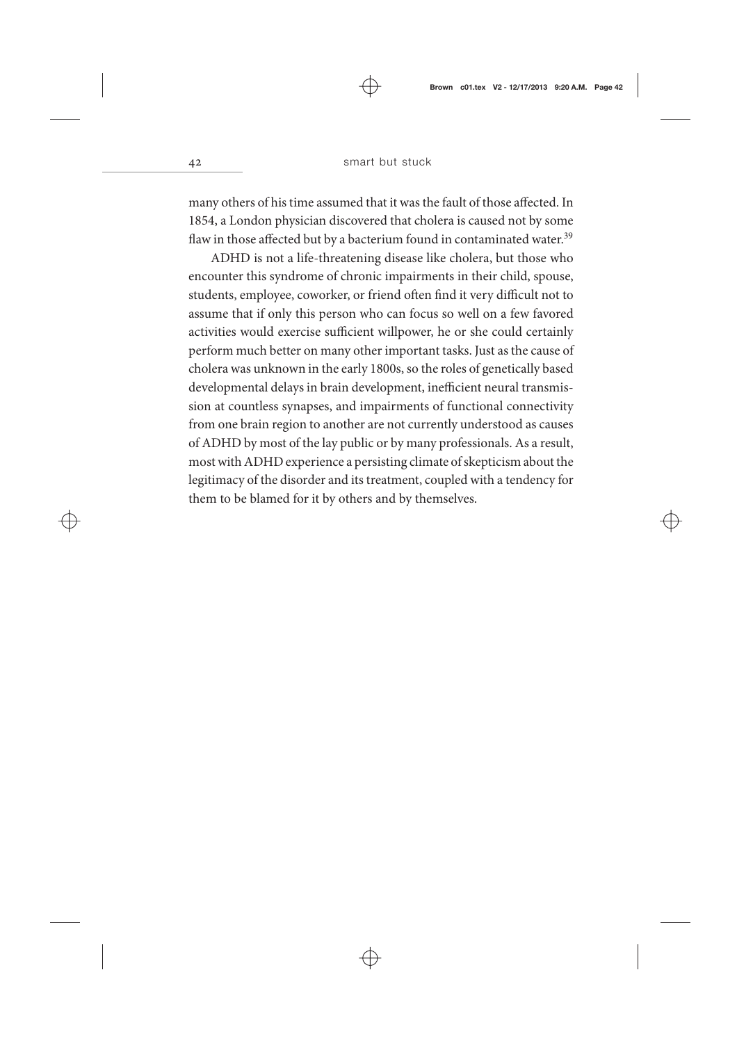many others of his time assumed that it was the fault of those affected. In 1854, a London physician discovered that cholera is caused not by some flaw in those affected but by a bacterium found in contaminated water.[39]

ADHD is not a life-threatening disease like cholera, but those who encounter this syndrome of chronic impairments in their child, spouse, students, employee, coworker, or friend often find it very difficult not to assume that if only this person who can focus so well on a few favored activities would exercise sufficient willpower, he or she could certainly perform much better on many other important tasks. Just as the cause of cholera was unknown in the early 1800s, so the roles of genetically based developmental delays in brain development, inefficient neural transmission at countless synapses, and impairments of functional connectivity from one brain region to another are not currently understood as causes of ADHD by most of the lay public or by many professionals. As a result, most with ADHD experience a persisting climate of skepticism about the legitimacy of the disorder and its treatment, coupled with a tendency for them to be blamed for it by others and by themselves.